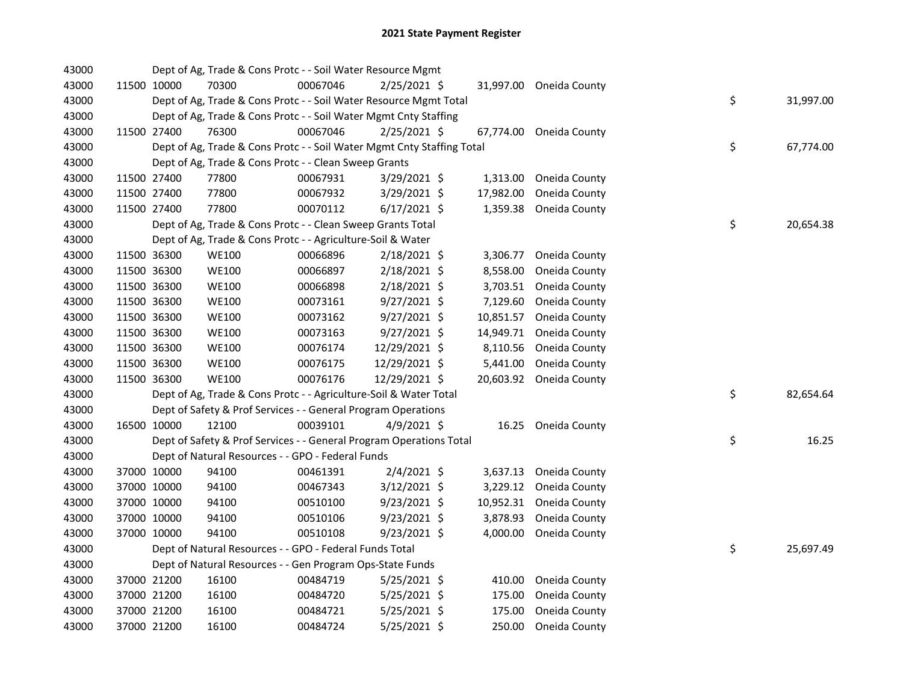# 2021 State Payment Register

| | | | | | | | | |
|---|---|---|---|---|---|---|---|---|
| 43000 | | | Dept of Ag, Trade & Cons Protc - - Soil Water Resource Mgmt | | | | | |
| 43000 | 11500 | 10000 | 70300 | 00067046 | 2/25/2021 $ | 31,997.00 | Oneida County | |
| 43000 | | | Dept of Ag, Trade & Cons Protc - - Soil Water Resource Mgmt Total | | | | | $ 31,997.00 |
| 43000 | | | Dept of Ag, Trade & Cons Protc - - Soil Water Mgmt Cnty Staffing | | | | | |
| 43000 | 11500 | 27400 | 76300 | 00067046 | 2/25/2021 $ | 67,774.00 | Oneida County | |
| 43000 | | | Dept of Ag, Trade & Cons Protc - - Soil Water Mgmt Cnty Staffing Total | | | | | $ 67,774.00 |
| 43000 | | | Dept of Ag, Trade & Cons Protc - - Clean Sweep Grants | | | | | |
| 43000 | 11500 | 27400 | 77800 | 00067931 | 3/29/2021 $ | 1,313.00 | Oneida County | |
| 43000 | 11500 | 27400 | 77800 | 00067932 | 3/29/2021 $ | 17,982.00 | Oneida County | |
| 43000 | 11500 | 27400 | 77800 | 00070112 | 6/17/2021 $ | 1,359.38 | Oneida County | |
| 43000 | | | Dept of Ag, Trade & Cons Protc - - Clean Sweep Grants Total | | | | | $ 20,654.38 |
| 43000 | | | Dept of Ag, Trade & Cons Protc - - Agriculture-Soil & Water | | | | | |
| 43000 | 11500 | 36300 | WE100 | 00066896 | 2/18/2021 $ | 3,306.77 | Oneida County | |
| 43000 | 11500 | 36300 | WE100 | 00066897 | 2/18/2021 $ | 8,558.00 | Oneida County | |
| 43000 | 11500 | 36300 | WE100 | 00066898 | 2/18/2021 $ | 3,703.51 | Oneida County | |
| 43000 | 11500 | 36300 | WE100 | 00073161 | 9/27/2021 $ | 7,129.60 | Oneida County | |
| 43000 | 11500 | 36300 | WE100 | 00073162 | 9/27/2021 $ | 10,851.57 | Oneida County | |
| 43000 | 11500 | 36300 | WE100 | 00073163 | 9/27/2021 $ | 14,949.71 | Oneida County | |
| 43000 | 11500 | 36300 | WE100 | 00076174 | 12/29/2021 $ | 8,110.56 | Oneida County | |
| 43000 | 11500 | 36300 | WE100 | 00076175 | 12/29/2021 $ | 5,441.00 | Oneida County | |
| 43000 | 11500 | 36300 | WE100 | 00076176 | 12/29/2021 $ | 20,603.92 | Oneida County | |
| 43000 | | | Dept of Ag, Trade & Cons Protc - - Agriculture-Soil & Water Total | | | | | $ 82,654.64 |
| 43000 | | | Dept of Safety & Prof Services - - General Program Operations | | | | | |
| 43000 | 16500 | 10000 | 12100 | 00039101 | 4/9/2021 $ | 16.25 | Oneida County | |
| 43000 | | | Dept of Safety & Prof Services - - General Program Operations Total | | | | | $ 16.25 |
| 43000 | | | Dept of Natural Resources - - GPO - Federal Funds | | | | | |
| 43000 | 37000 | 10000 | 94100 | 00461391 | 2/4/2021 $ | 3,637.13 | Oneida County | |
| 43000 | 37000 | 10000 | 94100 | 00467343 | 3/12/2021 $ | 3,229.12 | Oneida County | |
| 43000 | 37000 | 10000 | 94100 | 00510100 | 9/23/2021 $ | 10,952.31 | Oneida County | |
| 43000 | 37000 | 10000 | 94100 | 00510106 | 9/23/2021 $ | 3,878.93 | Oneida County | |
| 43000 | 37000 | 10000 | 94100 | 00510108 | 9/23/2021 $ | 4,000.00 | Oneida County | |
| 43000 | | | Dept of Natural Resources - - GPO - Federal Funds Total | | | | | $ 25,697.49 |
| 43000 | | | Dept of Natural Resources - - Gen Program Ops-State Funds | | | | | |
| 43000 | 37000 | 21200 | 16100 | 00484719 | 5/25/2021 $ | 410.00 | Oneida County | |
| 43000 | 37000 | 21200 | 16100 | 00484720 | 5/25/2021 $ | 175.00 | Oneida County | |
| 43000 | 37000 | 21200 | 16100 | 00484721 | 5/25/2021 $ | 175.00 | Oneida County | |
| 43000 | 37000 | 21200 | 16100 | 00484724 | 5/25/2021 $ | 250.00 | Oneida County | |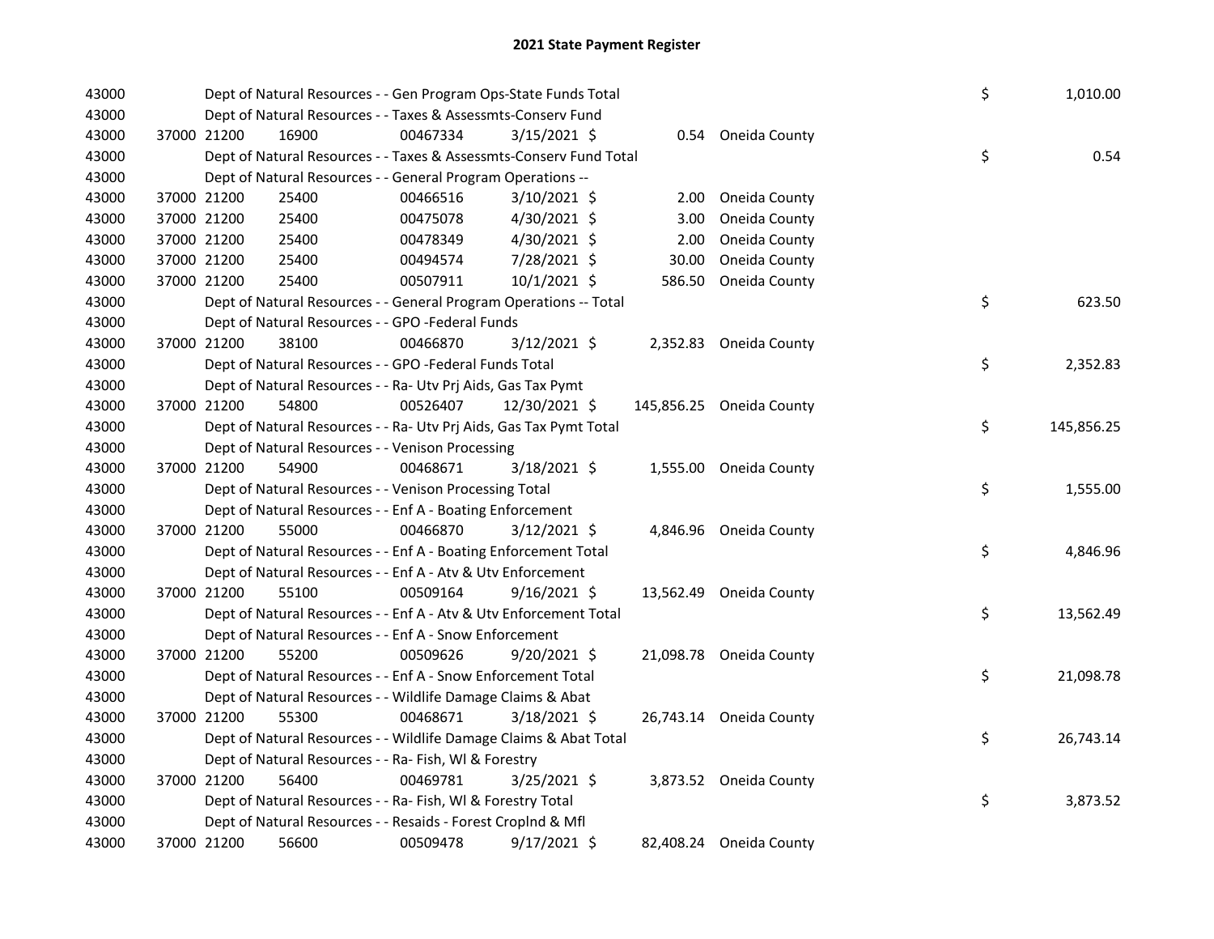# 2021 State Payment Register

| | | | | | | | | | |
|---|---|---|---|---|---|---|---|---|---|
| 43000 | | | Dept of Natural Resources - - Gen Program Ops-State Funds Total | | | | | $ | 1,010.00 |
| 43000 | | | Dept of Natural Resources - - Taxes & Assessmts-Conserv Fund | | | | | | |
| 43000 | 37000 21200 | 16900 | 00467334 | 3/15/2021 $ | 0.54 | Oneida County | | | |
| 43000 | | | Dept of Natural Resources - - Taxes & Assessmts-Conserv Fund Total | | | | | $ | 0.54 |
| 43000 | | | Dept of Natural Resources - - General Program Operations -- | | | | | | |
| 43000 | 37000 21200 | 25400 | 00466516 | 3/10/2021 $ | 2.00 | Oneida County | | | |
| 43000 | 37000 21200 | 25400 | 00475078 | 4/30/2021 $ | 3.00 | Oneida County | | | |
| 43000 | 37000 21200 | 25400 | 00478349 | 4/30/2021 $ | 2.00 | Oneida County | | | |
| 43000 | 37000 21200 | 25400 | 00494574 | 7/28/2021 $ | 30.00 | Oneida County | | | |
| 43000 | 37000 21200 | 25400 | 00507911 | 10/1/2021 $ | 586.50 | Oneida County | | | |
| 43000 | | | Dept of Natural Resources - - General Program Operations -- Total | | | | | $ | 623.50 |
| 43000 | | | Dept of Natural Resources - - GPO -Federal Funds | | | | | | |
| 43000 | 37000 21200 | 38100 | 00466870 | 3/12/2021 $ | 2,352.83 | Oneida County | | | |
| 43000 | | | Dept of Natural Resources - - GPO -Federal Funds Total | | | | | $ | 2,352.83 |
| 43000 | | | Dept of Natural Resources - - Ra- Utv Prj Aids, Gas Tax Pymt | | | | | | |
| 43000 | 37000 21200 | 54800 | 00526407 | 12/30/2021 $ | 145,856.25 | Oneida County | | | |
| 43000 | | | Dept of Natural Resources - - Ra- Utv Prj Aids, Gas Tax Pymt Total | | | | | $ | 145,856.25 |
| 43000 | | | Dept of Natural Resources - - Venison Processing | | | | | | |
| 43000 | 37000 21200 | 54900 | 00468671 | 3/18/2021 $ | 1,555.00 | Oneida County | | | |
| 43000 | | | Dept of Natural Resources - - Venison Processing Total | | | | | $ | 1,555.00 |
| 43000 | | | Dept of Natural Resources - - Enf A - Boating Enforcement | | | | | | |
| 43000 | 37000 21200 | 55000 | 00466870 | 3/12/2021 $ | 4,846.96 | Oneida County | | | |
| 43000 | | | Dept of Natural Resources - - Enf A - Boating Enforcement Total | | | | | $ | 4,846.96 |
| 43000 | | | Dept of Natural Resources - - Enf A - Atv & Utv Enforcement | | | | | | |
| 43000 | 37000 21200 | 55100 | 00509164 | 9/16/2021 $ | 13,562.49 | Oneida County | | | |
| 43000 | | | Dept of Natural Resources - - Enf A - Atv & Utv Enforcement Total | | | | | $ | 13,562.49 |
| 43000 | | | Dept of Natural Resources - - Enf A - Snow Enforcement | | | | | | |
| 43000 | 37000 21200 | 55200 | 00509626 | 9/20/2021 $ | 21,098.78 | Oneida County | | | |
| 43000 | | | Dept of Natural Resources - - Enf A - Snow Enforcement Total | | | | | $ | 21,098.78 |
| 43000 | | | Dept of Natural Resources - - Wildlife Damage Claims & Abat | | | | | | |
| 43000 | 37000 21200 | 55300 | 00468671 | 3/18/2021 $ | 26,743.14 | Oneida County | | | |
| 43000 | | | Dept of Natural Resources - - Wildlife Damage Claims & Abat Total | | | | | $ | 26,743.14 |
| 43000 | | | Dept of Natural Resources - - Ra- Fish, Wl & Forestry | | | | | | |
| 43000 | 37000 21200 | 56400 | 00469781 | 3/25/2021 $ | 3,873.52 | Oneida County | | | |
| 43000 | | | Dept of Natural Resources - - Ra- Fish, Wl & Forestry Total | | | | | $ | 3,873.52 |
| 43000 | | | Dept of Natural Resources - - Resaids - Forest Croplnd & Mfl | | | | | | |
| 43000 | 37000 21200 | 56600 | 00509478 | 9/17/2021 $ | 82,408.24 | Oneida County | | | |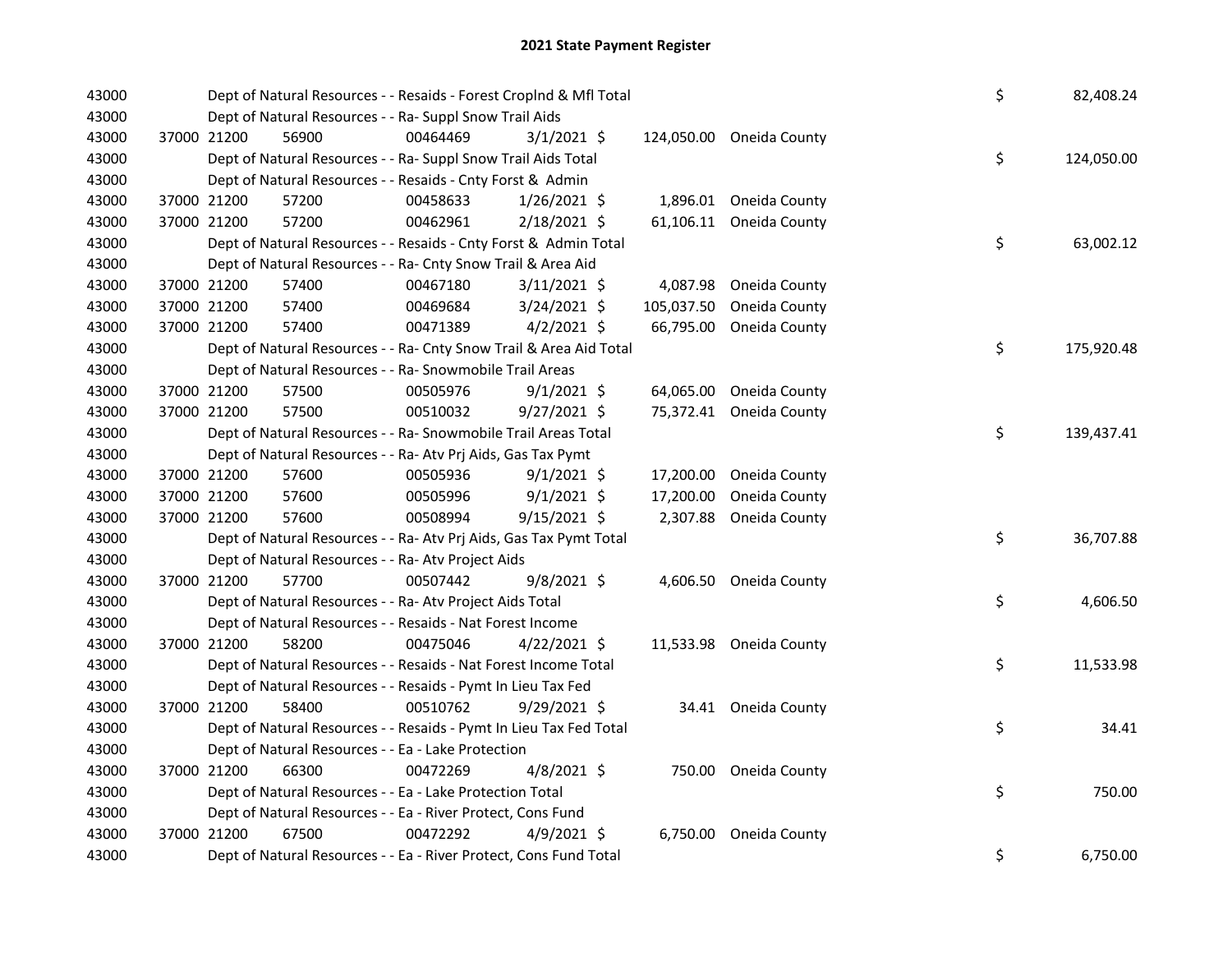# 2021 State Payment Register

| | | | | | | | | | |
|---|---|---|---|---|---|---|---|---|---|
| 43000 | | | Dept of Natural Resources - - Resaids - Forest Croplnd & Mfl Total | | | | | $ | 82,408.24 |
| 43000 | | | Dept of Natural Resources - - Ra- Suppl Snow Trail Aids | | | | | | |
| 43000 | 37000 | 21200 | 56900 | 00464469 | 3/1/2021 $ | 124,050.00 | Oneida County | | |
| 43000 | | | Dept of Natural Resources - - Ra- Suppl Snow Trail Aids Total | | | | | $ | 124,050.00 |
| 43000 | | | Dept of Natural Resources - - Resaids - Cnty Forst & Admin | | | | | | |
| 43000 | 37000 | 21200 | 57200 | 00458633 | 1/26/2021 $ | 1,896.01 | Oneida County | | |
| 43000 | 37000 | 21200 | 57200 | 00462961 | 2/18/2021 $ | 61,106.11 | Oneida County | | |
| 43000 | | | Dept of Natural Resources - - Resaids - Cnty Forst & Admin Total | | | | | $ | 63,002.12 |
| 43000 | | | Dept of Natural Resources - - Ra- Cnty Snow Trail & Area Aid | | | | | | |
| 43000 | 37000 | 21200 | 57400 | 00467180 | 3/11/2021 $ | 4,087.98 | Oneida County | | |
| 43000 | 37000 | 21200 | 57400 | 00469684 | 3/24/2021 $ | 105,037.50 | Oneida County | | |
| 43000 | 37000 | 21200 | 57400 | 00471389 | 4/2/2021 $ | 66,795.00 | Oneida County | | |
| 43000 | | | Dept of Natural Resources - - Ra- Cnty Snow Trail & Area Aid Total | | | | | $ | 175,920.48 |
| 43000 | | | Dept of Natural Resources - - Ra- Snowmobile Trail Areas | | | | | | |
| 43000 | 37000 | 21200 | 57500 | 00505976 | 9/1/2021 $ | 64,065.00 | Oneida County | | |
| 43000 | 37000 | 21200 | 57500 | 00510032 | 9/27/2021 $ | 75,372.41 | Oneida County | | |
| 43000 | | | Dept of Natural Resources - - Ra- Snowmobile Trail Areas Total | | | | | $ | 139,437.41 |
| 43000 | | | Dept of Natural Resources - - Ra- Atv Prj Aids, Gas Tax Pymt | | | | | | |
| 43000 | 37000 | 21200 | 57600 | 00505936 | 9/1/2021 $ | 17,200.00 | Oneida County | | |
| 43000 | 37000 | 21200 | 57600 | 00505996 | 9/1/2021 $ | 17,200.00 | Oneida County | | |
| 43000 | 37000 | 21200 | 57600 | 00508994 | 9/15/2021 $ | 2,307.88 | Oneida County | | |
| 43000 | | | Dept of Natural Resources - - Ra- Atv Prj Aids, Gas Tax Pymt Total | | | | | $ | 36,707.88 |
| 43000 | | | Dept of Natural Resources - - Ra- Atv Project Aids | | | | | | |
| 43000 | 37000 | 21200 | 57700 | 00507442 | 9/8/2021 $ | 4,606.50 | Oneida County | | |
| 43000 | | | Dept of Natural Resources - - Ra- Atv Project Aids Total | | | | | $ | 4,606.50 |
| 43000 | | | Dept of Natural Resources - - Resaids - Nat Forest Income | | | | | | |
| 43000 | 37000 | 21200 | 58200 | 00475046 | 4/22/2021 $ | 11,533.98 | Oneida County | | |
| 43000 | | | Dept of Natural Resources - - Resaids - Nat Forest Income Total | | | | | $ | 11,533.98 |
| 43000 | | | Dept of Natural Resources - - Resaids - Pymt In Lieu Tax Fed | | | | | | |
| 43000 | 37000 | 21200 | 58400 | 00510762 | 9/29/2021 $ | 34.41 | Oneida County | | |
| 43000 | | | Dept of Natural Resources - - Resaids - Pymt In Lieu Tax Fed Total | | | | | $ | 34.41 |
| 43000 | | | Dept of Natural Resources - - Ea - Lake Protection | | | | | | |
| 43000 | 37000 | 21200 | 66300 | 00472269 | 4/8/2021 $ | 750.00 | Oneida County | | |
| 43000 | | | Dept of Natural Resources - - Ea - Lake Protection Total | | | | | $ | 750.00 |
| 43000 | | | Dept of Natural Resources - - Ea - River Protect, Cons Fund | | | | | | |
| 43000 | 37000 | 21200 | 67500 | 00472292 | 4/9/2021 $ | 6,750.00 | Oneida County | | |
| 43000 | | | Dept of Natural Resources - - Ea - River Protect, Cons Fund Total | | | | | $ | 6,750.00 |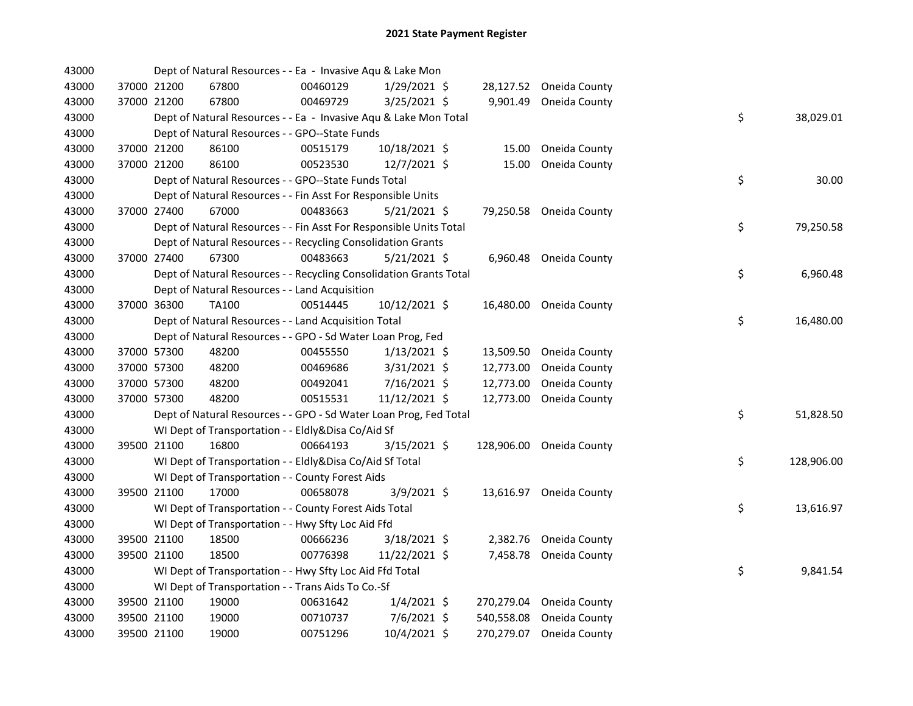# 2021 State Payment Register

| | | | | | | | | | |
|---|---|---|---|---|---|---|---|---|---|
| 43000 | | | Dept of Natural Resources - - Ea - Invasive Aqu & Lake Mon | | | | | | |
| 43000 | 37000 | 21200 | 67800 | 00460129 | 1/29/2021 | $ 28,127.52 | Oneida County | | |
| 43000 | 37000 | 21200 | 67800 | 00469729 | 3/25/2021 | $ 9,901.49 | Oneida County | | |
| 43000 | | | Dept of Natural Resources - - Ea - Invasive Aqu & Lake Mon Total | | | | | $ | 38,029.01 |
| 43000 | | | Dept of Natural Resources - - GPO--State Funds | | | | | | |
| 43000 | 37000 | 21200 | 86100 | 00515179 | 10/18/2021 | $ 15.00 | Oneida County | | |
| 43000 | 37000 | 21200 | 86100 | 00523530 | 12/7/2021 | $ 15.00 | Oneida County | | |
| 43000 | | | Dept of Natural Resources - - GPO--State Funds Total | | | | | $ | 30.00 |
| 43000 | | | Dept of Natural Resources - - Fin Asst For Responsible Units | | | | | | |
| 43000 | 37000 | 27400 | 67000 | 00483663 | 5/21/2021 | $ 79,250.58 | Oneida County | | |
| 43000 | | | Dept of Natural Resources - - Fin Asst For Responsible Units Total | | | | | $ | 79,250.58 |
| 43000 | | | Dept of Natural Resources - - Recycling Consolidation Grants | | | | | | |
| 43000 | 37000 | 27400 | 67300 | 00483663 | 5/21/2021 | $ 6,960.48 | Oneida County | | |
| 43000 | | | Dept of Natural Resources - - Recycling Consolidation Grants Total | | | | | $ | 6,960.48 |
| 43000 | | | Dept of Natural Resources - - Land Acquisition | | | | | | |
| 43000 | 37000 | 36300 | TA100 | 00514445 | 10/12/2021 | $ 16,480.00 | Oneida County | | |
| 43000 | | | Dept of Natural Resources - - Land Acquisition Total | | | | | $ | 16,480.00 |
| 43000 | | | Dept of Natural Resources - - GPO - Sd Water Loan Prog, Fed | | | | | | |
| 43000 | 37000 | 57300 | 48200 | 00455550 | 1/13/2021 | $ 13,509.50 | Oneida County | | |
| 43000 | 37000 | 57300 | 48200 | 00469686 | 3/31/2021 | $ 12,773.00 | Oneida County | | |
| 43000 | 37000 | 57300 | 48200 | 00492041 | 7/16/2021 | $ 12,773.00 | Oneida County | | |
| 43000 | 37000 | 57300 | 48200 | 00515531 | 11/12/2021 | $ 12,773.00 | Oneida County | | |
| 43000 | | | Dept of Natural Resources - - GPO - Sd Water Loan Prog, Fed Total | | | | | $ | 51,828.50 |
| 43000 | | | WI Dept of Transportation - - Eldly&Disa Co/Aid Sf | | | | | | |
| 43000 | 39500 | 21100 | 16800 | 00664193 | 3/15/2021 | $ 128,906.00 | Oneida County | | |
| 43000 | | | WI Dept of Transportation - - Eldly&Disa Co/Aid Sf Total | | | | | $ | 128,906.00 |
| 43000 | | | WI Dept of Transportation - - County Forest Aids | | | | | | |
| 43000 | 39500 | 21100 | 17000 | 00658078 | 3/9/2021 | $ 13,616.97 | Oneida County | | |
| 43000 | | | WI Dept of Transportation - - County Forest Aids Total | | | | | $ | 13,616.97 |
| 43000 | | | WI Dept of Transportation - - Hwy Sfty Loc Aid Ffd | | | | | | |
| 43000 | 39500 | 21100 | 18500 | 00666236 | 3/18/2021 | $ 2,382.76 | Oneida County | | |
| 43000 | 39500 | 21100 | 18500 | 00776398 | 11/22/2021 | $ 7,458.78 | Oneida County | | |
| 43000 | | | WI Dept of Transportation - - Hwy Sfty Loc Aid Ffd Total | | | | | $ | 9,841.54 |
| 43000 | | | WI Dept of Transportation - - Trans Aids To Co.-Sf | | | | | | |
| 43000 | 39500 | 21100 | 19000 | 00631642 | 1/4/2021 | $ 270,279.04 | Oneida County | | |
| 43000 | 39500 | 21100 | 19000 | 00710737 | 7/6/2021 | $ 540,558.08 | Oneida County | | |
| 43000 | 39500 | 21100 | 19000 | 00751296 | 10/4/2021 | $ 270,279.07 | Oneida County | | |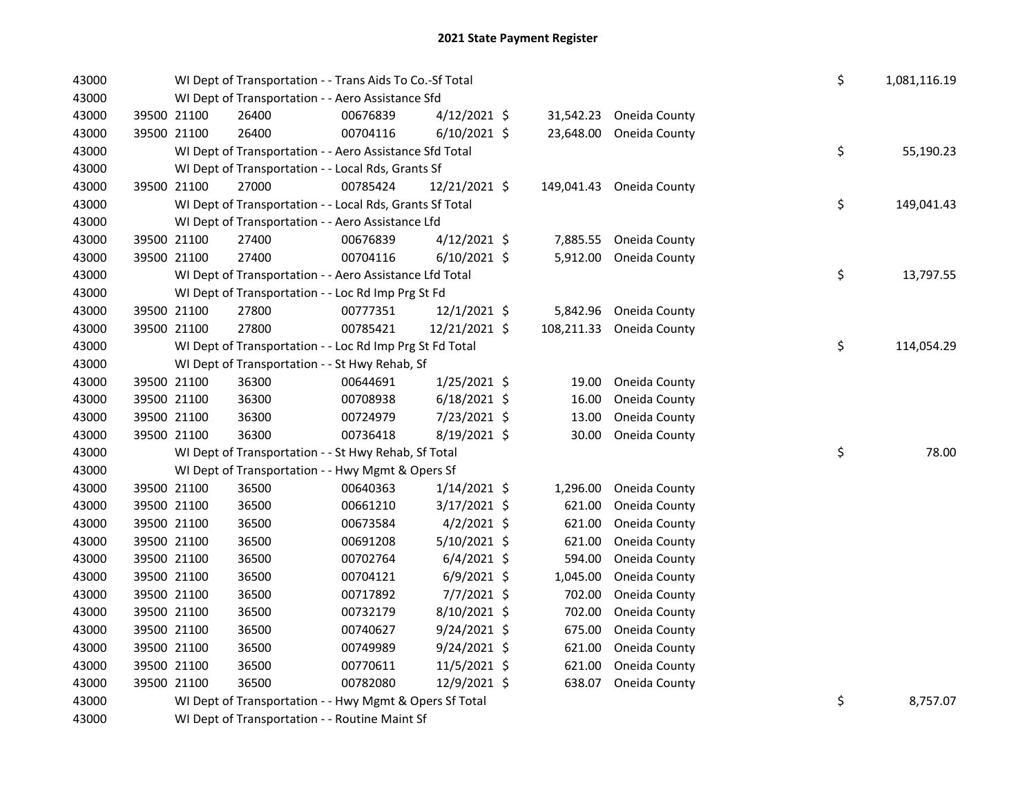# 2021 State Payment Register

| | | | | | | | | | |
|---|---|---|---|---|---|---|---|---|---|
| 43000 | | | WI Dept of Transportation - - Trans Aids To Co.-Sf Total | | | | | $ | 1,081,116.19 |
| 43000 | | | WI Dept of Transportation - - Aero Assistance Sfd | | | | | | |
| 43000 | 39500 | 21100 | 26400 | 00676839 | 4/12/2021 | $ 31,542.23 | Oneida County | | |
| 43000 | 39500 | 21100 | 26400 | 00704116 | 6/10/2021 | $ 23,648.00 | Oneida County | | |
| 43000 | | | WI Dept of Transportation - - Aero Assistance Sfd Total | | | | | $ | 55,190.23 |
| 43000 | | | WI Dept of Transportation - - Local Rds, Grants Sf | | | | | | |
| 43000 | 39500 | 21100 | 27000 | 00785424 | 12/21/2021 | $ 149,041.43 | Oneida County | | |
| 43000 | | | WI Dept of Transportation - - Local Rds, Grants Sf Total | | | | | $ | 149,041.43 |
| 43000 | | | WI Dept of Transportation - - Aero Assistance Lfd | | | | | | |
| 43000 | 39500 | 21100 | 27400 | 00676839 | 4/12/2021 | $ 7,885.55 | Oneida County | | |
| 43000 | 39500 | 21100 | 27400 | 00704116 | 6/10/2021 | $ 5,912.00 | Oneida County | | |
| 43000 | | | WI Dept of Transportation - - Aero Assistance Lfd Total | | | | | $ | 13,797.55 |
| 43000 | | | WI Dept of Transportation - - Loc Rd Imp Prg St Fd | | | | | | |
| 43000 | 39500 | 21100 | 27800 | 00777351 | 12/1/2021 | $ 5,842.96 | Oneida County | | |
| 43000 | 39500 | 21100 | 27800 | 00785421 | 12/21/2021 | $ 108,211.33 | Oneida County | | |
| 43000 | | | WI Dept of Transportation - - Loc Rd Imp Prg St Fd Total | | | | | $ | 114,054.29 |
| 43000 | | | WI Dept of Transportation - - St Hwy Rehab, Sf | | | | | | |
| 43000 | 39500 | 21100 | 36300 | 00644691 | 1/25/2021 | $ 19.00 | Oneida County | | |
| 43000 | 39500 | 21100 | 36300 | 00708938 | 6/18/2021 | $ 16.00 | Oneida County | | |
| 43000 | 39500 | 21100 | 36300 | 00724979 | 7/23/2021 | $ 13.00 | Oneida County | | |
| 43000 | 39500 | 21100 | 36300 | 00736418 | 8/19/2021 | $ 30.00 | Oneida County | | |
| 43000 | | | WI Dept of Transportation - - St Hwy Rehab, Sf Total | | | | | $ | 78.00 |
| 43000 | | | WI Dept of Transportation - - Hwy Mgmt & Opers Sf | | | | | | |
| 43000 | 39500 | 21100 | 36500 | 00640363 | 1/14/2021 | $ 1,296.00 | Oneida County | | |
| 43000 | 39500 | 21100 | 36500 | 00661210 | 3/17/2021 | $ 621.00 | Oneida County | | |
| 43000 | 39500 | 21100 | 36500 | 00673584 | 4/2/2021 | $ 621.00 | Oneida County | | |
| 43000 | 39500 | 21100 | 36500 | 00691208 | 5/10/2021 | $ 621.00 | Oneida County | | |
| 43000 | 39500 | 21100 | 36500 | 00702764 | 6/4/2021 | $ 594.00 | Oneida County | | |
| 43000 | 39500 | 21100 | 36500 | 00704121 | 6/9/2021 | $ 1,045.00 | Oneida County | | |
| 43000 | 39500 | 21100 | 36500 | 00717892 | 7/7/2021 | $ 702.00 | Oneida County | | |
| 43000 | 39500 | 21100 | 36500 | 00732179 | 8/10/2021 | $ 702.00 | Oneida County | | |
| 43000 | 39500 | 21100 | 36500 | 00740627 | 9/24/2021 | $ 675.00 | Oneida County | | |
| 43000 | 39500 | 21100 | 36500 | 00749989 | 9/24/2021 | $ 621.00 | Oneida County | | |
| 43000 | 39500 | 21100 | 36500 | 00770611 | 11/5/2021 | $ 621.00 | Oneida County | | |
| 43000 | 39500 | 21100 | 36500 | 00782080 | 12/9/2021 | $ 638.07 | Oneida County | | |
| 43000 | | | WI Dept of Transportation - - Hwy Mgmt & Opers Sf Total | | | | | $ | 8,757.07 |
| 43000 | | | WI Dept of Transportation - - Routine Maint Sf | | | | | | |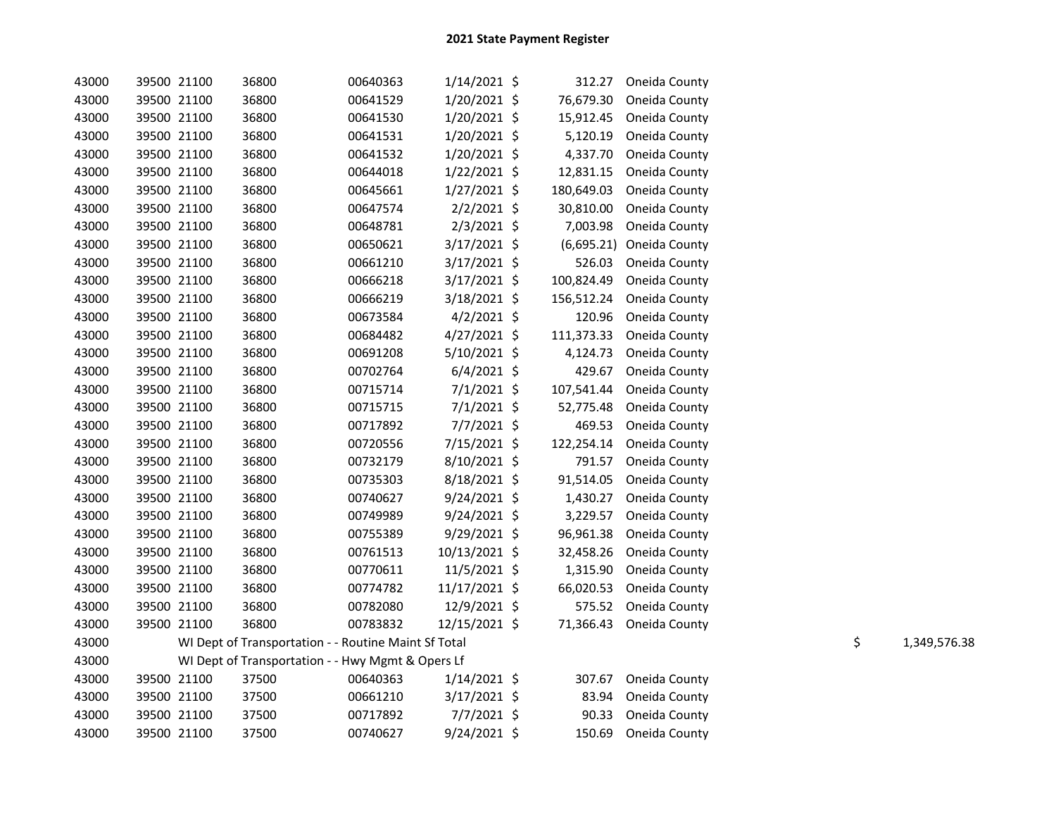# 2021 State Payment Register

| | | | | | | | | | |
|---|---|---|---|---|---|---|---|---|---|
| 43000 | 39500 | 21100 | 36800 | 00640363 | 1/14/2021 | $ | 312.27 | Oneida County | |
| 43000 | 39500 | 21100 | 36800 | 00641529 | 1/20/2021 | $ | 76,679.30 | Oneida County | |
| 43000 | 39500 | 21100 | 36800 | 00641530 | 1/20/2021 | $ | 15,912.45 | Oneida County | |
| 43000 | 39500 | 21100 | 36800 | 00641531 | 1/20/2021 | $ | 5,120.19 | Oneida County | |
| 43000 | 39500 | 21100 | 36800 | 00641532 | 1/20/2021 | $ | 4,337.70 | Oneida County | |
| 43000 | 39500 | 21100 | 36800 | 00644018 | 1/22/2021 | $ | 12,831.15 | Oneida County | |
| 43000 | 39500 | 21100 | 36800 | 00645661 | 1/27/2021 | $ | 180,649.03 | Oneida County | |
| 43000 | 39500 | 21100 | 36800 | 00647574 | 2/2/2021 | $ | 30,810.00 | Oneida County | |
| 43000 | 39500 | 21100 | 36800 | 00648781 | 2/3/2021 | $ | 7,003.98 | Oneida County | |
| 43000 | 39500 | 21100 | 36800 | 00650621 | 3/17/2021 | $ | (6,695.21) | Oneida County | |
| 43000 | 39500 | 21100 | 36800 | 00661210 | 3/17/2021 | $ | 526.03 | Oneida County | |
| 43000 | 39500 | 21100 | 36800 | 00666218 | 3/17/2021 | $ | 100,824.49 | Oneida County | |
| 43000 | 39500 | 21100 | 36800 | 00666219 | 3/18/2021 | $ | 156,512.24 | Oneida County | |
| 43000 | 39500 | 21100 | 36800 | 00673584 | 4/2/2021 | $ | 120.96 | Oneida County | |
| 43000 | 39500 | 21100 | 36800 | 00684482 | 4/27/2021 | $ | 111,373.33 | Oneida County | |
| 43000 | 39500 | 21100 | 36800 | 00691208 | 5/10/2021 | $ | 4,124.73 | Oneida County | |
| 43000 | 39500 | 21100 | 36800 | 00702764 | 6/4/2021 | $ | 429.67 | Oneida County | |
| 43000 | 39500 | 21100 | 36800 | 00715714 | 7/1/2021 | $ | 107,541.44 | Oneida County | |
| 43000 | 39500 | 21100 | 36800 | 00715715 | 7/1/2021 | $ | 52,775.48 | Oneida County | |
| 43000 | 39500 | 21100 | 36800 | 00717892 | 7/7/2021 | $ | 469.53 | Oneida County | |
| 43000 | 39500 | 21100 | 36800 | 00720556 | 7/15/2021 | $ | 122,254.14 | Oneida County | |
| 43000 | 39500 | 21100 | 36800 | 00732179 | 8/10/2021 | $ | 791.57 | Oneida County | |
| 43000 | 39500 | 21100 | 36800 | 00735303 | 8/18/2021 | $ | 91,514.05 | Oneida County | |
| 43000 | 39500 | 21100 | 36800 | 00740627 | 9/24/2021 | $ | 1,430.27 | Oneida County | |
| 43000 | 39500 | 21100 | 36800 | 00749989 | 9/24/2021 | $ | 3,229.57 | Oneida County | |
| 43000 | 39500 | 21100 | 36800 | 00755389 | 9/29/2021 | $ | 96,961.38 | Oneida County | |
| 43000 | 39500 | 21100 | 36800 | 00761513 | 10/13/2021 | $ | 32,458.26 | Oneida County | |
| 43000 | 39500 | 21100 | 36800 | 00770611 | 11/5/2021 | $ | 1,315.90 | Oneida County | |
| 43000 | 39500 | 21100 | 36800 | 00774782 | 11/17/2021 | $ | 66,020.53 | Oneida County | |
| 43000 | 39500 | 21100 | 36800 | 00782080 | 12/9/2021 | $ | 575.52 | Oneida County | |
| 43000 | 39500 | 21100 | 36800 | 00783832 | 12/15/2021 | $ | 71,366.43 | Oneida County | |
| 43000 | WI Dept of Transportation - - Routine Maint Sf Total | | | | | | | | $ 1,349,576.38 |
| 43000 | WI Dept of Transportation - - Hwy Mgmt & Opers Lf | | | | | | | | |
| 43000 | 39500 | 21100 | 37500 | 00640363 | 1/14/2021 | $ | 307.67 | Oneida County | |
| 43000 | 39500 | 21100 | 37500 | 00661210 | 3/17/2021 | $ | 83.94 | Oneida County | |
| 43000 | 39500 | 21100 | 37500 | 00717892 | 7/7/2021 | $ | 90.33 | Oneida County | |
| 43000 | 39500 | 21100 | 37500 | 00740627 | 9/24/2021 | $ | 150.69 | Oneida County | |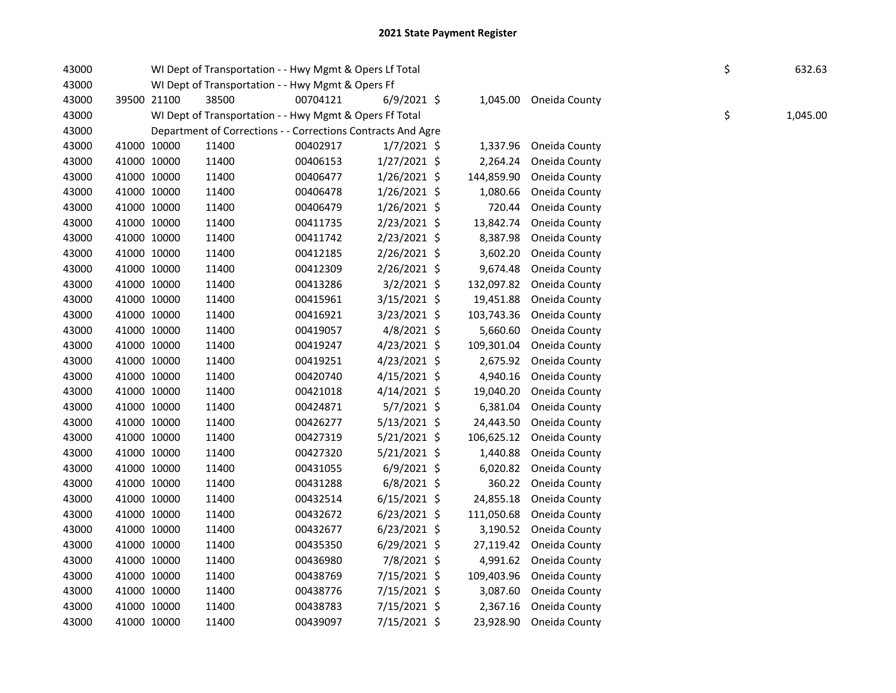# 2021 State Payment Register

| | | | | | | | | | |
|---|---|---|---|---|---|---|---|---|---|
| 43000 | | | WI Dept of Transportation - - Hwy Mgmt & Opers Lf Total | | | | | $ | 632.63 |
| 43000 | | | WI Dept of Transportation - - Hwy Mgmt & Opers Ff | | | | | | |
| 43000 | 39500 | 21100 | 38500 | 00704121 | 6/9/2021 | $ 1,045.00 | Oneida County | | |
| 43000 | | | WI Dept of Transportation - - Hwy Mgmt & Opers Ff Total | | | | | $ | 1,045.00 |
| 43000 | | | Department of Corrections - - Corrections Contracts And Agre | | | | | | |
| 43000 | 41000 | 10000 | 11400 | 00402917 | 1/7/2021 | $ 1,337.96 | Oneida County | | |
| 43000 | 41000 | 10000 | 11400 | 00406153 | 1/27/2021 | $ 2,264.24 | Oneida County | | |
| 43000 | 41000 | 10000 | 11400 | 00406477 | 1/26/2021 | $ 144,859.90 | Oneida County | | |
| 43000 | 41000 | 10000 | 11400 | 00406478 | 1/26/2021 | $ 1,080.66 | Oneida County | | |
| 43000 | 41000 | 10000 | 11400 | 00406479 | 1/26/2021 | $ 720.44 | Oneida County | | |
| 43000 | 41000 | 10000 | 11400 | 00411735 | 2/23/2021 | $ 13,842.74 | Oneida County | | |
| 43000 | 41000 | 10000 | 11400 | 00411742 | 2/23/2021 | $ 8,387.98 | Oneida County | | |
| 43000 | 41000 | 10000 | 11400 | 00412185 | 2/26/2021 | $ 3,602.20 | Oneida County | | |
| 43000 | 41000 | 10000 | 11400 | 00412309 | 2/26/2021 | $ 9,674.48 | Oneida County | | |
| 43000 | 41000 | 10000 | 11400 | 00413286 | 3/2/2021 | $ 132,097.82 | Oneida County | | |
| 43000 | 41000 | 10000 | 11400 | 00415961 | 3/15/2021 | $ 19,451.88 | Oneida County | | |
| 43000 | 41000 | 10000 | 11400 | 00416921 | 3/23/2021 | $ 103,743.36 | Oneida County | | |
| 43000 | 41000 | 10000 | 11400 | 00419057 | 4/8/2021 | $ 5,660.60 | Oneida County | | |
| 43000 | 41000 | 10000 | 11400 | 00419247 | 4/23/2021 | $ 109,301.04 | Oneida County | | |
| 43000 | 41000 | 10000 | 11400 | 00419251 | 4/23/2021 | $ 2,675.92 | Oneida County | | |
| 43000 | 41000 | 10000 | 11400 | 00420740 | 4/15/2021 | $ 4,940.16 | Oneida County | | |
| 43000 | 41000 | 10000 | 11400 | 00421018 | 4/14/2021 | $ 19,040.20 | Oneida County | | |
| 43000 | 41000 | 10000 | 11400 | 00424871 | 5/7/2021 | $ 6,381.04 | Oneida County | | |
| 43000 | 41000 | 10000 | 11400 | 00426277 | 5/13/2021 | $ 24,443.50 | Oneida County | | |
| 43000 | 41000 | 10000 | 11400 | 00427319 | 5/21/2021 | $ 106,625.12 | Oneida County | | |
| 43000 | 41000 | 10000 | 11400 | 00427320 | 5/21/2021 | $ 1,440.88 | Oneida County | | |
| 43000 | 41000 | 10000 | 11400 | 00431055 | 6/9/2021 | $ 6,020.82 | Oneida County | | |
| 43000 | 41000 | 10000 | 11400 | 00431288 | 6/8/2021 | $ 360.22 | Oneida County | | |
| 43000 | 41000 | 10000 | 11400 | 00432514 | 6/15/2021 | $ 24,855.18 | Oneida County | | |
| 43000 | 41000 | 10000 | 11400 | 00432672 | 6/23/2021 | $ 111,050.68 | Oneida County | | |
| 43000 | 41000 | 10000 | 11400 | 00432677 | 6/23/2021 | $ 3,190.52 | Oneida County | | |
| 43000 | 41000 | 10000 | 11400 | 00435350 | 6/29/2021 | $ 27,119.42 | Oneida County | | |
| 43000 | 41000 | 10000 | 11400 | 00436980 | 7/8/2021 | $ 4,991.62 | Oneida County | | |
| 43000 | 41000 | 10000 | 11400 | 00438769 | 7/15/2021 | $ 109,403.96 | Oneida County | | |
| 43000 | 41000 | 10000 | 11400 | 00438776 | 7/15/2021 | $ 3,087.60 | Oneida County | | |
| 43000 | 41000 | 10000 | 11400 | 00438783 | 7/15/2021 | $ 2,367.16 | Oneida County | | |
| 43000 | 41000 | 10000 | 11400 | 00439097 | 7/15/2021 | $ 23,928.90 | Oneida County | | |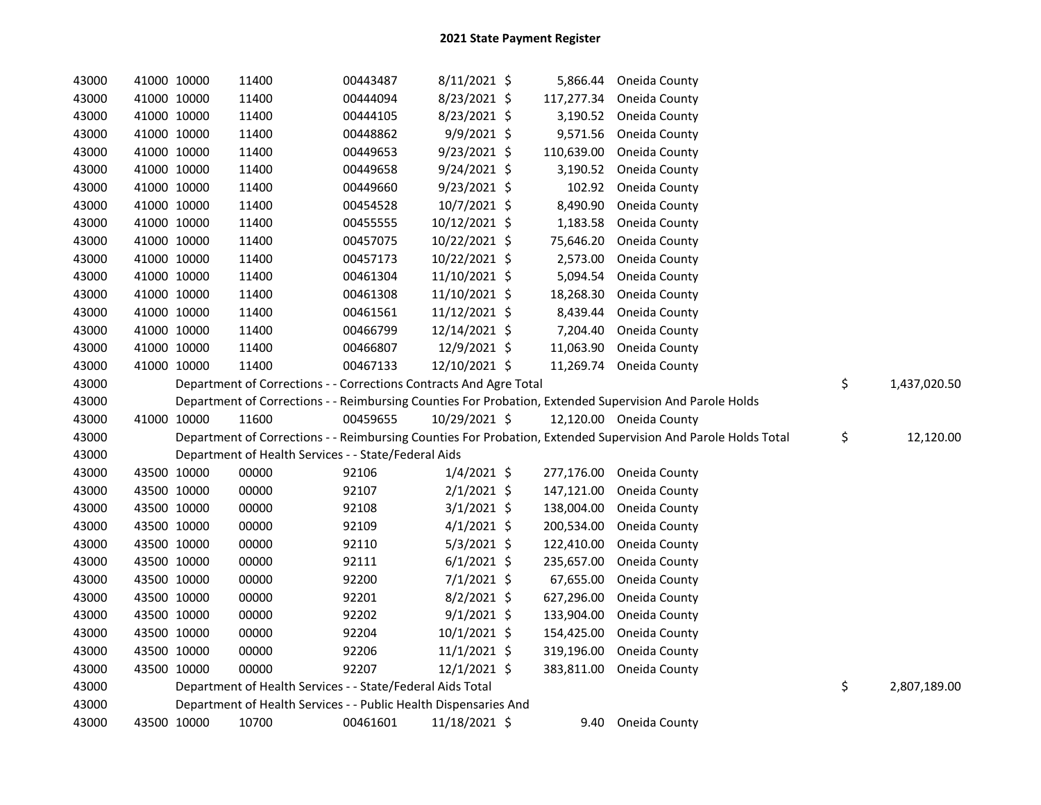# 2021 State Payment Register

| | | | | | | | | | |
|---|---|---|---|---|---|---|---|---|---|
| 43000 | 41000 | 10000 | 11400 | 00443487 | 8/11/2021 | $ 5,866.44 | Oneida County | | |
| 43000 | 41000 | 10000 | 11400 | 00444094 | 8/23/2021 | $ 117,277.34 | Oneida County | | |
| 43000 | 41000 | 10000 | 11400 | 00444105 | 8/23/2021 | $ 3,190.52 | Oneida County | | |
| 43000 | 41000 | 10000 | 11400 | 00448862 | 9/9/2021 | $ 9,571.56 | Oneida County | | |
| 43000 | 41000 | 10000 | 11400 | 00449653 | 9/23/2021 | $ 110,639.00 | Oneida County | | |
| 43000 | 41000 | 10000 | 11400 | 00449658 | 9/24/2021 | $ 3,190.52 | Oneida County | | |
| 43000 | 41000 | 10000 | 11400 | 00449660 | 9/23/2021 | $ 102.92 | Oneida County | | |
| 43000 | 41000 | 10000 | 11400 | 00454528 | 10/7/2021 | $ 8,490.90 | Oneida County | | |
| 43000 | 41000 | 10000 | 11400 | 00455555 | 10/12/2021 | $ 1,183.58 | Oneida County | | |
| 43000 | 41000 | 10000 | 11400 | 00457075 | 10/22/2021 | $ 75,646.20 | Oneida County | | |
| 43000 | 41000 | 10000 | 11400 | 00457173 | 10/22/2021 | $ 2,573.00 | Oneida County | | |
| 43000 | 41000 | 10000 | 11400 | 00461304 | 11/10/2021 | $ 5,094.54 | Oneida County | | |
| 43000 | 41000 | 10000 | 11400 | 00461308 | 11/10/2021 | $ 18,268.30 | Oneida County | | |
| 43000 | 41000 | 10000 | 11400 | 00461561 | 11/12/2021 | $ 8,439.44 | Oneida County | | |
| 43000 | 41000 | 10000 | 11400 | 00466799 | 12/14/2021 | $ 7,204.40 | Oneida County | | |
| 43000 | 41000 | 10000 | 11400 | 00466807 | 12/9/2021 | $ 11,063.90 | Oneida County | | |
| 43000 | 41000 | 10000 | 11400 | 00467133 | 12/10/2021 | $ 11,269.74 | Oneida County | | |
| 43000 | | Department of Corrections - - Corrections Contracts And Agre Total | | | | | | $ | 1,437,020.50 |
| 43000 | | Department of Corrections - - Reimbursing Counties For Probation, Extended Supervision And Parole Holds | | | | | | | |
| 43000 | 41000 | 10000 | 11600 | 00459655 | 10/29/2021 | $ 12,120.00 | Oneida County | | |
| 43000 | | Department of Corrections - - Reimbursing Counties For Probation, Extended Supervision And Parole Holds Total | | | | | | $ | 12,120.00 |
| 43000 | | Department of Health Services - - State/Federal Aids | | | | | | | |
| 43000 | 43500 | 10000 | 00000 | 92106 | 1/4/2021 | $ 277,176.00 | Oneida County | | |
| 43000 | 43500 | 10000 | 00000 | 92107 | 2/1/2021 | $ 147,121.00 | Oneida County | | |
| 43000 | 43500 | 10000 | 00000 | 92108 | 3/1/2021 | $ 138,004.00 | Oneida County | | |
| 43000 | 43500 | 10000 | 00000 | 92109 | 4/1/2021 | $ 200,534.00 | Oneida County | | |
| 43000 | 43500 | 10000 | 00000 | 92110 | 5/3/2021 | $ 122,410.00 | Oneida County | | |
| 43000 | 43500 | 10000 | 00000 | 92111 | 6/1/2021 | $ 235,657.00 | Oneida County | | |
| 43000 | 43500 | 10000 | 00000 | 92200 | 7/1/2021 | $ 67,655.00 | Oneida County | | |
| 43000 | 43500 | 10000 | 00000 | 92201 | 8/2/2021 | $ 627,296.00 | Oneida County | | |
| 43000 | 43500 | 10000 | 00000 | 92202 | 9/1/2021 | $ 133,904.00 | Oneida County | | |
| 43000 | 43500 | 10000 | 00000 | 92204 | 10/1/2021 | $ 154,425.00 | Oneida County | | |
| 43000 | 43500 | 10000 | 00000 | 92206 | 11/1/2021 | $ 319,196.00 | Oneida County | | |
| 43000 | 43500 | 10000 | 00000 | 92207 | 12/1/2021 | $ 383,811.00 | Oneida County | | |
| 43000 | | Department of Health Services - - State/Federal Aids Total | | | | | | $ | 2,807,189.00 |
| 43000 | | Department of Health Services - - Public Health Dispensaries And | | | | | | | |
| 43000 | 43500 | 10000 | 10700 | 00461601 | 11/18/2021 | $ 9.40 | Oneida County | | |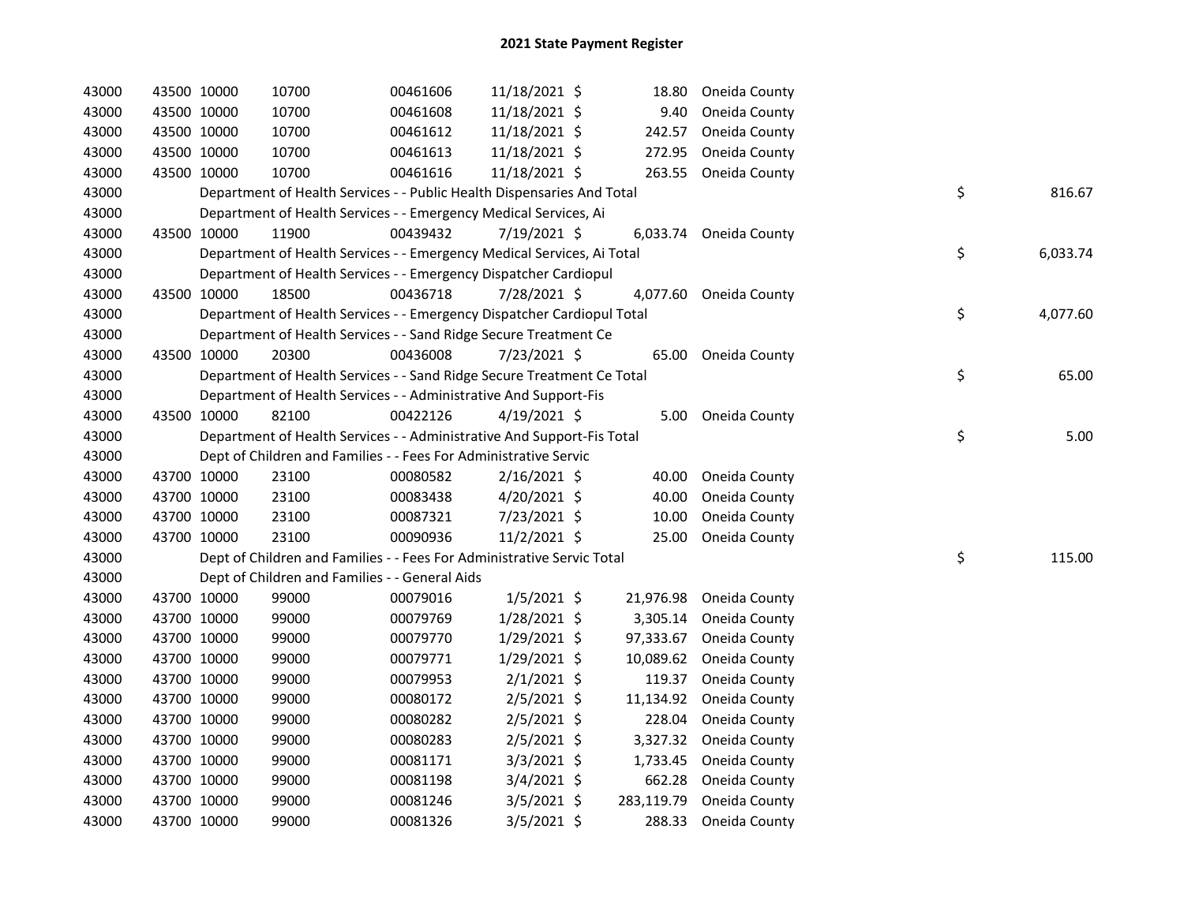# 2021 State Payment Register

| | | | | | | | | |
|---|---|---|---|---|---|---|---|---|
| 43000 | 43500 | 10000 | 10700 | 00461606 | 11/18/2021 | $ 18.80 | Oneida County | |
| 43000 | 43500 | 10000 | 10700 | 00461608 | 11/18/2021 | $ 9.40 | Oneida County | |
| 43000 | 43500 | 10000 | 10700 | 00461612 | 11/18/2021 | $ 242.57 | Oneida County | |
| 43000 | 43500 | 10000 | 10700 | 00461613 | 11/18/2021 | $ 272.95 | Oneida County | |
| 43000 | 43500 | 10000 | 10700 | 00461616 | 11/18/2021 | $ 263.55 | Oneida County | |
| 43000 | | Department of Health Services - - Public Health Dispensaries And Total | | | | | | $ 816.67 |
| 43000 | | Department of Health Services - - Emergency Medical Services, Ai | | | | | | |
| 43000 | 43500 | 10000 | 11900 | 00439432 | 7/19/2021 | $ 6,033.74 | Oneida County | |
| 43000 | | Department of Health Services - - Emergency Medical Services, Ai Total | | | | | | $ 6,033.74 |
| 43000 | | Department of Health Services - - Emergency Dispatcher Cardiopul | | | | | | |
| 43000 | 43500 | 10000 | 18500 | 00436718 | 7/28/2021 | $ 4,077.60 | Oneida County | |
| 43000 | | Department of Health Services - - Emergency Dispatcher Cardiopul Total | | | | | | $ 4,077.60 |
| 43000 | | Department of Health Services - - Sand Ridge Secure Treatment Ce | | | | | | |
| 43000 | 43500 | 10000 | 20300 | 00436008 | 7/23/2021 | $ 65.00 | Oneida County | |
| 43000 | | Department of Health Services - - Sand Ridge Secure Treatment Ce Total | | | | | | $ 65.00 |
| 43000 | | Department of Health Services - - Administrative And Support-Fis | | | | | | |
| 43000 | 43500 | 10000 | 82100 | 00422126 | 4/19/2021 | $ 5.00 | Oneida County | |
| 43000 | | Department of Health Services - - Administrative And Support-Fis Total | | | | | | $ 5.00 |
| 43000 | | Dept of Children and Families - - Fees For Administrative Servic | | | | | | |
| 43000 | 43700 | 10000 | 23100 | 00080582 | 2/16/2021 | $ 40.00 | Oneida County | |
| 43000 | 43700 | 10000 | 23100 | 00083438 | 4/20/2021 | $ 40.00 | Oneida County | |
| 43000 | 43700 | 10000 | 23100 | 00087321 | 7/23/2021 | $ 10.00 | Oneida County | |
| 43000 | 43700 | 10000 | 23100 | 00090936 | 11/2/2021 | $ 25.00 | Oneida County | |
| 43000 | | Dept of Children and Families - - Fees For Administrative Servic Total | | | | | | $ 115.00 |
| 43000 | | Dept of Children and Families - - General Aids | | | | | | |
| 43000 | 43700 | 10000 | 99000 | 00079016 | 1/5/2021 | $ 21,976.98 | Oneida County | |
| 43000 | 43700 | 10000 | 99000 | 00079769 | 1/28/2021 | $ 3,305.14 | Oneida County | |
| 43000 | 43700 | 10000 | 99000 | 00079770 | 1/29/2021 | $ 97,333.67 | Oneida County | |
| 43000 | 43700 | 10000 | 99000 | 00079771 | 1/29/2021 | $ 10,089.62 | Oneida County | |
| 43000 | 43700 | 10000 | 99000 | 00079953 | 2/1/2021 | $ 119.37 | Oneida County | |
| 43000 | 43700 | 10000 | 99000 | 00080172 | 2/5/2021 | $ 11,134.92 | Oneida County | |
| 43000 | 43700 | 10000 | 99000 | 00080282 | 2/5/2021 | $ 228.04 | Oneida County | |
| 43000 | 43700 | 10000 | 99000 | 00080283 | 2/5/2021 | $ 3,327.32 | Oneida County | |
| 43000 | 43700 | 10000 | 99000 | 00081171 | 3/3/2021 | $ 1,733.45 | Oneida County | |
| 43000 | 43700 | 10000 | 99000 | 00081198 | 3/4/2021 | $ 662.28 | Oneida County | |
| 43000 | 43700 | 10000 | 99000 | 00081246 | 3/5/2021 | $ 283,119.79 | Oneida County | |
| 43000 | 43700 | 10000 | 99000 | 00081326 | 3/5/2021 | $ 288.33 | Oneida County | |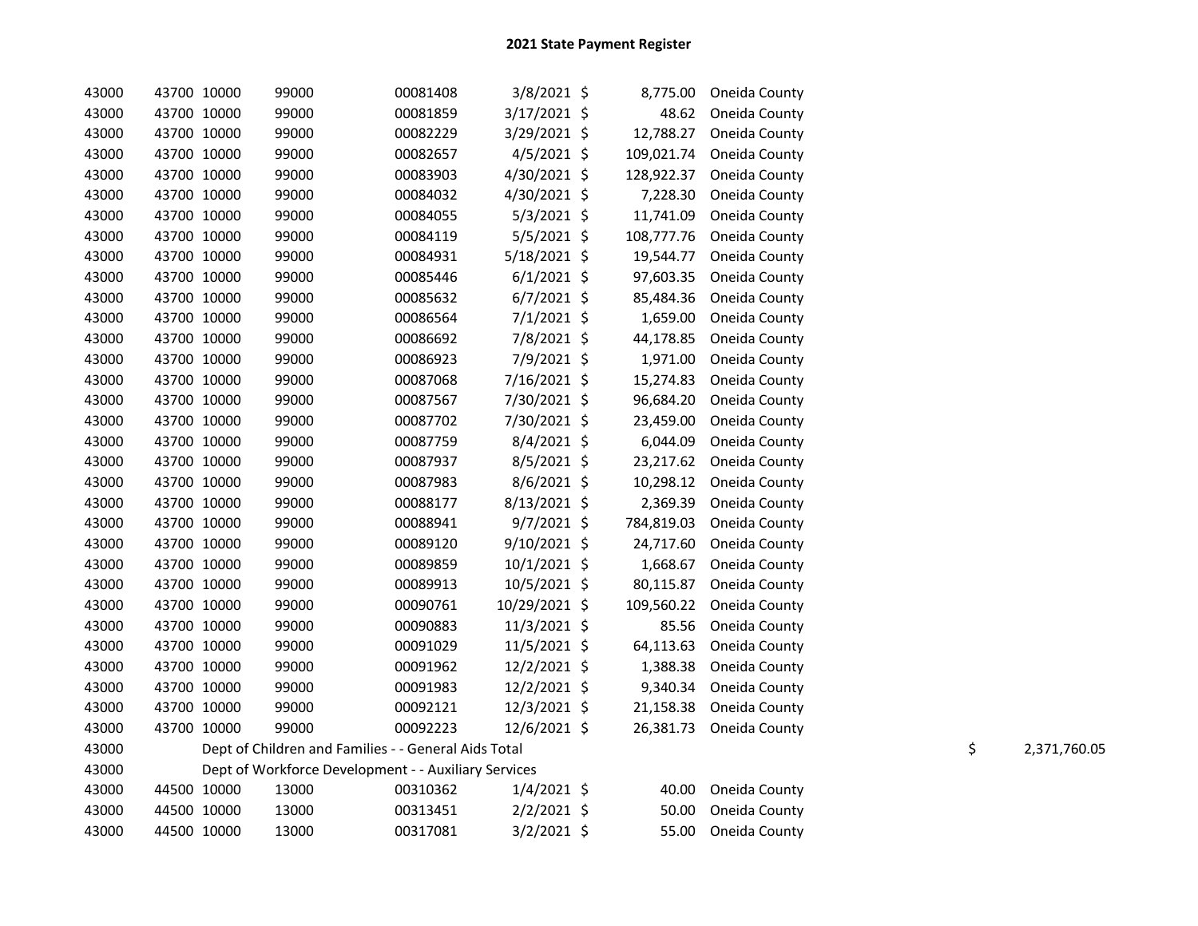## 2021 State Payment Register

| | | | | | | | | |
|---|---|---|---|---|---|---|---|---|
| 43000 | 43700 | 10000 | 99000 | 00081408 | 3/8/2021 | $ 8,775.00 | Oneida County | |
| 43000 | 43700 | 10000 | 99000 | 00081859 | 3/17/2021 | $ 48.62 | Oneida County | |
| 43000 | 43700 | 10000 | 99000 | 00082229 | 3/29/2021 | $ 12,788.27 | Oneida County | |
| 43000 | 43700 | 10000 | 99000 | 00082657 | 4/5/2021 | $ 109,021.74 | Oneida County | |
| 43000 | 43700 | 10000 | 99000 | 00083903 | 4/30/2021 | $ 128,922.37 | Oneida County | |
| 43000 | 43700 | 10000 | 99000 | 00084032 | 4/30/2021 | $ 7,228.30 | Oneida County | |
| 43000 | 43700 | 10000 | 99000 | 00084055 | 5/3/2021 | $ 11,741.09 | Oneida County | |
| 43000 | 43700 | 10000 | 99000 | 00084119 | 5/5/2021 | $ 108,777.76 | Oneida County | |
| 43000 | 43700 | 10000 | 99000 | 00084931 | 5/18/2021 | $ 19,544.77 | Oneida County | |
| 43000 | 43700 | 10000 | 99000 | 00085446 | 6/1/2021 | $ 97,603.35 | Oneida County | |
| 43000 | 43700 | 10000 | 99000 | 00085632 | 6/7/2021 | $ 85,484.36 | Oneida County | |
| 43000 | 43700 | 10000 | 99000 | 00086564 | 7/1/2021 | $ 1,659.00 | Oneida County | |
| 43000 | 43700 | 10000 | 99000 | 00086692 | 7/8/2021 | $ 44,178.85 | Oneida County | |
| 43000 | 43700 | 10000 | 99000 | 00086923 | 7/9/2021 | $ 1,971.00 | Oneida County | |
| 43000 | 43700 | 10000 | 99000 | 00087068 | 7/16/2021 | $ 15,274.83 | Oneida County | |
| 43000 | 43700 | 10000 | 99000 | 00087567 | 7/30/2021 | $ 96,684.20 | Oneida County | |
| 43000 | 43700 | 10000 | 99000 | 00087702 | 7/30/2021 | $ 23,459.00 | Oneida County | |
| 43000 | 43700 | 10000 | 99000 | 00087759 | 8/4/2021 | $ 6,044.09 | Oneida County | |
| 43000 | 43700 | 10000 | 99000 | 00087937 | 8/5/2021 | $ 23,217.62 | Oneida County | |
| 43000 | 43700 | 10000 | 99000 | 00087983 | 8/6/2021 | $ 10,298.12 | Oneida County | |
| 43000 | 43700 | 10000 | 99000 | 00088177 | 8/13/2021 | $ 2,369.39 | Oneida County | |
| 43000 | 43700 | 10000 | 99000 | 00088941 | 9/7/2021 | $ 784,819.03 | Oneida County | |
| 43000 | 43700 | 10000 | 99000 | 00089120 | 9/10/2021 | $ 24,717.60 | Oneida County | |
| 43000 | 43700 | 10000 | 99000 | 00089859 | 10/1/2021 | $ 1,668.67 | Oneida County | |
| 43000 | 43700 | 10000 | 99000 | 00089913 | 10/5/2021 | $ 80,115.87 | Oneida County | |
| 43000 | 43700 | 10000 | 99000 | 00090761 | 10/29/2021 | $ 109,560.22 | Oneida County | |
| 43000 | 43700 | 10000 | 99000 | 00090883 | 11/3/2021 | $ 85.56 | Oneida County | |
| 43000 | 43700 | 10000 | 99000 | 00091029 | 11/5/2021 | $ 64,113.63 | Oneida County | |
| 43000 | 43700 | 10000 | 99000 | 00091962 | 12/2/2021 | $ 1,388.38 | Oneida County | |
| 43000 | 43700 | 10000 | 99000 | 00091983 | 12/2/2021 | $ 9,340.34 | Oneida County | |
| 43000 | 43700 | 10000 | 99000 | 00092121 | 12/3/2021 | $ 21,158.38 | Oneida County | |
| 43000 | 43700 | 10000 | 99000 | 00092223 | 12/6/2021 | $ 26,381.73 | Oneida County | |
| 43000 | Dept of Children and Families - - General Aids Total | | | | | | | $ 2,371,760.05 |
| 43000 | Dept of Workforce Development - - Auxiliary Services | | | | | | | |
| 43000 | 44500 | 10000 | 13000 | 00310362 | 1/4/2021 | $ 40.00 | Oneida County | |
| 43000 | 44500 | 10000 | 13000 | 00313451 | 2/2/2021 | $ 50.00 | Oneida County | |
| 43000 | 44500 | 10000 | 13000 | 00317081 | 3/2/2021 | $ 55.00 | Oneida County | |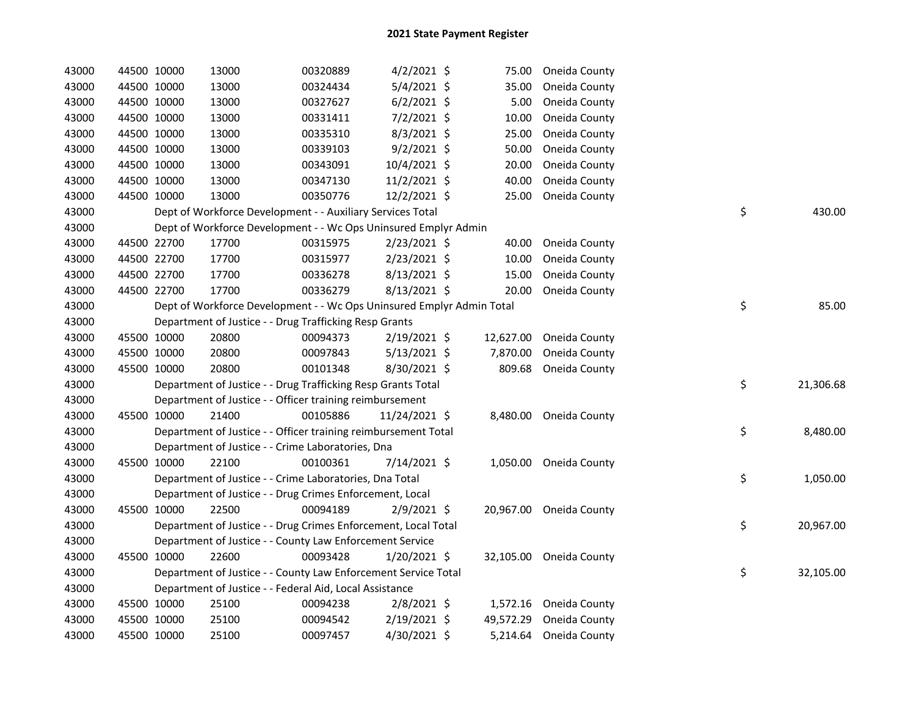## 2021 State Payment Register

| | | | | | | | | | |
|---|---|---|---|---|---|---|---|---|---|
| 43000 | 44500 | 10000 | 13000 | 00320889 | 4/2/2021 | $ | 75.00 | Oneida County | |
| 43000 | 44500 | 10000 | 13000 | 00324434 | 5/4/2021 | $ | 35.00 | Oneida County | |
| 43000 | 44500 | 10000 | 13000 | 00327627 | 6/2/2021 | $ | 5.00 | Oneida County | |
| 43000 | 44500 | 10000 | 13000 | 00331411 | 7/2/2021 | $ | 10.00 | Oneida County | |
| 43000 | 44500 | 10000 | 13000 | 00335310 | 8/3/2021 | $ | 25.00 | Oneida County | |
| 43000 | 44500 | 10000 | 13000 | 00339103 | 9/2/2021 | $ | 50.00 | Oneida County | |
| 43000 | 44500 | 10000 | 13000 | 00343091 | 10/4/2021 | $ | 20.00 | Oneida County | |
| 43000 | 44500 | 10000 | 13000 | 00347130 | 11/2/2021 | $ | 40.00 | Oneida County | |
| 43000 | 44500 | 10000 | 13000 | 00350776 | 12/2/2021 | $ | 25.00 | Oneida County | |
| 43000 | | Dept of Workforce Development - - Auxiliary Services Total | | | | | | | $ 430.00 |
| 43000 | | Dept of Workforce Development - - Wc Ops Uninsured Emplyr Admin | | | | | | | |
| 43000 | 44500 | 22700 | 17700 | 00315975 | 2/23/2021 | $ | 40.00 | Oneida County | |
| 43000 | 44500 | 22700 | 17700 | 00315977 | 2/23/2021 | $ | 10.00 | Oneida County | |
| 43000 | 44500 | 22700 | 17700 | 00336278 | 8/13/2021 | $ | 15.00 | Oneida County | |
| 43000 | 44500 | 22700 | 17700 | 00336279 | 8/13/2021 | $ | 20.00 | Oneida County | |
| 43000 | | Dept of Workforce Development - - Wc Ops Uninsured Emplyr Admin Total | | | | | | | $ 85.00 |
| 43000 | | Department of Justice - - Drug Trafficking Resp Grants | | | | | | | |
| 43000 | 45500 | 10000 | 20800 | 00094373 | 2/19/2021 | $ | 12,627.00 | Oneida County | |
| 43000 | 45500 | 10000 | 20800 | 00097843 | 5/13/2021 | $ | 7,870.00 | Oneida County | |
| 43000 | 45500 | 10000 | 20800 | 00101348 | 8/30/2021 | $ | 809.68 | Oneida County | |
| 43000 | | Department of Justice - - Drug Trafficking Resp Grants Total | | | | | | | $ 21,306.68 |
| 43000 | | Department of Justice - - Officer training reimbursement | | | | | | | |
| 43000 | 45500 | 10000 | 21400 | 00105886 | 11/24/2021 | $ | 8,480.00 | Oneida County | |
| 43000 | | Department of Justice - - Officer training reimbursement Total | | | | | | | $ 8,480.00 |
| 43000 | | Department of Justice - - Crime Laboratories, Dna | | | | | | | |
| 43000 | 45500 | 10000 | 22100 | 00100361 | 7/14/2021 | $ | 1,050.00 | Oneida County | |
| 43000 | | Department of Justice - - Crime Laboratories, Dna Total | | | | | | | $ 1,050.00 |
| 43000 | | Department of Justice - - Drug Crimes Enforcement, Local | | | | | | | |
| 43000 | 45500 | 10000 | 22500 | 00094189 | 2/9/2021 | $ | 20,967.00 | Oneida County | |
| 43000 | | Department of Justice - - Drug Crimes Enforcement, Local Total | | | | | | | $ 20,967.00 |
| 43000 | | Department of Justice - - County Law Enforcement Service | | | | | | | |
| 43000 | 45500 | 10000 | 22600 | 00093428 | 1/20/2021 | $ | 32,105.00 | Oneida County | |
| 43000 | | Department of Justice - - County Law Enforcement Service Total | | | | | | | $ 32,105.00 |
| 43000 | | Department of Justice - - Federal Aid, Local Assistance | | | | | | | |
| 43000 | 45500 | 10000 | 25100 | 00094238 | 2/8/2021 | $ | 1,572.16 | Oneida County | |
| 43000 | 45500 | 10000 | 25100 | 00094542 | 2/19/2021 | $ | 49,572.29 | Oneida County | |
| 43000 | 45500 | 10000 | 25100 | 00097457 | 4/30/2021 | $ | 5,214.64 | Oneida County | |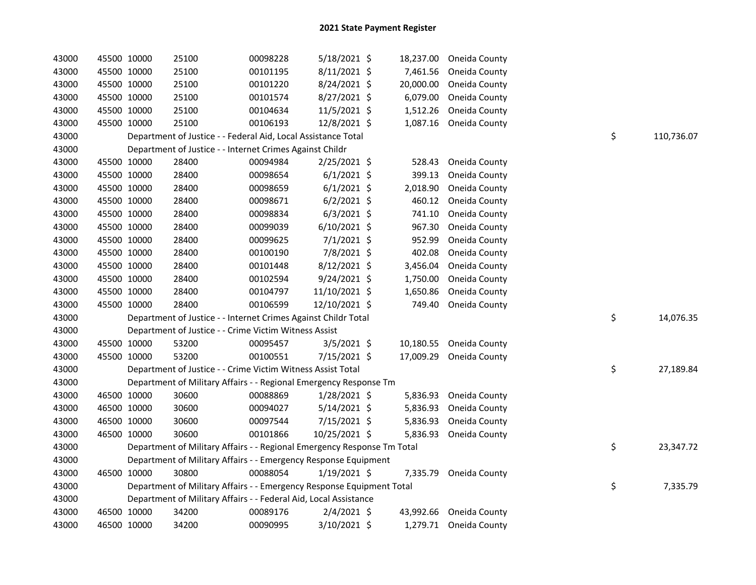## 2021 State Payment Register

| | | | | | | | | | |
|---|---|---|---|---|---|---|---|---|---|
| 43000 | 45500 | 10000 | 25100 | 00098228 | 5/18/2021 | $ 18,237.00 | Oneida County | | |
| 43000 | 45500 | 10000 | 25100 | 00101195 | 8/11/2021 | $ 7,461.56 | Oneida County | | |
| 43000 | 45500 | 10000 | 25100 | 00101220 | 8/24/2021 | $ 20,000.00 | Oneida County | | |
| 43000 | 45500 | 10000 | 25100 | 00101574 | 8/27/2021 | $ 6,079.00 | Oneida County | | |
| 43000 | 45500 | 10000 | 25100 | 00104634 | 11/5/2021 | $ 1,512.26 | Oneida County | | |
| 43000 | 45500 | 10000 | 25100 | 00106193 | 12/8/2021 | $ 1,087.16 | Oneida County | | |
| 43000 | | Department of Justice - - Federal Aid, Local Assistance Total | | | | | | $ | 110,736.07 |
| 43000 | | Department of Justice - - Internet Crimes Against Childr | | | | | | | |
| 43000 | 45500 | 10000 | 28400 | 00094984 | 2/25/2021 | $ 528.43 | Oneida County | | |
| 43000 | 45500 | 10000 | 28400 | 00098654 | 6/1/2021 | $ 399.13 | Oneida County | | |
| 43000 | 45500 | 10000 | 28400 | 00098659 | 6/1/2021 | $ 2,018.90 | Oneida County | | |
| 43000 | 45500 | 10000 | 28400 | 00098671 | 6/2/2021 | $ 460.12 | Oneida County | | |
| 43000 | 45500 | 10000 | 28400 | 00098834 | 6/3/2021 | $ 741.10 | Oneida County | | |
| 43000 | 45500 | 10000 | 28400 | 00099039 | 6/10/2021 | $ 967.30 | Oneida County | | |
| 43000 | 45500 | 10000 | 28400 | 00099625 | 7/1/2021 | $ 952.99 | Oneida County | | |
| 43000 | 45500 | 10000 | 28400 | 00100190 | 7/8/2021 | $ 402.08 | Oneida County | | |
| 43000 | 45500 | 10000 | 28400 | 00101448 | 8/12/2021 | $ 3,456.04 | Oneida County | | |
| 43000 | 45500 | 10000 | 28400 | 00102594 | 9/24/2021 | $ 1,750.00 | Oneida County | | |
| 43000 | 45500 | 10000 | 28400 | 00104797 | 11/10/2021 | $ 1,650.86 | Oneida County | | |
| 43000 | 45500 | 10000 | 28400 | 00106599 | 12/10/2021 | $ 749.40 | Oneida County | | |
| 43000 | | Department of Justice - - Internet Crimes Against Childr Total | | | | | | $ | 14,076.35 |
| 43000 | | Department of Justice - - Crime Victim Witness Assist | | | | | | | |
| 43000 | 45500 | 10000 | 53200 | 00095457 | 3/5/2021 | $ 10,180.55 | Oneida County | | |
| 43000 | 45500 | 10000 | 53200 | 00100551 | 7/15/2021 | $ 17,009.29 | Oneida County | | |
| 43000 | | Department of Justice - - Crime Victim Witness Assist Total | | | | | | $ | 27,189.84 |
| 43000 | | Department of Military Affairs - - Regional Emergency Response Tm | | | | | | | |
| 43000 | 46500 | 10000 | 30600 | 00088869 | 1/28/2021 | $ 5,836.93 | Oneida County | | |
| 43000 | 46500 | 10000 | 30600 | 00094027 | 5/14/2021 | $ 5,836.93 | Oneida County | | |
| 43000 | 46500 | 10000 | 30600 | 00097544 | 7/15/2021 | $ 5,836.93 | Oneida County | | |
| 43000 | 46500 | 10000 | 30600 | 00101866 | 10/25/2021 | $ 5,836.93 | Oneida County | | |
| 43000 | | Department of Military Affairs - - Regional Emergency Response Tm Total | | | | | | $ | 23,347.72 |
| 43000 | | Department of Military Affairs - - Emergency Response Equipment | | | | | | | |
| 43000 | 46500 | 10000 | 30800 | 00088054 | 1/19/2021 | $ 7,335.79 | Oneida County | | |
| 43000 | | Department of Military Affairs - - Emergency Response Equipment Total | | | | | | $ | 7,335.79 |
| 43000 | | Department of Military Affairs - - Federal Aid, Local Assistance | | | | | | | |
| 43000 | 46500 | 10000 | 34200 | 00089176 | 2/4/2021 | $ 43,992.66 | Oneida County | | |
| 43000 | 46500 | 10000 | 34200 | 00090995 | 3/10/2021 | $ 1,279.71 | Oneida County | | |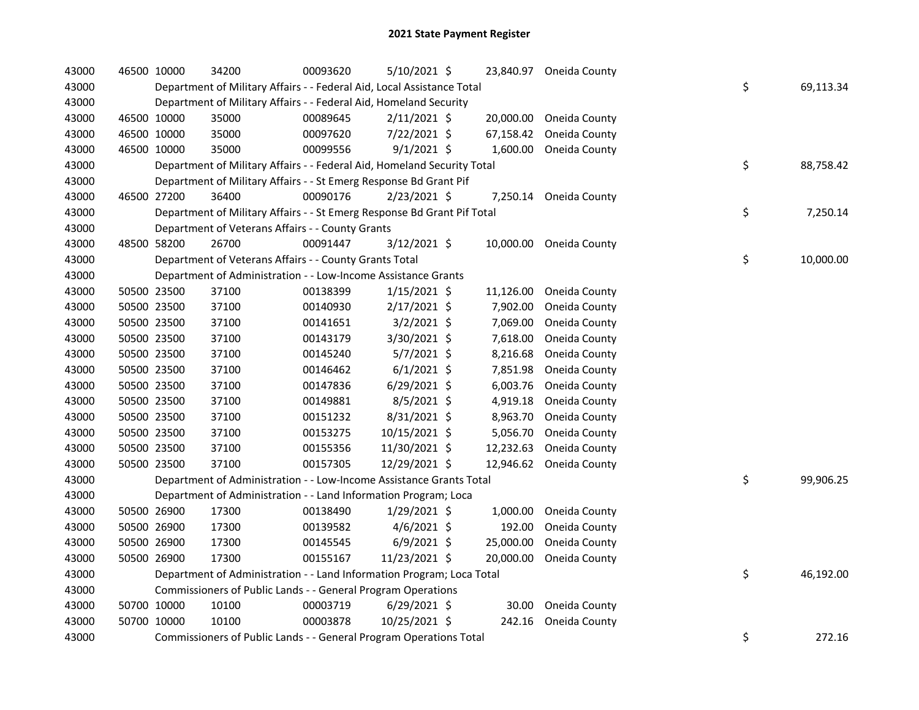# 2021 State Payment Register

| | | | | | | | | | |
|---|---|---|---|---|---|---|---|---|---|
| 43000 | 46500 | 10000 | 34200 | 00093620 | 5/10/2021 | $ 23,840.97 | Oneida County | | |
| 43000 | | Department of Military Affairs - - Federal Aid, Local Assistance Total | | | | | | $ | 69,113.34 |
| 43000 | | Department of Military Affairs - - Federal Aid, Homeland Security | | | | | | | |
| 43000 | 46500 | 10000 | 35000 | 00089645 | 2/11/2021 | $ 20,000.00 | Oneida County | | |
| 43000 | 46500 | 10000 | 35000 | 00097620 | 7/22/2021 | $ 67,158.42 | Oneida County | | |
| 43000 | 46500 | 10000 | 35000 | 00099556 | 9/1/2021 | $ 1,600.00 | Oneida County | | |
| 43000 | | Department of Military Affairs - - Federal Aid, Homeland Security Total | | | | | | $ | 88,758.42 |
| 43000 | | Department of Military Affairs - - St Emerg Response Bd Grant Pif | | | | | | | |
| 43000 | 46500 | 27200 | 36400 | 00090176 | 2/23/2021 | $ 7,250.14 | Oneida County | | |
| 43000 | | Department of Military Affairs - - St Emerg Response Bd Grant Pif Total | | | | | | $ | 7,250.14 |
| 43000 | | Department of Veterans Affairs - - County Grants | | | | | | | |
| 43000 | 48500 | 58200 | 26700 | 00091447 | 3/12/2021 | $ 10,000.00 | Oneida County | | |
| 43000 | | Department of Veterans Affairs - - County Grants Total | | | | | | $ | 10,000.00 |
| 43000 | | Department of Administration - - Low-Income Assistance Grants | | | | | | | |
| 43000 | 50500 | 23500 | 37100 | 00138399 | 1/15/2021 | $ 11,126.00 | Oneida County | | |
| 43000 | 50500 | 23500 | 37100 | 00140930 | 2/17/2021 | $ 7,902.00 | Oneida County | | |
| 43000 | 50500 | 23500 | 37100 | 00141651 | 3/2/2021 | $ 7,069.00 | Oneida County | | |
| 43000 | 50500 | 23500 | 37100 | 00143179 | 3/30/2021 | $ 7,618.00 | Oneida County | | |
| 43000 | 50500 | 23500 | 37100 | 00145240 | 5/7/2021 | $ 8,216.68 | Oneida County | | |
| 43000 | 50500 | 23500 | 37100 | 00146462 | 6/1/2021 | $ 7,851.98 | Oneida County | | |
| 43000 | 50500 | 23500 | 37100 | 00147836 | 6/29/2021 | $ 6,003.76 | Oneida County | | |
| 43000 | 50500 | 23500 | 37100 | 00149881 | 8/5/2021 | $ 4,919.18 | Oneida County | | |
| 43000 | 50500 | 23500 | 37100 | 00151232 | 8/31/2021 | $ 8,963.70 | Oneida County | | |
| 43000 | 50500 | 23500 | 37100 | 00153275 | 10/15/2021 | $ 5,056.70 | Oneida County | | |
| 43000 | 50500 | 23500 | 37100 | 00155356 | 11/30/2021 | $ 12,232.63 | Oneida County | | |
| 43000 | 50500 | 23500 | 37100 | 00157305 | 12/29/2021 | $ 12,946.62 | Oneida County | | |
| 43000 | | Department of Administration - - Low-Income Assistance Grants Total | | | | | | $ | 99,906.25 |
| 43000 | | Department of Administration - - Land Information Program; Loca | | | | | | | |
| 43000 | 50500 | 26900 | 17300 | 00138490 | 1/29/2021 | $ 1,000.00 | Oneida County | | |
| 43000 | 50500 | 26900 | 17300 | 00139582 | 4/6/2021 | $ 192.00 | Oneida County | | |
| 43000 | 50500 | 26900 | 17300 | 00145545 | 6/9/2021 | $ 25,000.00 | Oneida County | | |
| 43000 | 50500 | 26900 | 17300 | 00155167 | 11/23/2021 | $ 20,000.00 | Oneida County | | |
| 43000 | | Department of Administration - - Land Information Program; Loca Total | | | | | | $ | 46,192.00 |
| 43000 | | Commissioners of Public Lands - - General Program Operations | | | | | | | |
| 43000 | 50700 | 10000 | 10100 | 00003719 | 6/29/2021 | $ 30.00 | Oneida County | | |
| 43000 | 50700 | 10000 | 10100 | 00003878 | 10/25/2021 | $ 242.16 | Oneida County | | |
| 43000 | | Commissioners of Public Lands - - General Program Operations Total | | | | | | $ | 272.16 |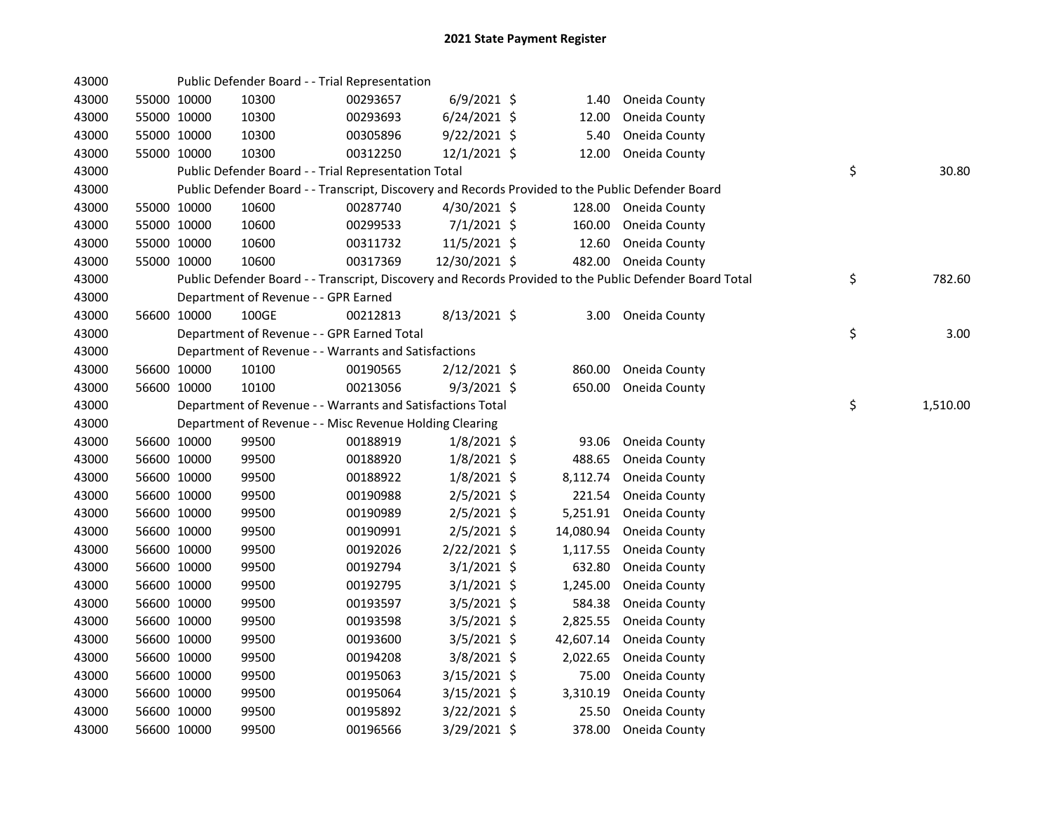# 2021 State Payment Register

| | | | | | | | | | |
|---|---|---|---|---|---|---|---|---|---|
| 43000 | | | Public Defender Board - - Trial Representation | | | | | | |
| 43000 | 55000 | 10000 | 10300 | 00293657 | 6/9/2021 | $ 1.40 | Oneida County | | |
| 43000 | 55000 | 10000 | 10300 | 00293693 | 6/24/2021 | $ 12.00 | Oneida County | | |
| 43000 | 55000 | 10000 | 10300 | 00305896 | 9/22/2021 | $ 5.40 | Oneida County | | |
| 43000 | 55000 | 10000 | 10300 | 00312250 | 12/1/2021 | $ 12.00 | Oneida County | | |
| 43000 | | | Public Defender Board - - Trial Representation Total | | | | | $ | 30.80 |
| 43000 | | | Public Defender Board - - Transcript, Discovery and Records Provided to the Public Defender Board | | | | | | |
| 43000 | 55000 | 10000 | 10600 | 00287740 | 4/30/2021 | $ 128.00 | Oneida County | | |
| 43000 | 55000 | 10000 | 10600 | 00299533 | 7/1/2021 | $ 160.00 | Oneida County | | |
| 43000 | 55000 | 10000 | 10600 | 00311732 | 11/5/2021 | $ 12.60 | Oneida County | | |
| 43000 | 55000 | 10000 | 10600 | 00317369 | 12/30/2021 | $ 482.00 | Oneida County | | |
| 43000 | | | Public Defender Board - - Transcript, Discovery and Records Provided to the Public Defender Board Total | | | | | $ | 782.60 |
| 43000 | | | Department of Revenue - - GPR Earned | | | | | | |
| 43000 | 56600 | 10000 | 100GE | 00212813 | 8/13/2021 | $ 3.00 | Oneida County | | |
| 43000 | | | Department of Revenue - - GPR Earned Total | | | | | $ | 3.00 |
| 43000 | | | Department of Revenue - - Warrants and Satisfactions | | | | | | |
| 43000 | 56600 | 10000 | 10100 | 00190565 | 2/12/2021 | $ 860.00 | Oneida County | | |
| 43000 | 56600 | 10000 | 10100 | 00213056 | 9/3/2021 | $ 650.00 | Oneida County | | |
| 43000 | | | Department of Revenue - - Warrants and Satisfactions Total | | | | | $ | 1,510.00 |
| 43000 | | | Department of Revenue - - Misc Revenue Holding Clearing | | | | | | |
| 43000 | 56600 | 10000 | 99500 | 00188919 | 1/8/2021 | $ 93.06 | Oneida County | | |
| 43000 | 56600 | 10000 | 99500 | 00188920 | 1/8/2021 | $ 488.65 | Oneida County | | |
| 43000 | 56600 | 10000 | 99500 | 00188922 | 1/8/2021 | $ 8,112.74 | Oneida County | | |
| 43000 | 56600 | 10000 | 99500 | 00190988 | 2/5/2021 | $ 221.54 | Oneida County | | |
| 43000 | 56600 | 10000 | 99500 | 00190989 | 2/5/2021 | $ 5,251.91 | Oneida County | | |
| 43000 | 56600 | 10000 | 99500 | 00190991 | 2/5/2021 | $ 14,080.94 | Oneida County | | |
| 43000 | 56600 | 10000 | 99500 | 00192026 | 2/22/2021 | $ 1,117.55 | Oneida County | | |
| 43000 | 56600 | 10000 | 99500 | 00192794 | 3/1/2021 | $ 632.80 | Oneida County | | |
| 43000 | 56600 | 10000 | 99500 | 00192795 | 3/1/2021 | $ 1,245.00 | Oneida County | | |
| 43000 | 56600 | 10000 | 99500 | 00193597 | 3/5/2021 | $ 584.38 | Oneida County | | |
| 43000 | 56600 | 10000 | 99500 | 00193598 | 3/5/2021 | $ 2,825.55 | Oneida County | | |
| 43000 | 56600 | 10000 | 99500 | 00193600 | 3/5/2021 | $ 42,607.14 | Oneida County | | |
| 43000 | 56600 | 10000 | 99500 | 00194208 | 3/8/2021 | $ 2,022.65 | Oneida County | | |
| 43000 | 56600 | 10000 | 99500 | 00195063 | 3/15/2021 | $ 75.00 | Oneida County | | |
| 43000 | 56600 | 10000 | 99500 | 00195064 | 3/15/2021 | $ 3,310.19 | Oneida County | | |
| 43000 | 56600 | 10000 | 99500 | 00195892 | 3/22/2021 | $ 25.50 | Oneida County | | |
| 43000 | 56600 | 10000 | 99500 | 00196566 | 3/29/2021 | $ 378.00 | Oneida County | | |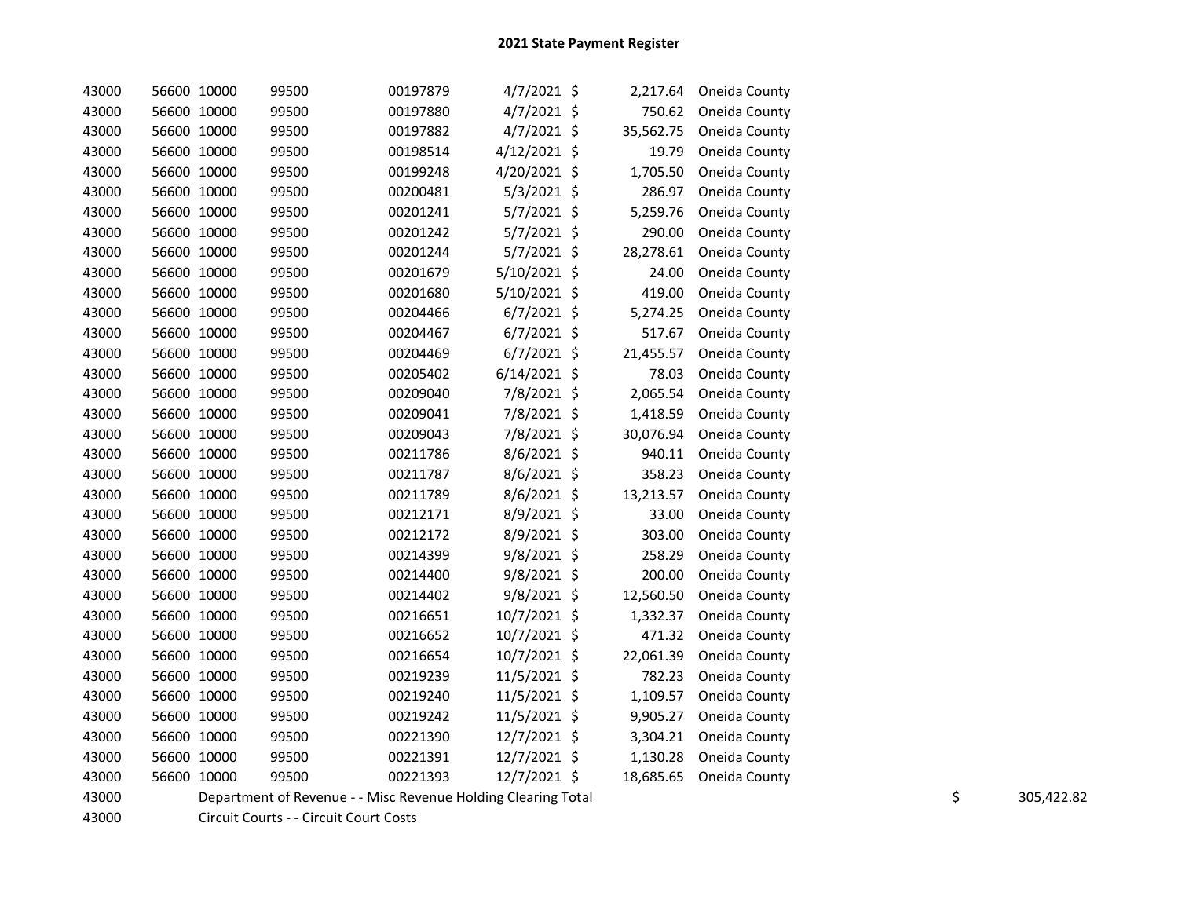# 2021 State Payment Register

| | | | | | | | | | | |
|---|---|---|---|---|---|---|---|---|---|---|
| 43000 | 56600 | 10000 | 99500 | 00197879 | 4/7/2021 | $ | 2,217.64 | Oneida County | | |
| 43000 | 56600 | 10000 | 99500 | 00197880 | 4/7/2021 | $ | 750.62 | Oneida County | | |
| 43000 | 56600 | 10000 | 99500 | 00197882 | 4/7/2021 | $ | 35,562.75 | Oneida County | | |
| 43000 | 56600 | 10000 | 99500 | 00198514 | 4/12/2021 | $ | 19.79 | Oneida County | | |
| 43000 | 56600 | 10000 | 99500 | 00199248 | 4/20/2021 | $ | 1,705.50 | Oneida County | | |
| 43000 | 56600 | 10000 | 99500 | 00200481 | 5/3/2021 | $ | 286.97 | Oneida County | | |
| 43000 | 56600 | 10000 | 99500 | 00201241 | 5/7/2021 | $ | 5,259.76 | Oneida County | | |
| 43000 | 56600 | 10000 | 99500 | 00201242 | 5/7/2021 | $ | 290.00 | Oneida County | | |
| 43000 | 56600 | 10000 | 99500 | 00201244 | 5/7/2021 | $ | 28,278.61 | Oneida County | | |
| 43000 | 56600 | 10000 | 99500 | 00201679 | 5/10/2021 | $ | 24.00 | Oneida County | | |
| 43000 | 56600 | 10000 | 99500 | 00201680 | 5/10/2021 | $ | 419.00 | Oneida County | | |
| 43000 | 56600 | 10000 | 99500 | 00204466 | 6/7/2021 | $ | 5,274.25 | Oneida County | | |
| 43000 | 56600 | 10000 | 99500 | 00204467 | 6/7/2021 | $ | 517.67 | Oneida County | | |
| 43000 | 56600 | 10000 | 99500 | 00204469 | 6/7/2021 | $ | 21,455.57 | Oneida County | | |
| 43000 | 56600 | 10000 | 99500 | 00205402 | 6/14/2021 | $ | 78.03 | Oneida County | | |
| 43000 | 56600 | 10000 | 99500 | 00209040 | 7/8/2021 | $ | 2,065.54 | Oneida County | | |
| 43000 | 56600 | 10000 | 99500 | 00209041 | 7/8/2021 | $ | 1,418.59 | Oneida County | | |
| 43000 | 56600 | 10000 | 99500 | 00209043 | 7/8/2021 | $ | 30,076.94 | Oneida County | | |
| 43000 | 56600 | 10000 | 99500 | 00211786 | 8/6/2021 | $ | 940.11 | Oneida County | | |
| 43000 | 56600 | 10000 | 99500 | 00211787 | 8/6/2021 | $ | 358.23 | Oneida County | | |
| 43000 | 56600 | 10000 | 99500 | 00211789 | 8/6/2021 | $ | 13,213.57 | Oneida County | | |
| 43000 | 56600 | 10000 | 99500 | 00212171 | 8/9/2021 | $ | 33.00 | Oneida County | | |
| 43000 | 56600 | 10000 | 99500 | 00212172 | 8/9/2021 | $ | 303.00 | Oneida County | | |
| 43000 | 56600 | 10000 | 99500 | 00214399 | 9/8/2021 | $ | 258.29 | Oneida County | | |
| 43000 | 56600 | 10000 | 99500 | 00214400 | 9/8/2021 | $ | 200.00 | Oneida County | | |
| 43000 | 56600 | 10000 | 99500 | 00214402 | 9/8/2021 | $ | 12,560.50 | Oneida County | | |
| 43000 | 56600 | 10000 | 99500 | 00216651 | 10/7/2021 | $ | 1,332.37 | Oneida County | | |
| 43000 | 56600 | 10000 | 99500 | 00216652 | 10/7/2021 | $ | 471.32 | Oneida County | | |
| 43000 | 56600 | 10000 | 99500 | 00216654 | 10/7/2021 | $ | 22,061.39 | Oneida County | | |
| 43000 | 56600 | 10000 | 99500 | 00219239 | 11/5/2021 | $ | 782.23 | Oneida County | | |
| 43000 | 56600 | 10000 | 99500 | 00219240 | 11/5/2021 | $ | 1,109.57 | Oneida County | | |
| 43000 | 56600 | 10000 | 99500 | 00219242 | 11/5/2021 | $ | 9,905.27 | Oneida County | | |
| 43000 | 56600 | 10000 | 99500 | 00221390 | 12/7/2021 | $ | 3,304.21 | Oneida County | | |
| 43000 | 56600 | 10000 | 99500 | 00221391 | 12/7/2021 | $ | 1,130.28 | Oneida County | | |
| 43000 | 56600 | 10000 | 99500 | 00221393 | 12/7/2021 | $ | 18,685.65 | Oneida County | | |
| 43000 | | Department of Revenue - - Misc Revenue Holding Clearing Total | | | | | | | $ | 305,422.82 |
| 43000 | | Circuit Courts - - Circuit Court Costs | | | | | | | | |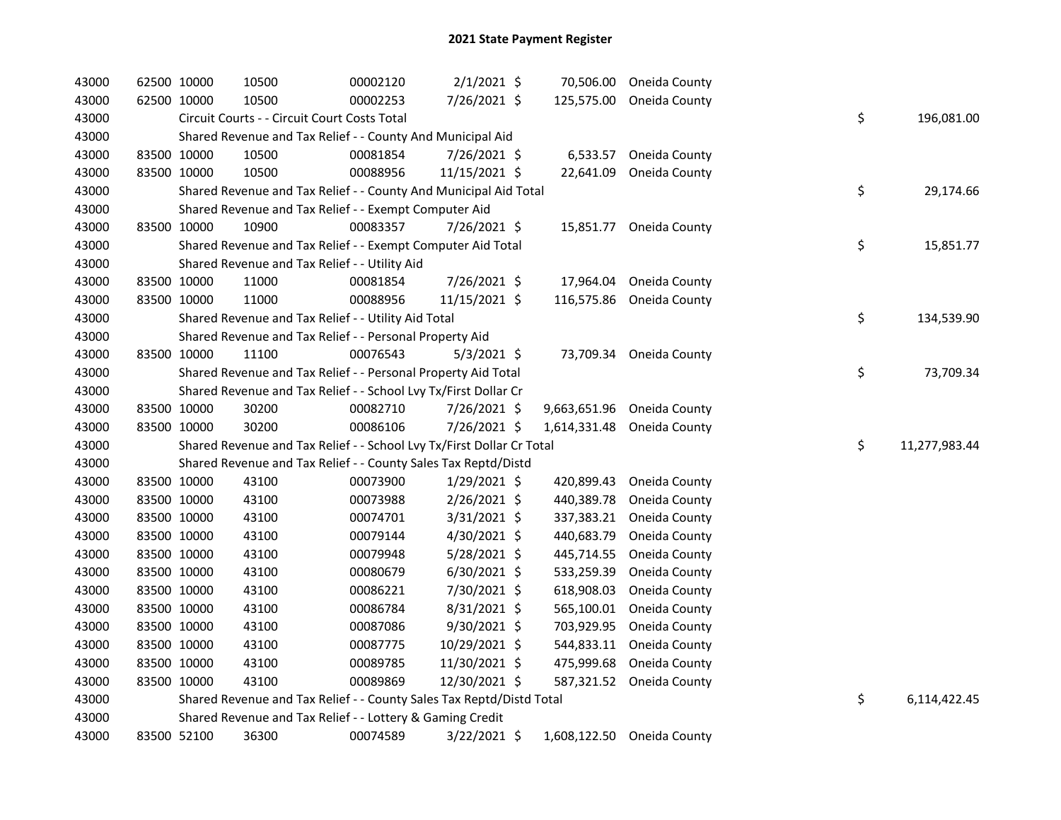# 2021 State Payment Register

| | | | | | | | | | |
|---|---|---|---|---|---|---|---|---|---|
| 43000 | 62500 | 10000 | 10500 | 00002120 | 2/1/2021 | $ 70,506.00 | Oneida County | | |
| 43000 | 62500 | 10000 | 10500 | 00002253 | 7/26/2021 | $ 125,575.00 | Oneida County | | |
| 43000 | Circuit Courts - - Circuit Court Costs Total | | | | | | | $ | 196,081.00 |
| 43000 | Shared Revenue and Tax Relief - - County And Municipal Aid | | | | | | | | |
| 43000 | 83500 | 10000 | 10500 | 00081854 | 7/26/2021 | $ 6,533.57 | Oneida County | | |
| 43000 | 83500 | 10000 | 10500 | 00088956 | 11/15/2021 | $ 22,641.09 | Oneida County | | |
| 43000 | Shared Revenue and Tax Relief - - County And Municipal Aid Total | | | | | | | $ | 29,174.66 |
| 43000 | Shared Revenue and Tax Relief - - Exempt Computer Aid | | | | | | | | |
| 43000 | 83500 | 10000 | 10900 | 00083357 | 7/26/2021 | $ 15,851.77 | Oneida County | | |
| 43000 | Shared Revenue and Tax Relief - - Exempt Computer Aid Total | | | | | | | $ | 15,851.77 |
| 43000 | Shared Revenue and Tax Relief - - Utility Aid | | | | | | | | |
| 43000 | 83500 | 10000 | 11000 | 00081854 | 7/26/2021 | $ 17,964.04 | Oneida County | | |
| 43000 | 83500 | 10000 | 11000 | 00088956 | 11/15/2021 | $ 116,575.86 | Oneida County | | |
| 43000 | Shared Revenue and Tax Relief - - Utility Aid Total | | | | | | | $ | 134,539.90 |
| 43000 | Shared Revenue and Tax Relief - - Personal Property Aid | | | | | | | | |
| 43000 | 83500 | 10000 | 11100 | 00076543 | 5/3/2021 | $ 73,709.34 | Oneida County | | |
| 43000 | Shared Revenue and Tax Relief - - Personal Property Aid Total | | | | | | | $ | 73,709.34 |
| 43000 | Shared Revenue and Tax Relief - - School Lvy Tx/First Dollar Cr | | | | | | | | |
| 43000 | 83500 | 10000 | 30200 | 00082710 | 7/26/2021 | $ 9,663,651.96 | Oneida County | | |
| 43000 | 83500 | 10000 | 30200 | 00086106 | 7/26/2021 | $ 1,614,331.48 | Oneida County | | |
| 43000 | Shared Revenue and Tax Relief - - School Lvy Tx/First Dollar Cr Total | | | | | | | $ | 11,277,983.44 |
| 43000 | Shared Revenue and Tax Relief - - County Sales Tax Reptd/Distd | | | | | | | | |
| 43000 | 83500 | 10000 | 43100 | 00073900 | 1/29/2021 | $ 420,899.43 | Oneida County | | |
| 43000 | 83500 | 10000 | 43100 | 00073988 | 2/26/2021 | $ 440,389.78 | Oneida County | | |
| 43000 | 83500 | 10000 | 43100 | 00074701 | 3/31/2021 | $ 337,383.21 | Oneida County | | |
| 43000 | 83500 | 10000 | 43100 | 00079144 | 4/30/2021 | $ 440,683.79 | Oneida County | | |
| 43000 | 83500 | 10000 | 43100 | 00079948 | 5/28/2021 | $ 445,714.55 | Oneida County | | |
| 43000 | 83500 | 10000 | 43100 | 00080679 | 6/30/2021 | $ 533,259.39 | Oneida County | | |
| 43000 | 83500 | 10000 | 43100 | 00086221 | 7/30/2021 | $ 618,908.03 | Oneida County | | |
| 43000 | 83500 | 10000 | 43100 | 00086784 | 8/31/2021 | $ 565,100.01 | Oneida County | | |
| 43000 | 83500 | 10000 | 43100 | 00087086 | 9/30/2021 | $ 703,929.95 | Oneida County | | |
| 43000 | 83500 | 10000 | 43100 | 00087775 | 10/29/2021 | $ 544,833.11 | Oneida County | | |
| 43000 | 83500 | 10000 | 43100 | 00089785 | 11/30/2021 | $ 475,999.68 | Oneida County | | |
| 43000 | 83500 | 10000 | 43100 | 00089869 | 12/30/2021 | $ 587,321.52 | Oneida County | | |
| 43000 | Shared Revenue and Tax Relief - - County Sales Tax Reptd/Distd Total | | | | | | | $ | 6,114,422.45 |
| 43000 | Shared Revenue and Tax Relief - - Lottery & Gaming Credit | | | | | | | | |
| 43000 | 83500 | 52100 | 36300 | 00074589 | 3/22/2021 | $ 1,608,122.50 | Oneida County | | |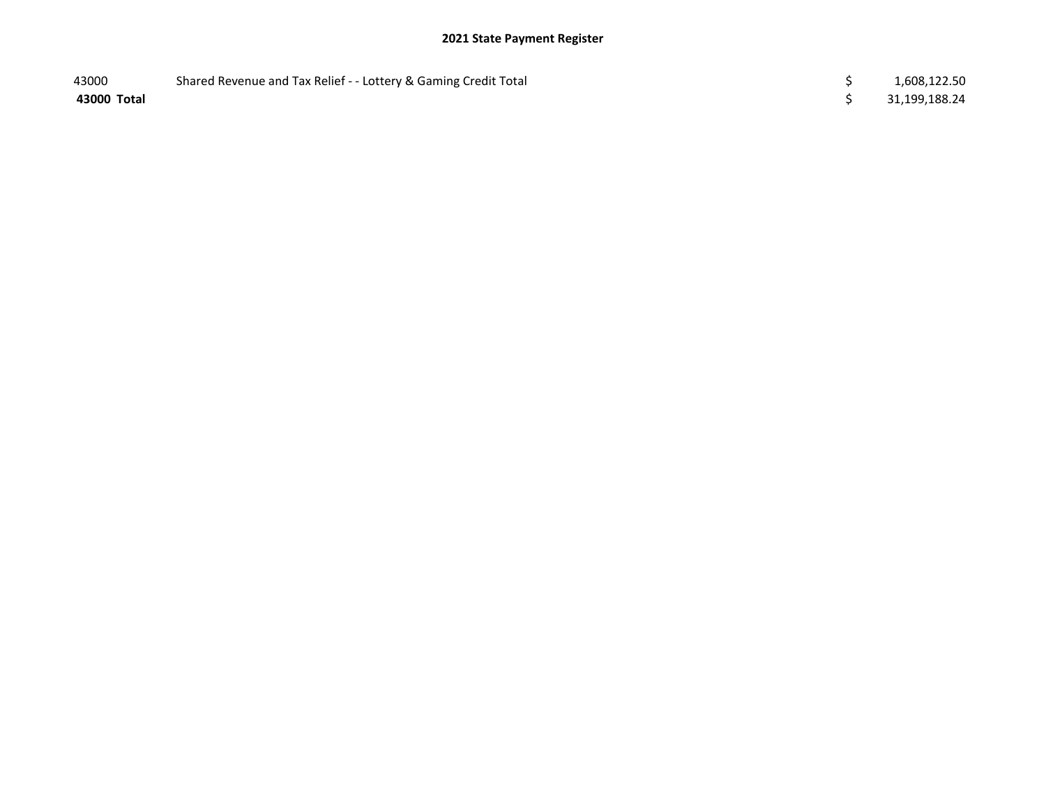# 2021 State Payment Register

| | | | |
|---|---|---|---|
| 43000 | Shared Revenue and Tax Relief - - Lottery & Gaming Credit Total | $ | 1,608,122.50 |
| **43000 Total** | | $ | 31,199,188.24 |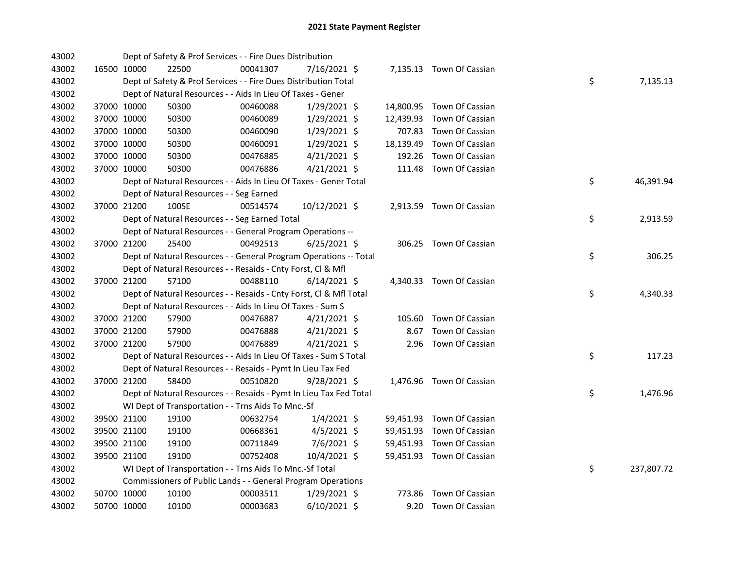# 2021 State Payment Register

| | | | | | | | | | |
|---|---|---|---|---|---|---|---|---|---|
| 43002 | | | Dept of Safety & Prof Services - - Fire Dues Distribution | | | | | | |
| 43002 | 16500 | 10000 | 22500 | 00041307 | 7/16/2021 | $ 7,135.13 | Town Of Cassian | | |
| 43002 | | | Dept of Safety & Prof Services - - Fire Dues Distribution Total | | | | | $ | 7,135.13 |
| 43002 | | | Dept of Natural Resources - - Aids In Lieu Of Taxes - Gener | | | | | | |
| 43002 | 37000 | 10000 | 50300 | 00460088 | 1/29/2021 | $ 14,800.95 | Town Of Cassian | | |
| 43002 | 37000 | 10000 | 50300 | 00460089 | 1/29/2021 | $ 12,439.93 | Town Of Cassian | | |
| 43002 | 37000 | 10000 | 50300 | 00460090 | 1/29/2021 | $ 707.83 | Town Of Cassian | | |
| 43002 | 37000 | 10000 | 50300 | 00460091 | 1/29/2021 | $ 18,139.49 | Town Of Cassian | | |
| 43002 | 37000 | 10000 | 50300 | 00476885 | 4/21/2021 | $ 192.26 | Town Of Cassian | | |
| 43002 | 37000 | 10000 | 50300 | 00476886 | 4/21/2021 | $ 111.48 | Town Of Cassian | | |
| 43002 | | | Dept of Natural Resources - - Aids In Lieu Of Taxes - Gener Total | | | | | $ | 46,391.94 |
| 43002 | | | Dept of Natural Resources - - Seg Earned | | | | | | |
| 43002 | 37000 | 21200 | 100SE | 00514574 | 10/12/2021 | $ 2,913.59 | Town Of Cassian | | |
| 43002 | | | Dept of Natural Resources - - Seg Earned Total | | | | | $ | 2,913.59 |
| 43002 | | | Dept of Natural Resources - - General Program Operations -- | | | | | | |
| 43002 | 37000 | 21200 | 25400 | 00492513 | 6/25/2021 | $ 306.25 | Town Of Cassian | | |
| 43002 | | | Dept of Natural Resources - - General Program Operations -- Total | | | | | $ | 306.25 |
| 43002 | | | Dept of Natural Resources - - Resaids - Cnty Forst, Cl & Mfl | | | | | | |
| 43002 | 37000 | 21200 | 57100 | 00488110 | 6/14/2021 | $ 4,340.33 | Town Of Cassian | | |
| 43002 | | | Dept of Natural Resources - - Resaids - Cnty Forst, Cl & Mfl Total | | | | | $ | 4,340.33 |
| 43002 | | | Dept of Natural Resources - - Aids In Lieu Of Taxes - Sum S | | | | | | |
| 43002 | 37000 | 21200 | 57900 | 00476887 | 4/21/2021 | $ 105.60 | Town Of Cassian | | |
| 43002 | 37000 | 21200 | 57900 | 00476888 | 4/21/2021 | $ 8.67 | Town Of Cassian | | |
| 43002 | 37000 | 21200 | 57900 | 00476889 | 4/21/2021 | $ 2.96 | Town Of Cassian | | |
| 43002 | | | Dept of Natural Resources - - Aids In Lieu Of Taxes - Sum S Total | | | | | $ | 117.23 |
| 43002 | | | Dept of Natural Resources - - Resaids - Pymt In Lieu Tax Fed | | | | | | |
| 43002 | 37000 | 21200 | 58400 | 00510820 | 9/28/2021 | $ 1,476.96 | Town Of Cassian | | |
| 43002 | | | Dept of Natural Resources - - Resaids - Pymt In Lieu Tax Fed Total | | | | | $ | 1,476.96 |
| 43002 | | | WI Dept of Transportation - - Trns Aids To Mnc.-Sf | | | | | | |
| 43002 | 39500 | 21100 | 19100 | 00632754 | 1/4/2021 | $ 59,451.93 | Town Of Cassian | | |
| 43002 | 39500 | 21100 | 19100 | 00668361 | 4/5/2021 | $ 59,451.93 | Town Of Cassian | | |
| 43002 | 39500 | 21100 | 19100 | 00711849 | 7/6/2021 | $ 59,451.93 | Town Of Cassian | | |
| 43002 | 39500 | 21100 | 19100 | 00752408 | 10/4/2021 | $ 59,451.93 | Town Of Cassian | | |
| 43002 | | | WI Dept of Transportation - - Trns Aids To Mnc.-Sf Total | | | | | $ | 237,807.72 |
| 43002 | | | Commissioners of Public Lands - - General Program Operations | | | | | | |
| 43002 | 50700 | 10000 | 10100 | 00003511 | 1/29/2021 | $ 773.86 | Town Of Cassian | | |
| 43002 | 50700 | 10000 | 10100 | 00003683 | 6/10/2021 | $ 9.20 | Town Of Cassian | | |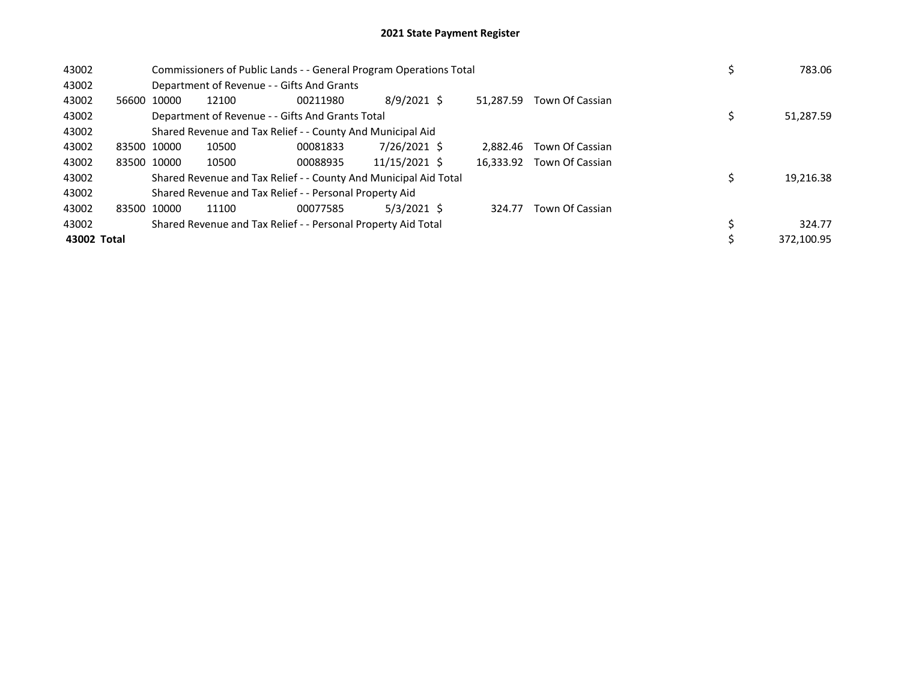# 2021 State Payment Register

| | | | | | | | | | |
|---|---|---|---|---|---|---|---|---|---|
| 43002 | | Commissioners of Public Lands - - General Program Operations Total | | | | | | $ | 783.06 |
| 43002 | | Department of Revenue - - Gifts And Grants | | | | | | | |
| 43002 | 56600 | 10000 | 12100 | 00211980 | 8/9/2021 | $ 51,287.59 | Town Of Cassian | | |
| 43002 | | Department of Revenue - - Gifts And Grants Total | | | | | | $ | 51,287.59 |
| 43002 | | Shared Revenue and Tax Relief - - County And Municipal Aid | | | | | | | |
| 43002 | 83500 | 10000 | 10500 | 00081833 | 7/26/2021 | $ 2,882.46 | Town Of Cassian | | |
| 43002 | 83500 | 10000 | 10500 | 00088935 | 11/15/2021 | $ 16,333.92 | Town Of Cassian | | |
| 43002 | | Shared Revenue and Tax Relief - - County And Municipal Aid Total | | | | | | $ | 19,216.38 |
| 43002 | | Shared Revenue and Tax Relief - - Personal Property Aid | | | | | | | |
| 43002 | 83500 | 10000 | 11100 | 00077585 | 5/3/2021 | $ 324.77 | Town Of Cassian | | |
| 43002 | | Shared Revenue and Tax Relief - - Personal Property Aid Total | | | | | | $ | 324.77 |
| **43002 Total** | | | | | | | | $ | 372,100.95 |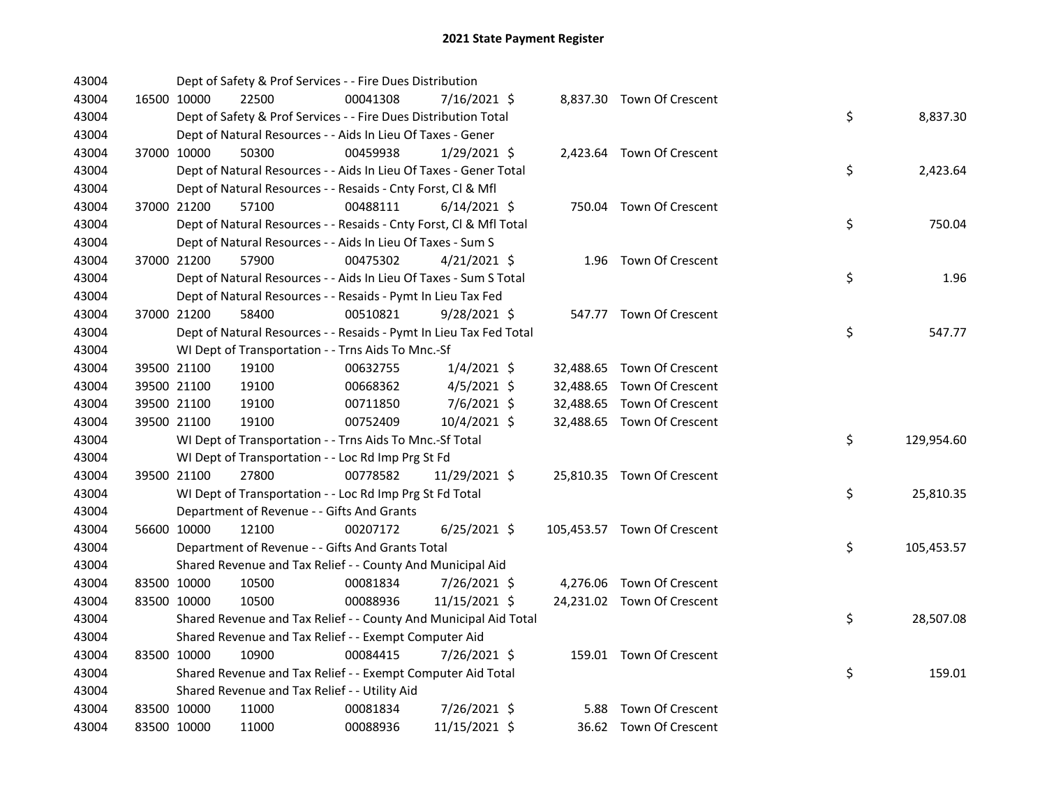# 2021 State Payment Register

| | | | | | | | | | |
|---|---|---|---|---|---|---|---|---|---|
| 43004 | | | Dept of Safety & Prof Services - - Fire Dues Distribution | | | | | | |
| 43004 | 16500 | 10000 | 22500 | 00041308 | 7/16/2021 | $ 8,837.30 | Town Of Crescent | | |
| 43004 | | | Dept of Safety & Prof Services - - Fire Dues Distribution Total | | | | | $ | 8,837.30 |
| 43004 | | | Dept of Natural Resources - - Aids In Lieu Of Taxes - Gener | | | | | | |
| 43004 | 37000 | 10000 | 50300 | 00459938 | 1/29/2021 | $ 2,423.64 | Town Of Crescent | | |
| 43004 | | | Dept of Natural Resources - - Aids In Lieu Of Taxes - Gener Total | | | | | $ | 2,423.64 |
| 43004 | | | Dept of Natural Resources - - Resaids - Cnty Forst, Cl & Mfl | | | | | | |
| 43004 | 37000 | 21200 | 57100 | 00488111 | 6/14/2021 | $ 750.04 | Town Of Crescent | | |
| 43004 | | | Dept of Natural Resources - - Resaids - Cnty Forst, Cl & Mfl Total | | | | | $ | 750.04 |
| 43004 | | | Dept of Natural Resources - - Aids In Lieu Of Taxes - Sum S | | | | | | |
| 43004 | 37000 | 21200 | 57900 | 00475302 | 4/21/2021 | $ 1.96 | Town Of Crescent | | |
| 43004 | | | Dept of Natural Resources - - Aids In Lieu Of Taxes - Sum S Total | | | | | $ | 1.96 |
| 43004 | | | Dept of Natural Resources - - Resaids - Pymt In Lieu Tax Fed | | | | | | |
| 43004 | 37000 | 21200 | 58400 | 00510821 | 9/28/2021 | $ 547.77 | Town Of Crescent | | |
| 43004 | | | Dept of Natural Resources - - Resaids - Pymt In Lieu Tax Fed Total | | | | | $ | 547.77 |
| 43004 | | | WI Dept of Transportation - - Trns Aids To Mnc.-Sf | | | | | | |
| 43004 | 39500 | 21100 | 19100 | 00632755 | 1/4/2021 | $ 32,488.65 | Town Of Crescent | | |
| 43004 | 39500 | 21100 | 19100 | 00668362 | 4/5/2021 | $ 32,488.65 | Town Of Crescent | | |
| 43004 | 39500 | 21100 | 19100 | 00711850 | 7/6/2021 | $ 32,488.65 | Town Of Crescent | | |
| 43004 | 39500 | 21100 | 19100 | 00752409 | 10/4/2021 | $ 32,488.65 | Town Of Crescent | | |
| 43004 | | | WI Dept of Transportation - - Trns Aids To Mnc.-Sf Total | | | | | $ | 129,954.60 |
| 43004 | | | WI Dept of Transportation - - Loc Rd Imp Prg St Fd | | | | | | |
| 43004 | 39500 | 21100 | 27800 | 00778582 | 11/29/2021 | $ 25,810.35 | Town Of Crescent | | |
| 43004 | | | WI Dept of Transportation - - Loc Rd Imp Prg St Fd Total | | | | | $ | 25,810.35 |
| 43004 | | | Department of Revenue - - Gifts And Grants | | | | | | |
| 43004 | 56600 | 10000 | 12100 | 00207172 | 6/25/2021 | $ 105,453.57 | Town Of Crescent | | |
| 43004 | | | Department of Revenue - - Gifts And Grants Total | | | | | $ | 105,453.57 |
| 43004 | | | Shared Revenue and Tax Relief - - County And Municipal Aid | | | | | | |
| 43004 | 83500 | 10000 | 10500 | 00081834 | 7/26/2021 | $ 4,276.06 | Town Of Crescent | | |
| 43004 | 83500 | 10000 | 10500 | 00088936 | 11/15/2021 | $ 24,231.02 | Town Of Crescent | | |
| 43004 | | | Shared Revenue and Tax Relief - - County And Municipal Aid Total | | | | | $ | 28,507.08 |
| 43004 | | | Shared Revenue and Tax Relief - - Exempt Computer Aid | | | | | | |
| 43004 | 83500 | 10000 | 10900 | 00084415 | 7/26/2021 | $ 159.01 | Town Of Crescent | | |
| 43004 | | | Shared Revenue and Tax Relief - - Exempt Computer Aid Total | | | | | $ | 159.01 |
| 43004 | | | Shared Revenue and Tax Relief - - Utility Aid | | | | | | |
| 43004 | 83500 | 10000 | 11000 | 00081834 | 7/26/2021 | $ 5.88 | Town Of Crescent | | |
| 43004 | 83500 | 10000 | 11000 | 00088936 | 11/15/2021 | $ 36.62 | Town Of Crescent | | |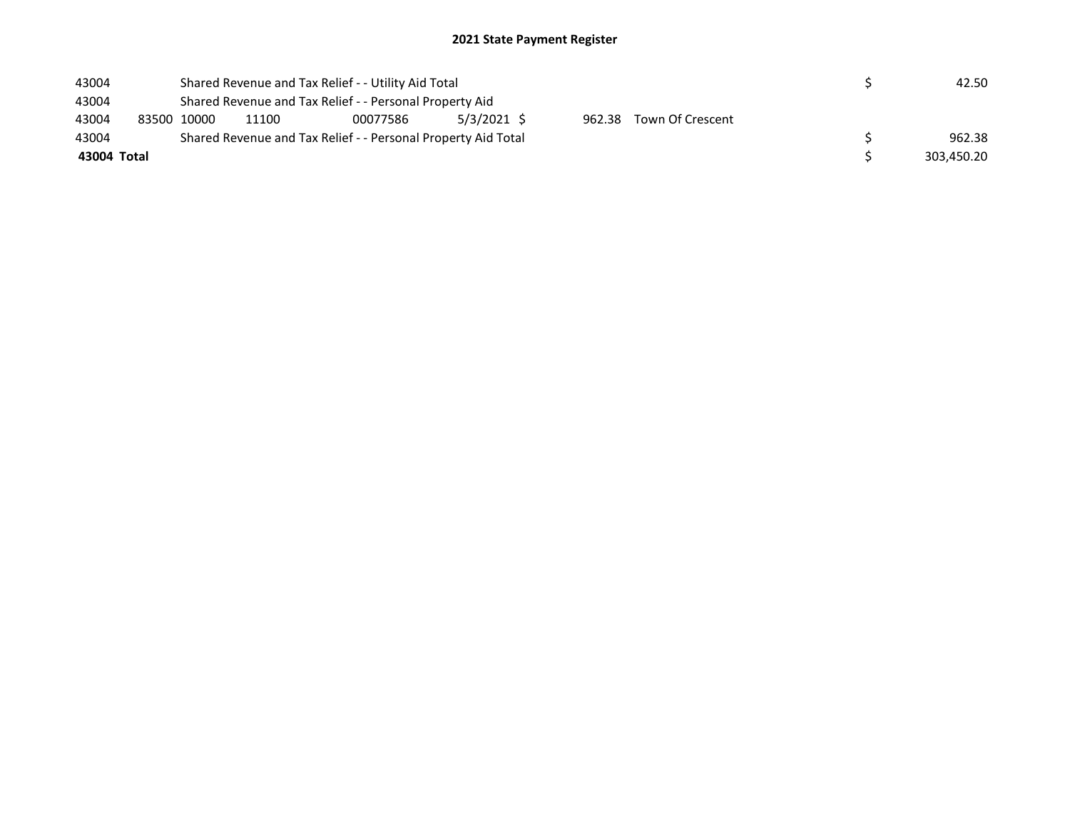## 2021 State Payment Register

| | | | | | | | | | |
|---|---|---|---|---|---|---|---|---|---|
| 43004 | | Shared Revenue and Tax Relief - - Utility Aid Total | | | | | | $ | 42.50 |
| 43004 | | Shared Revenue and Tax Relief - - Personal Property Aid | | | | | | | |
| 43004 | 83500 | 10000 | 11100 | 00077586 | 5/3/2021 | $ 962.38 | Town Of Crescent | | |
| 43004 | | Shared Revenue and Tax Relief - - Personal Property Aid Total | | | | | | $ | 962.38 |
| **43004 Total** | | | | | | | | $ | 303,450.20 |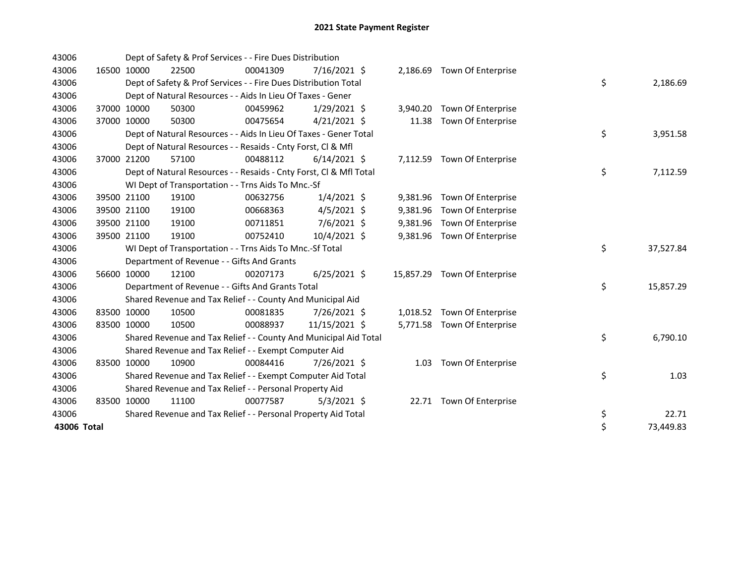# 2021 State Payment Register

| | | | | | | | | | |
|---|---|---|---|---|---|---|---|---|---|
| 43006 | | Dept of Safety & Prof Services - - Fire Dues Distribution | | | | | | | |
| 43006 | 16500 | 10000 | 22500 | 00041309 | 7/16/2021 | $ 2,186.69 | Town Of Enterprise | | |
| 43006 | | Dept of Safety & Prof Services - - Fire Dues Distribution Total | | | | | | $ | 2,186.69 |
| 43006 | | Dept of Natural Resources - - Aids In Lieu Of Taxes - Gener | | | | | | | |
| 43006 | 37000 | 10000 | 50300 | 00459962 | 1/29/2021 | $ 3,940.20 | Town Of Enterprise | | |
| 43006 | 37000 | 10000 | 50300 | 00475654 | 4/21/2021 | $ 11.38 | Town Of Enterprise | | |
| 43006 | | Dept of Natural Resources - - Aids In Lieu Of Taxes - Gener Total | | | | | | $ | 3,951.58 |
| 43006 | | Dept of Natural Resources - - Resaids - Cnty Forst, Cl & Mfl | | | | | | | |
| 43006 | 37000 | 21200 | 57100 | 00488112 | 6/14/2021 | $ 7,112.59 | Town Of Enterprise | | |
| 43006 | | Dept of Natural Resources - - Resaids - Cnty Forst, Cl & Mfl Total | | | | | | $ | 7,112.59 |
| 43006 | | WI Dept of Transportation - - Trns Aids To Mnc.-Sf | | | | | | | |
| 43006 | 39500 | 21100 | 19100 | 00632756 | 1/4/2021 | $ 9,381.96 | Town Of Enterprise | | |
| 43006 | 39500 | 21100 | 19100 | 00668363 | 4/5/2021 | $ 9,381.96 | Town Of Enterprise | | |
| 43006 | 39500 | 21100 | 19100 | 00711851 | 7/6/2021 | $ 9,381.96 | Town Of Enterprise | | |
| 43006 | 39500 | 21100 | 19100 | 00752410 | 10/4/2021 | $ 9,381.96 | Town Of Enterprise | | |
| 43006 | | WI Dept of Transportation - - Trns Aids To Mnc.-Sf Total | | | | | | $ | 37,527.84 |
| 43006 | | Department of Revenue - - Gifts And Grants | | | | | | | |
| 43006 | 56600 | 10000 | 12100 | 00207173 | 6/25/2021 | $ 15,857.29 | Town Of Enterprise | | |
| 43006 | | Department of Revenue - - Gifts And Grants Total | | | | | | $ | 15,857.29 |
| 43006 | | Shared Revenue and Tax Relief - - County And Municipal Aid | | | | | | | |
| 43006 | 83500 | 10000 | 10500 | 00081835 | 7/26/2021 | $ 1,018.52 | Town Of Enterprise | | |
| 43006 | 83500 | 10000 | 10500 | 00088937 | 11/15/2021 | $ 5,771.58 | Town Of Enterprise | | |
| 43006 | | Shared Revenue and Tax Relief - - County And Municipal Aid Total | | | | | | $ | 6,790.10 |
| 43006 | | Shared Revenue and Tax Relief - - Exempt Computer Aid | | | | | | | |
| 43006 | 83500 | 10000 | 10900 | 00084416 | 7/26/2021 | $ 1.03 | Town Of Enterprise | | |
| 43006 | | Shared Revenue and Tax Relief - - Exempt Computer Aid Total | | | | | | $ | 1.03 |
| 43006 | | Shared Revenue and Tax Relief - - Personal Property Aid | | | | | | | |
| 43006 | 83500 | 10000 | 11100 | 00077587 | 5/3/2021 | $ 22.71 | Town Of Enterprise | | |
| 43006 | | Shared Revenue and Tax Relief - - Personal Property Aid Total | | | | | | $ | 22.71 |
| **43006 Total** | | | | | | | | $ | 73,449.83 |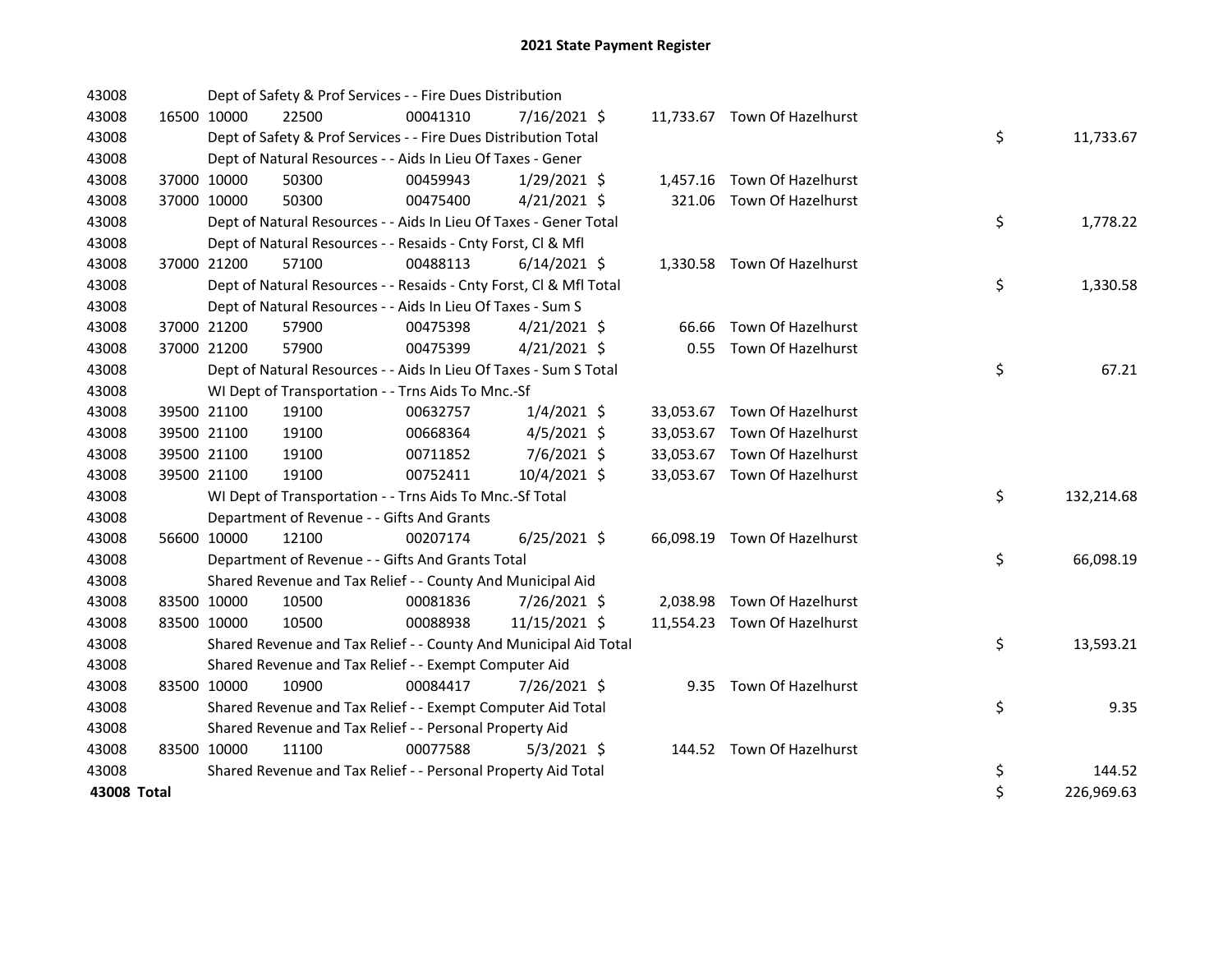# 2021 State Payment Register

| | | | | | | | | |
|---|---|---|---|---|---|---|---|---|
| 43008 | | Dept of Safety & Prof Services - - Fire Dues Distribution | | | | | | |
| 43008 | 16500 | 10000 | 22500 | 00041310 | 7/16/2021 | $ 11,733.67 | Town Of Hazelhurst | |
| 43008 | | Dept of Safety & Prof Services - - Fire Dues Distribution Total | | | | | | $ 11,733.67 |
| 43008 | | Dept of Natural Resources - - Aids In Lieu Of Taxes - Gener | | | | | | |
| 43008 | 37000 | 10000 | 50300 | 00459943 | 1/29/2021 | $ 1,457.16 | Town Of Hazelhurst | |
| 43008 | 37000 | 10000 | 50300 | 00475400 | 4/21/2021 | $ 321.06 | Town Of Hazelhurst | |
| 43008 | | Dept of Natural Resources - - Aids In Lieu Of Taxes - Gener Total | | | | | | $ 1,778.22 |
| 43008 | | Dept of Natural Resources - - Resaids - Cnty Forst, Cl & Mfl | | | | | | |
| 43008 | 37000 | 21200 | 57100 | 00488113 | 6/14/2021 | $ 1,330.58 | Town Of Hazelhurst | |
| 43008 | | Dept of Natural Resources - - Resaids - Cnty Forst, Cl & Mfl Total | | | | | | $ 1,330.58 |
| 43008 | | Dept of Natural Resources - - Aids In Lieu Of Taxes - Sum S | | | | | | |
| 43008 | 37000 | 21200 | 57900 | 00475398 | 4/21/2021 | $ 66.66 | Town Of Hazelhurst | |
| 43008 | 37000 | 21200 | 57900 | 00475399 | 4/21/2021 | $ 0.55 | Town Of Hazelhurst | |
| 43008 | | Dept of Natural Resources - - Aids In Lieu Of Taxes - Sum S Total | | | | | | $ 67.21 |
| 43008 | | WI Dept of Transportation - - Trns Aids To Mnc.-Sf | | | | | | |
| 43008 | 39500 | 21100 | 19100 | 00632757 | 1/4/2021 | $ 33,053.67 | Town Of Hazelhurst | |
| 43008 | 39500 | 21100 | 19100 | 00668364 | 4/5/2021 | $ 33,053.67 | Town Of Hazelhurst | |
| 43008 | 39500 | 21100 | 19100 | 00711852 | 7/6/2021 | $ 33,053.67 | Town Of Hazelhurst | |
| 43008 | 39500 | 21100 | 19100 | 00752411 | 10/4/2021 | $ 33,053.67 | Town Of Hazelhurst | |
| 43008 | | WI Dept of Transportation - - Trns Aids To Mnc.-Sf Total | | | | | | $ 132,214.68 |
| 43008 | | Department of Revenue - - Gifts And Grants | | | | | | |
| 43008 | 56600 | 10000 | 12100 | 00207174 | 6/25/2021 | $ 66,098.19 | Town Of Hazelhurst | |
| 43008 | | Department of Revenue - - Gifts And Grants Total | | | | | | $ 66,098.19 |
| 43008 | | Shared Revenue and Tax Relief - - County And Municipal Aid | | | | | | |
| 43008 | 83500 | 10000 | 10500 | 00081836 | 7/26/2021 | $ 2,038.98 | Town Of Hazelhurst | |
| 43008 | 83500 | 10000 | 10500 | 00088938 | 11/15/2021 | $ 11,554.23 | Town Of Hazelhurst | |
| 43008 | | Shared Revenue and Tax Relief - - County And Municipal Aid Total | | | | | | $ 13,593.21 |
| 43008 | | Shared Revenue and Tax Relief - - Exempt Computer Aid | | | | | | |
| 43008 | 83500 | 10000 | 10900 | 00084417 | 7/26/2021 | $ 9.35 | Town Of Hazelhurst | |
| 43008 | | Shared Revenue and Tax Relief - - Exempt Computer Aid Total | | | | | | $ 9.35 |
| 43008 | | Shared Revenue and Tax Relief - - Personal Property Aid | | | | | | |
| 43008 | 83500 | 10000 | 11100 | 00077588 | 5/3/2021 | $ 144.52 | Town Of Hazelhurst | |
| 43008 | | Shared Revenue and Tax Relief - - Personal Property Aid Total | | | | | | $ 144.52 |
| **43008 Total** | | | | | | | | $ 226,969.63 |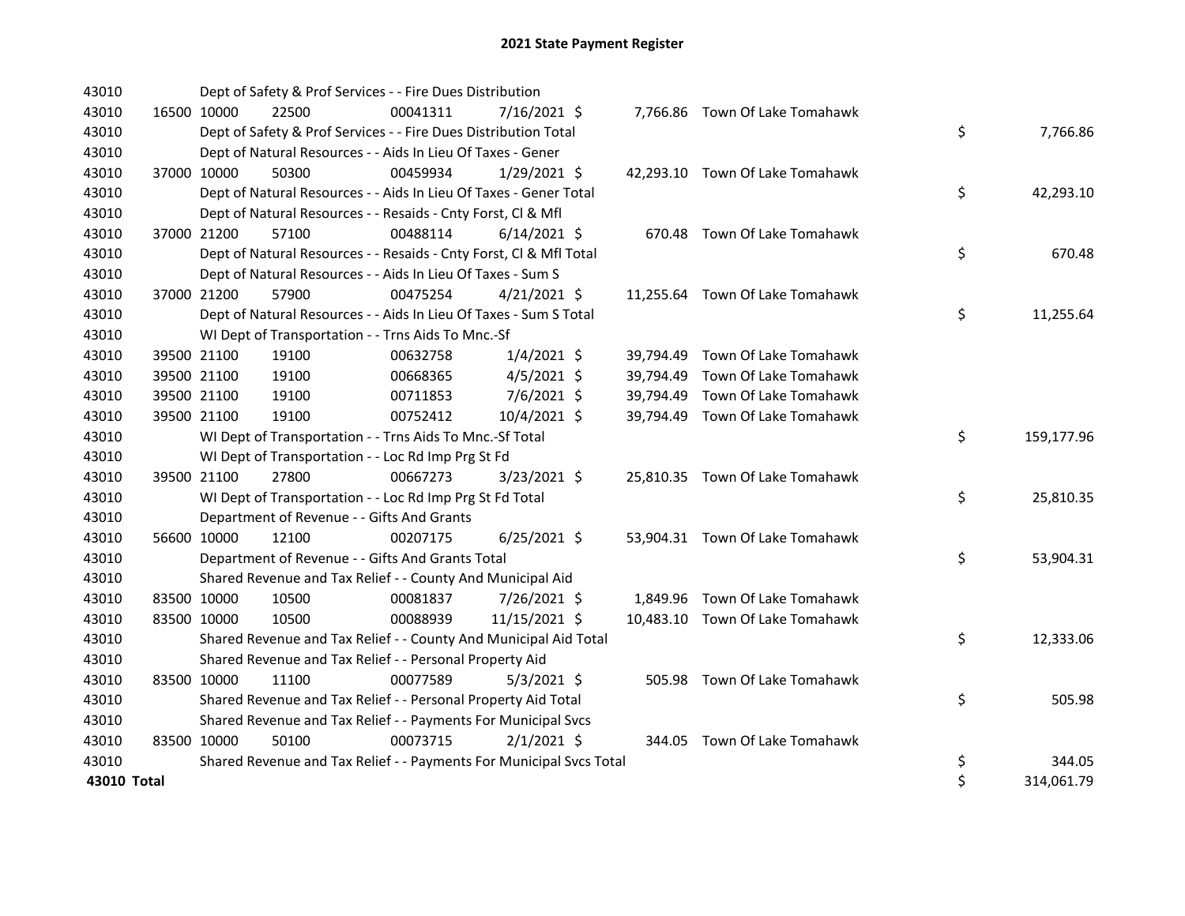# 2021 State Payment Register

| | | | | | | | | | |
|---|---|---|---|---|---|---|---|---|---|
| 43010 | | Dept of Safety & Prof Services - - Fire Dues Distribution | | | | | | | |
| 43010 | 16500 | 10000 | 22500 | 00041311 | 7/16/2021 | $ | 7,766.86 | Town Of Lake Tomahawk | |
| 43010 | | Dept of Safety & Prof Services - - Fire Dues Distribution Total | | | | | | | $ 7,766.86 |
| 43010 | | Dept of Natural Resources - - Aids In Lieu Of Taxes - Gener | | | | | | | |
| 43010 | 37000 | 10000 | 50300 | 00459934 | 1/29/2021 | $ | 42,293.10 | Town Of Lake Tomahawk | |
| 43010 | | Dept of Natural Resources - - Aids In Lieu Of Taxes - Gener Total | | | | | | | $ 42,293.10 |
| 43010 | | Dept of Natural Resources - - Resaids - Cnty Forst, Cl & Mfl | | | | | | | |
| 43010 | 37000 | 21200 | 57100 | 00488114 | 6/14/2021 | $ | 670.48 | Town Of Lake Tomahawk | |
| 43010 | | Dept of Natural Resources - - Resaids - Cnty Forst, Cl & Mfl Total | | | | | | | $ 670.48 |
| 43010 | | Dept of Natural Resources - - Aids In Lieu Of Taxes - Sum S | | | | | | | |
| 43010 | 37000 | 21200 | 57900 | 00475254 | 4/21/2021 | $ | 11,255.64 | Town Of Lake Tomahawk | |
| 43010 | | Dept of Natural Resources - - Aids In Lieu Of Taxes - Sum S Total | | | | | | | $ 11,255.64 |
| 43010 | | WI Dept of Transportation - - Trns Aids To Mnc.-Sf | | | | | | | |
| 43010 | 39500 | 21100 | 19100 | 00632758 | 1/4/2021 | $ | 39,794.49 | Town Of Lake Tomahawk | |
| 43010 | 39500 | 21100 | 19100 | 00668365 | 4/5/2021 | $ | 39,794.49 | Town Of Lake Tomahawk | |
| 43010 | 39500 | 21100 | 19100 | 00711853 | 7/6/2021 | $ | 39,794.49 | Town Of Lake Tomahawk | |
| 43010 | 39500 | 21100 | 19100 | 00752412 | 10/4/2021 | $ | 39,794.49 | Town Of Lake Tomahawk | |
| 43010 | | WI Dept of Transportation - - Trns Aids To Mnc.-Sf Total | | | | | | | $ 159,177.96 |
| 43010 | | WI Dept of Transportation - - Loc Rd Imp Prg St Fd | | | | | | | |
| 43010 | 39500 | 21100 | 27800 | 00667273 | 3/23/2021 | $ | 25,810.35 | Town Of Lake Tomahawk | |
| 43010 | | WI Dept of Transportation - - Loc Rd Imp Prg St Fd Total | | | | | | | $ 25,810.35 |
| 43010 | | Department of Revenue - - Gifts And Grants | | | | | | | |
| 43010 | 56600 | 10000 | 12100 | 00207175 | 6/25/2021 | $ | 53,904.31 | Town Of Lake Tomahawk | |
| 43010 | | Department of Revenue - - Gifts And Grants Total | | | | | | | $ 53,904.31 |
| 43010 | | Shared Revenue and Tax Relief - - County And Municipal Aid | | | | | | | |
| 43010 | 83500 | 10000 | 10500 | 00081837 | 7/26/2021 | $ | 1,849.96 | Town Of Lake Tomahawk | |
| 43010 | 83500 | 10000 | 10500 | 00088939 | 11/15/2021 | $ | 10,483.10 | Town Of Lake Tomahawk | |
| 43010 | | Shared Revenue and Tax Relief - - County And Municipal Aid Total | | | | | | | $ 12,333.06 |
| 43010 | | Shared Revenue and Tax Relief - - Personal Property Aid | | | | | | | |
| 43010 | 83500 | 10000 | 11100 | 00077589 | 5/3/2021 | $ | 505.98 | Town Of Lake Tomahawk | |
| 43010 | | Shared Revenue and Tax Relief - - Personal Property Aid Total | | | | | | | $ 505.98 |
| 43010 | | Shared Revenue and Tax Relief - - Payments For Municipal Svcs | | | | | | | |
| 43010 | 83500 | 10000 | 50100 | 00073715 | 2/1/2021 | $ | 344.05 | Town Of Lake Tomahawk | |
| 43010 | | Shared Revenue and Tax Relief - - Payments For Municipal Svcs Total | | | | | | | $ 344.05 |
| **43010 Total** | | | | | | | | | $ 314,061.79 |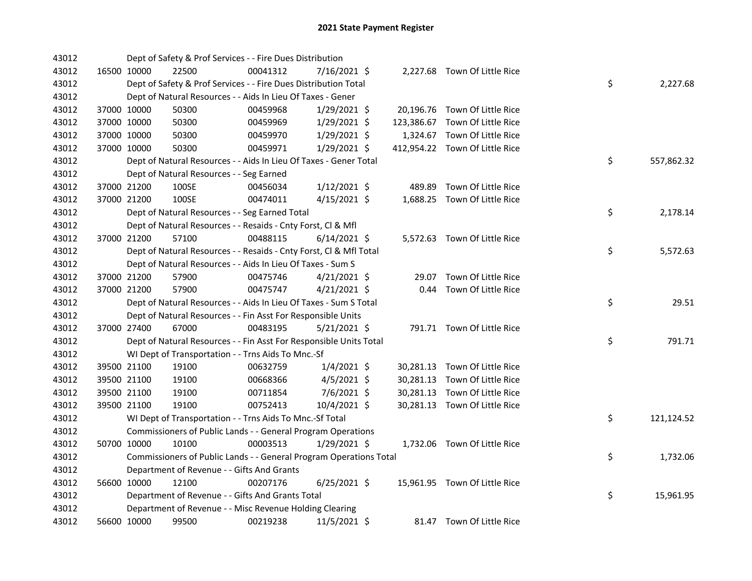# 2021 State Payment Register

| | | | | | | | | | |
|---|---|---|---|---|---|---|---|---|---|
| 43012 | | | Dept of Safety & Prof Services - - Fire Dues Distribution | | | | | | |
| 43012 | 16500 | 10000 | 22500 | 00041312 | 7/16/2021 | $ 2,227.68 | Town Of Little Rice | | |
| 43012 | | | Dept of Safety & Prof Services - - Fire Dues Distribution Total | | | | | $ | 2,227.68 |
| 43012 | | | Dept of Natural Resources - - Aids In Lieu Of Taxes - Gener | | | | | | |
| 43012 | 37000 | 10000 | 50300 | 00459968 | 1/29/2021 | $ 20,196.76 | Town Of Little Rice | | |
| 43012 | 37000 | 10000 | 50300 | 00459969 | 1/29/2021 | $ 123,386.67 | Town Of Little Rice | | |
| 43012 | 37000 | 10000 | 50300 | 00459970 | 1/29/2021 | $ 1,324.67 | Town Of Little Rice | | |
| 43012 | 37000 | 10000 | 50300 | 00459971 | 1/29/2021 | $ 412,954.22 | Town Of Little Rice | | |
| 43012 | | | Dept of Natural Resources - - Aids In Lieu Of Taxes - Gener Total | | | | | $ | 557,862.32 |
| 43012 | | | Dept of Natural Resources - - Seg Earned | | | | | | |
| 43012 | 37000 | 21200 | 100SE | 00456034 | 1/12/2021 | $ 489.89 | Town Of Little Rice | | |
| 43012 | 37000 | 21200 | 100SE | 00474011 | 4/15/2021 | $ 1,688.25 | Town Of Little Rice | | |
| 43012 | | | Dept of Natural Resources - - Seg Earned Total | | | | | $ | 2,178.14 |
| 43012 | | | Dept of Natural Resources - - Resaids - Cnty Forst, Cl & Mfl | | | | | | |
| 43012 | 37000 | 21200 | 57100 | 00488115 | 6/14/2021 | $ 5,572.63 | Town Of Little Rice | | |
| 43012 | | | Dept of Natural Resources - - Resaids - Cnty Forst, Cl & Mfl Total | | | | | $ | 5,572.63 |
| 43012 | | | Dept of Natural Resources - - Aids In Lieu Of Taxes - Sum S | | | | | | |
| 43012 | 37000 | 21200 | 57900 | 00475746 | 4/21/2021 | $ 29.07 | Town Of Little Rice | | |
| 43012 | 37000 | 21200 | 57900 | 00475747 | 4/21/2021 | $ 0.44 | Town Of Little Rice | | |
| 43012 | | | Dept of Natural Resources - - Aids In Lieu Of Taxes - Sum S Total | | | | | $ | 29.51 |
| 43012 | | | Dept of Natural Resources - - Fin Asst For Responsible Units | | | | | | |
| 43012 | 37000 | 27400 | 67000 | 00483195 | 5/21/2021 | $ 791.71 | Town Of Little Rice | | |
| 43012 | | | Dept of Natural Resources - - Fin Asst For Responsible Units Total | | | | | $ | 791.71 |
| 43012 | | | WI Dept of Transportation - - Trns Aids To Mnc.-Sf | | | | | | |
| 43012 | 39500 | 21100 | 19100 | 00632759 | 1/4/2021 | $ 30,281.13 | Town Of Little Rice | | |
| 43012 | 39500 | 21100 | 19100 | 00668366 | 4/5/2021 | $ 30,281.13 | Town Of Little Rice | | |
| 43012 | 39500 | 21100 | 19100 | 00711854 | 7/6/2021 | $ 30,281.13 | Town Of Little Rice | | |
| 43012 | 39500 | 21100 | 19100 | 00752413 | 10/4/2021 | $ 30,281.13 | Town Of Little Rice | | |
| 43012 | | | WI Dept of Transportation - - Trns Aids To Mnc.-Sf Total | | | | | $ | 121,124.52 |
| 43012 | | | Commissioners of Public Lands - - General Program Operations | | | | | | |
| 43012 | 50700 | 10000 | 10100 | 00003513 | 1/29/2021 | $ 1,732.06 | Town Of Little Rice | | |
| 43012 | | | Commissioners of Public Lands - - General Program Operations Total | | | | | $ | 1,732.06 |
| 43012 | | | Department of Revenue - - Gifts And Grants | | | | | | |
| 43012 | 56600 | 10000 | 12100 | 00207176 | 6/25/2021 | $ 15,961.95 | Town Of Little Rice | | |
| 43012 | | | Department of Revenue - - Gifts And Grants Total | | | | | $ | 15,961.95 |
| 43012 | | | Department of Revenue - - Misc Revenue Holding Clearing | | | | | | |
| 43012 | 56600 | 10000 | 99500 | 00219238 | 11/5/2021 | $ 81.47 | Town Of Little Rice | | |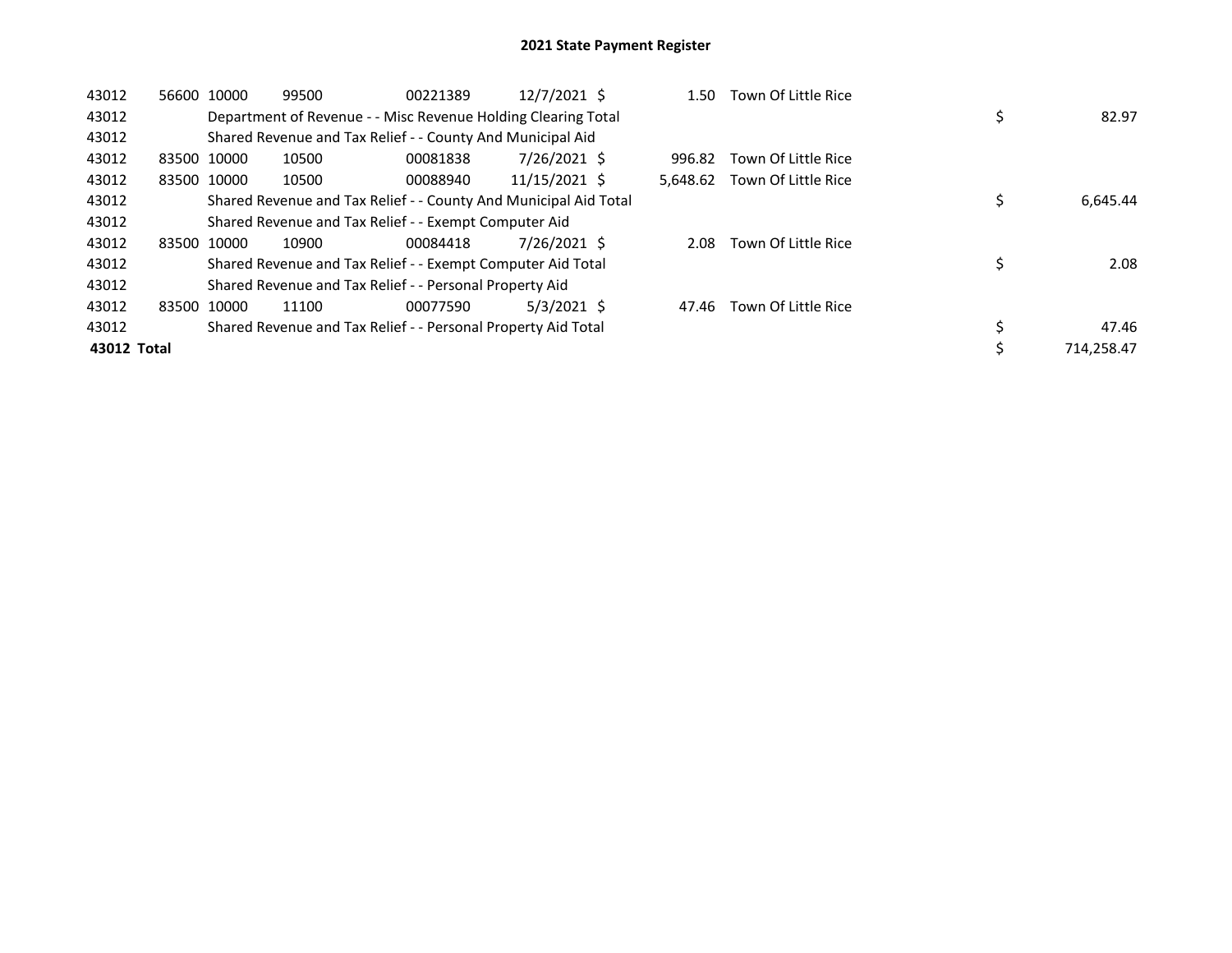# 2021 State Payment Register

| | | | | | | | | | |
|---|---|---|---|---|---|---|---|---|---|
| 43012 | 56600 | 10000 | 99500 | 00221389 | 12/7/2021 | $ 1.50 | Town Of Little Rice | | |
| 43012 | | Department of Revenue - - Misc Revenue Holding Clearing Total | | | | | | $ | 82.97 |
| 43012 | | Shared Revenue and Tax Relief - - County And Municipal Aid | | | | | | | |
| 43012 | 83500 | 10000 | 10500 | 00081838 | 7/26/2021 | $ 996.82 | Town Of Little Rice | | |
| 43012 | 83500 | 10000 | 10500 | 00088940 | 11/15/2021 | $ 5,648.62 | Town Of Little Rice | | |
| 43012 | | Shared Revenue and Tax Relief - - County And Municipal Aid Total | | | | | | $ | 6,645.44 |
| 43012 | | Shared Revenue and Tax Relief - - Exempt Computer Aid | | | | | | | |
| 43012 | 83500 | 10000 | 10900 | 00084418 | 7/26/2021 | $ 2.08 | Town Of Little Rice | | |
| 43012 | | Shared Revenue and Tax Relief - - Exempt Computer Aid Total | | | | | | $ | 2.08 |
| 43012 | | Shared Revenue and Tax Relief - - Personal Property Aid | | | | | | | |
| 43012 | 83500 | 10000 | 11100 | 00077590 | 5/3/2021 | $ 47.46 | Town Of Little Rice | | |
| 43012 | | Shared Revenue and Tax Relief - - Personal Property Aid Total | | | | | | $ | 47.46 |
| **43012 Total** | | | | | | | | $ | 714,258.47 |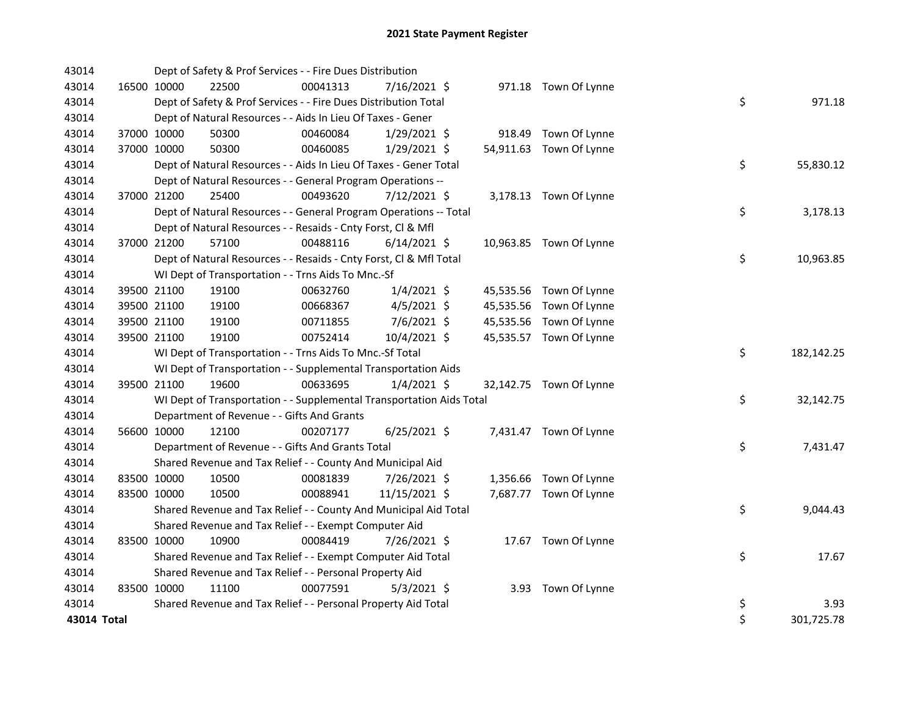# 2021 State Payment Register

| | | | | | | | | |
|---|---|---|---|---|---|---|---|---|
| 43014 | | Dept of Safety & Prof Services - - Fire Dues Distribution | | | | | | |
| 43014 | 16500 | 10000 | 22500 | 00041313 | 7/16/2021 | $ 971.18 | Town Of Lynne | |
| 43014 | | Dept of Safety & Prof Services - - Fire Dues Distribution Total | | | | | | $ 971.18 |
| 43014 | | Dept of Natural Resources - - Aids In Lieu Of Taxes - Gener | | | | | | |
| 43014 | 37000 | 10000 | 50300 | 00460084 | 1/29/2021 | $ 918.49 | Town Of Lynne | |
| 43014 | 37000 | 10000 | 50300 | 00460085 | 1/29/2021 | $ 54,911.63 | Town Of Lynne | |
| 43014 | | Dept of Natural Resources - - Aids In Lieu Of Taxes - Gener Total | | | | | | $ 55,830.12 |
| 43014 | | Dept of Natural Resources - - General Program Operations -- | | | | | | |
| 43014 | 37000 | 21200 | 25400 | 00493620 | 7/12/2021 | $ 3,178.13 | Town Of Lynne | |
| 43014 | | Dept of Natural Resources - - General Program Operations -- Total | | | | | | $ 3,178.13 |
| 43014 | | Dept of Natural Resources - - Resaids - Cnty Forst, Cl & Mfl | | | | | | |
| 43014 | 37000 | 21200 | 57100 | 00488116 | 6/14/2021 | $ 10,963.85 | Town Of Lynne | |
| 43014 | | Dept of Natural Resources - - Resaids - Cnty Forst, Cl & Mfl Total | | | | | | $ 10,963.85 |
| 43014 | | WI Dept of Transportation - - Trns Aids To Mnc.-Sf | | | | | | |
| 43014 | 39500 | 21100 | 19100 | 00632760 | 1/4/2021 | $ 45,535.56 | Town Of Lynne | |
| 43014 | 39500 | 21100 | 19100 | 00668367 | 4/5/2021 | $ 45,535.56 | Town Of Lynne | |
| 43014 | 39500 | 21100 | 19100 | 00711855 | 7/6/2021 | $ 45,535.56 | Town Of Lynne | |
| 43014 | 39500 | 21100 | 19100 | 00752414 | 10/4/2021 | $ 45,535.57 | Town Of Lynne | |
| 43014 | | WI Dept of Transportation - - Trns Aids To Mnc.-Sf Total | | | | | | $ 182,142.25 |
| 43014 | | WI Dept of Transportation - - Supplemental Transportation Aids | | | | | | |
| 43014 | 39500 | 21100 | 19600 | 00633695 | 1/4/2021 | $ 32,142.75 | Town Of Lynne | |
| 43014 | | WI Dept of Transportation - - Supplemental Transportation Aids Total | | | | | | $ 32,142.75 |
| 43014 | | Department of Revenue - - Gifts And Grants | | | | | | |
| 43014 | 56600 | 10000 | 12100 | 00207177 | 6/25/2021 | $ 7,431.47 | Town Of Lynne | |
| 43014 | | Department of Revenue - - Gifts And Grants Total | | | | | | $ 7,431.47 |
| 43014 | | Shared Revenue and Tax Relief - - County And Municipal Aid | | | | | | |
| 43014 | 83500 | 10000 | 10500 | 00081839 | 7/26/2021 | $ 1,356.66 | Town Of Lynne | |
| 43014 | 83500 | 10000 | 10500 | 00088941 | 11/15/2021 | $ 7,687.77 | Town Of Lynne | |
| 43014 | | Shared Revenue and Tax Relief - - County And Municipal Aid Total | | | | | | $ 9,044.43 |
| 43014 | | Shared Revenue and Tax Relief - - Exempt Computer Aid | | | | | | |
| 43014 | 83500 | 10000 | 10900 | 00084419 | 7/26/2021 | $ 17.67 | Town Of Lynne | |
| 43014 | | Shared Revenue and Tax Relief - - Exempt Computer Aid Total | | | | | | $ 17.67 |
| 43014 | | Shared Revenue and Tax Relief - - Personal Property Aid | | | | | | |
| 43014 | 83500 | 10000 | 11100 | 00077591 | 5/3/2021 | $ 3.93 | Town Of Lynne | |
| 43014 | | Shared Revenue and Tax Relief - - Personal Property Aid Total | | | | | | $ 3.93 |
| **43014 Total** | | | | | | | | $ 301,725.78 |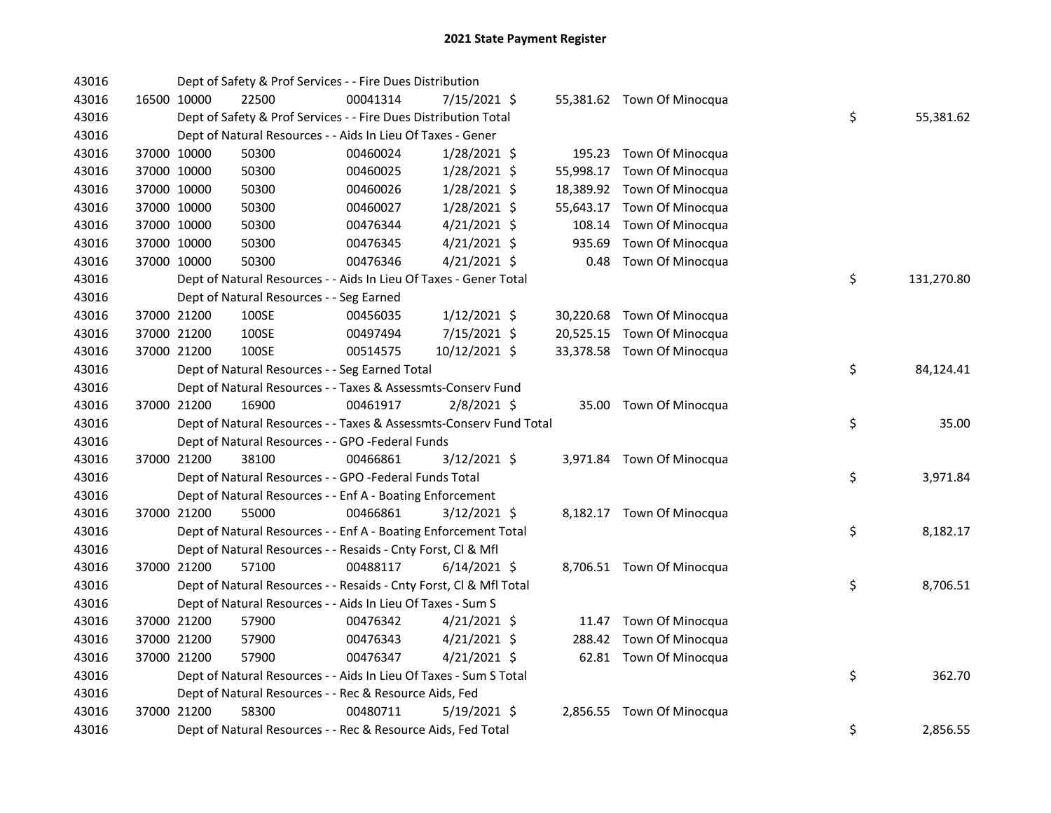# 2021 State Payment Register

| | | | | | | | | | |
|---|---|---|---|---|---|---|---|---|---|
| 43016 | | | Dept of Safety & Prof Services - - Fire Dues Distribution | | | | | | |
| 43016 | 16500 | 10000 | 22500 | 00041314 | 7/15/2021 | $ 55,381.62 | Town Of Minocqua | | |
| 43016 | | | Dept of Safety & Prof Services - - Fire Dues Distribution Total | | | | | $ | 55,381.62 |
| 43016 | | | Dept of Natural Resources - - Aids In Lieu Of Taxes - Gener | | | | | | |
| 43016 | 37000 | 10000 | 50300 | 00460024 | 1/28/2021 | $ 195.23 | Town Of Minocqua | | |
| 43016 | 37000 | 10000 | 50300 | 00460025 | 1/28/2021 | $ 55,998.17 | Town Of Minocqua | | |
| 43016 | 37000 | 10000 | 50300 | 00460026 | 1/28/2021 | $ 18,389.92 | Town Of Minocqua | | |
| 43016 | 37000 | 10000 | 50300 | 00460027 | 1/28/2021 | $ 55,643.17 | Town Of Minocqua | | |
| 43016 | 37000 | 10000 | 50300 | 00476344 | 4/21/2021 | $ 108.14 | Town Of Minocqua | | |
| 43016 | 37000 | 10000 | 50300 | 00476345 | 4/21/2021 | $ 935.69 | Town Of Minocqua | | |
| 43016 | 37000 | 10000 | 50300 | 00476346 | 4/21/2021 | $ 0.48 | Town Of Minocqua | | |
| 43016 | | | Dept of Natural Resources - - Aids In Lieu Of Taxes - Gener Total | | | | | $ | 131,270.80 |
| 43016 | | | Dept of Natural Resources - - Seg Earned | | | | | | |
| 43016 | 37000 | 21200 | 100SE | 00456035 | 1/12/2021 | $ 30,220.68 | Town Of Minocqua | | |
| 43016 | 37000 | 21200 | 100SE | 00497494 | 7/15/2021 | $ 20,525.15 | Town Of Minocqua | | |
| 43016 | 37000 | 21200 | 100SE | 00514575 | 10/12/2021 | $ 33,378.58 | Town Of Minocqua | | |
| 43016 | | | Dept of Natural Resources - - Seg Earned Total | | | | | $ | 84,124.41 |
| 43016 | | | Dept of Natural Resources - - Taxes & Assessmts-Conserv Fund | | | | | | |
| 43016 | 37000 | 21200 | 16900 | 00461917 | 2/8/2021 | $ 35.00 | Town Of Minocqua | | |
| 43016 | | | Dept of Natural Resources - - Taxes & Assessmts-Conserv Fund Total | | | | | $ | 35.00 |
| 43016 | | | Dept of Natural Resources - - GPO -Federal Funds | | | | | | |
| 43016 | 37000 | 21200 | 38100 | 00466861 | 3/12/2021 | $ 3,971.84 | Town Of Minocqua | | |
| 43016 | | | Dept of Natural Resources - - GPO -Federal Funds Total | | | | | $ | 3,971.84 |
| 43016 | | | Dept of Natural Resources - - Enf A - Boating Enforcement | | | | | | |
| 43016 | 37000 | 21200 | 55000 | 00466861 | 3/12/2021 | $ 8,182.17 | Town Of Minocqua | | |
| 43016 | | | Dept of Natural Resources - - Enf A - Boating Enforcement Total | | | | | $ | 8,182.17 |
| 43016 | | | Dept of Natural Resources - - Resaids - Cnty Forst, Cl & Mfl | | | | | | |
| 43016 | 37000 | 21200 | 57100 | 00488117 | 6/14/2021 | $ 8,706.51 | Town Of Minocqua | | |
| 43016 | | | Dept of Natural Resources - - Resaids - Cnty Forst, Cl & Mfl Total | | | | | $ | 8,706.51 |
| 43016 | | | Dept of Natural Resources - - Aids In Lieu Of Taxes - Sum S | | | | | | |
| 43016 | 37000 | 21200 | 57900 | 00476342 | 4/21/2021 | $ 11.47 | Town Of Minocqua | | |
| 43016 | 37000 | 21200 | 57900 | 00476343 | 4/21/2021 | $ 288.42 | Town Of Minocqua | | |
| 43016 | 37000 | 21200 | 57900 | 00476347 | 4/21/2021 | $ 62.81 | Town Of Minocqua | | |
| 43016 | | | Dept of Natural Resources - - Aids In Lieu Of Taxes - Sum S Total | | | | | $ | 362.70 |
| 43016 | | | Dept of Natural Resources - - Rec & Resource Aids, Fed | | | | | | |
| 43016 | 37000 | 21200 | 58300 | 00480711 | 5/19/2021 | $ 2,856.55 | Town Of Minocqua | | |
| 43016 | | | Dept of Natural Resources - - Rec & Resource Aids, Fed Total | | | | | $ | 2,856.55 |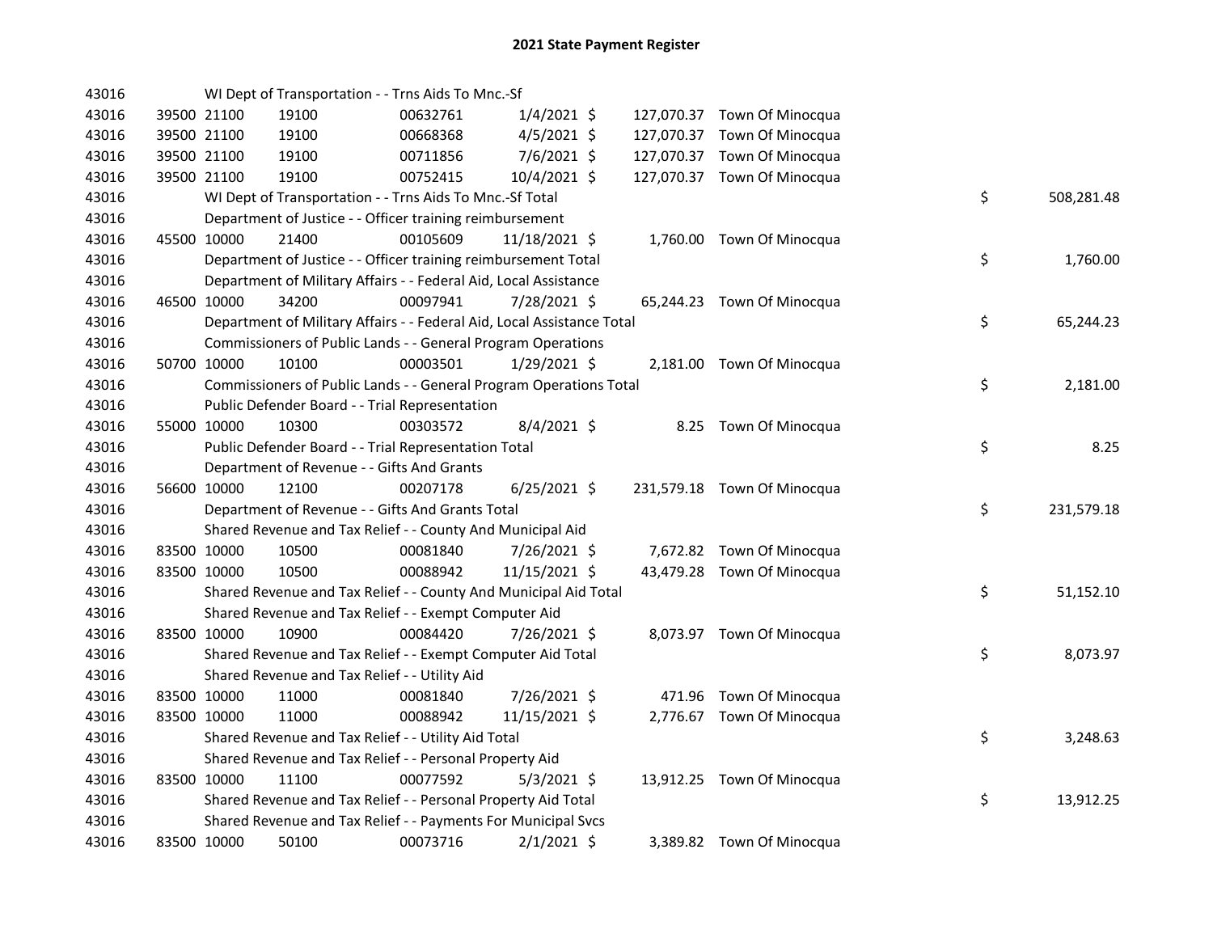## 2021 State Payment Register

| | | | | | | | | | |
|---|---|---|---|---|---|---|---|---|---|
| 43016 | | WI Dept of Transportation - - Trns Aids To Mnc.-Sf | | | | | | | |
| 43016 | 39500 | 21100 | 19100 | 00632761 | 1/4/2021 | $ | 127,070.37 | Town Of Minocqua | |
| 43016 | 39500 | 21100 | 19100 | 00668368 | 4/5/2021 | $ | 127,070.37 | Town Of Minocqua | |
| 43016 | 39500 | 21100 | 19100 | 00711856 | 7/6/2021 | $ | 127,070.37 | Town Of Minocqua | |
| 43016 | 39500 | 21100 | 19100 | 00752415 | 10/4/2021 | $ | 127,070.37 | Town Of Minocqua | |
| 43016 | | WI Dept of Transportation - - Trns Aids To Mnc.-Sf Total | | | | | | | $ 508,281.48 |
| 43016 | | Department of Justice - - Officer training reimbursement | | | | | | | |
| 43016 | 45500 | 10000 | 21400 | 00105609 | 11/18/2021 | $ | 1,760.00 | Town Of Minocqua | |
| 43016 | | Department of Justice - - Officer training reimbursement Total | | | | | | | $ 1,760.00 |
| 43016 | | Department of Military Affairs - - Federal Aid, Local Assistance | | | | | | | |
| 43016 | 46500 | 10000 | 34200 | 00097941 | 7/28/2021 | $ | 65,244.23 | Town Of Minocqua | |
| 43016 | | Department of Military Affairs - - Federal Aid, Local Assistance Total | | | | | | | $ 65,244.23 |
| 43016 | | Commissioners of Public Lands - - General Program Operations | | | | | | | |
| 43016 | 50700 | 10000 | 10100 | 00003501 | 1/29/2021 | $ | 2,181.00 | Town Of Minocqua | |
| 43016 | | Commissioners of Public Lands - - General Program Operations Total | | | | | | | $ 2,181.00 |
| 43016 | | Public Defender Board - - Trial Representation | | | | | | | |
| 43016 | 55000 | 10000 | 10300 | 00303572 | 8/4/2021 | $ | 8.25 | Town Of Minocqua | |
| 43016 | | Public Defender Board - - Trial Representation Total | | | | | | | $ 8.25 |
| 43016 | | Department of Revenue - - Gifts And Grants | | | | | | | |
| 43016 | 56600 | 10000 | 12100 | 00207178 | 6/25/2021 | $ | 231,579.18 | Town Of Minocqua | |
| 43016 | | Department of Revenue - - Gifts And Grants Total | | | | | | | $ 231,579.18 |
| 43016 | | Shared Revenue and Tax Relief - - County And Municipal Aid | | | | | | | |
| 43016 | 83500 | 10000 | 10500 | 00081840 | 7/26/2021 | $ | 7,672.82 | Town Of Minocqua | |
| 43016 | 83500 | 10000 | 10500 | 00088942 | 11/15/2021 | $ | 43,479.28 | Town Of Minocqua | |
| 43016 | | Shared Revenue and Tax Relief - - County And Municipal Aid Total | | | | | | | $ 51,152.10 |
| 43016 | | Shared Revenue and Tax Relief - - Exempt Computer Aid | | | | | | | |
| 43016 | 83500 | 10000 | 10900 | 00084420 | 7/26/2021 | $ | 8,073.97 | Town Of Minocqua | |
| 43016 | | Shared Revenue and Tax Relief - - Exempt Computer Aid Total | | | | | | | $ 8,073.97 |
| 43016 | | Shared Revenue and Tax Relief - - Utility Aid | | | | | | | |
| 43016 | 83500 | 10000 | 11000 | 00081840 | 7/26/2021 | $ | 471.96 | Town Of Minocqua | |
| 43016 | 83500 | 10000 | 11000 | 00088942 | 11/15/2021 | $ | 2,776.67 | Town Of Minocqua | |
| 43016 | | Shared Revenue and Tax Relief - - Utility Aid Total | | | | | | | $ 3,248.63 |
| 43016 | | Shared Revenue and Tax Relief - - Personal Property Aid | | | | | | | |
| 43016 | 83500 | 10000 | 11100 | 00077592 | 5/3/2021 | $ | 13,912.25 | Town Of Minocqua | |
| 43016 | | Shared Revenue and Tax Relief - - Personal Property Aid Total | | | | | | | $ 13,912.25 |
| 43016 | | Shared Revenue and Tax Relief - - Payments For Municipal Svcs | | | | | | | |
| 43016 | 83500 | 10000 | 50100 | 00073716 | 2/1/2021 | $ | 3,389.82 | Town Of Minocqua | |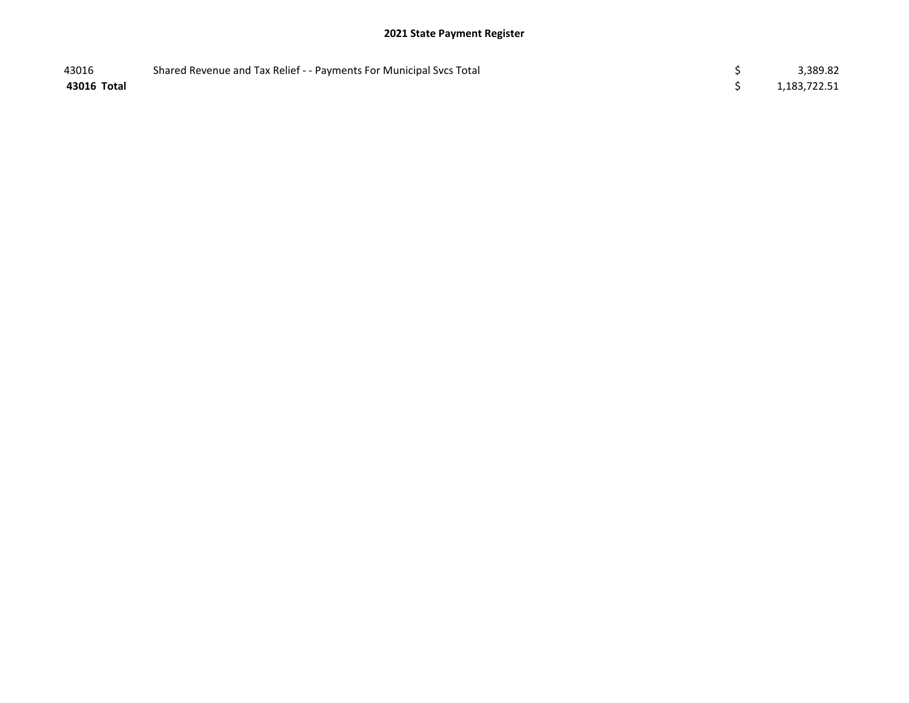# 2021 State Payment Register

| | | | |
|---|---|---|---|
| 43016 | Shared Revenue and Tax Relief - - Payments For Municipal Svcs Total | $ | 3,389.82 |
| **43016 Total** | | $ | 1,183,722.51 |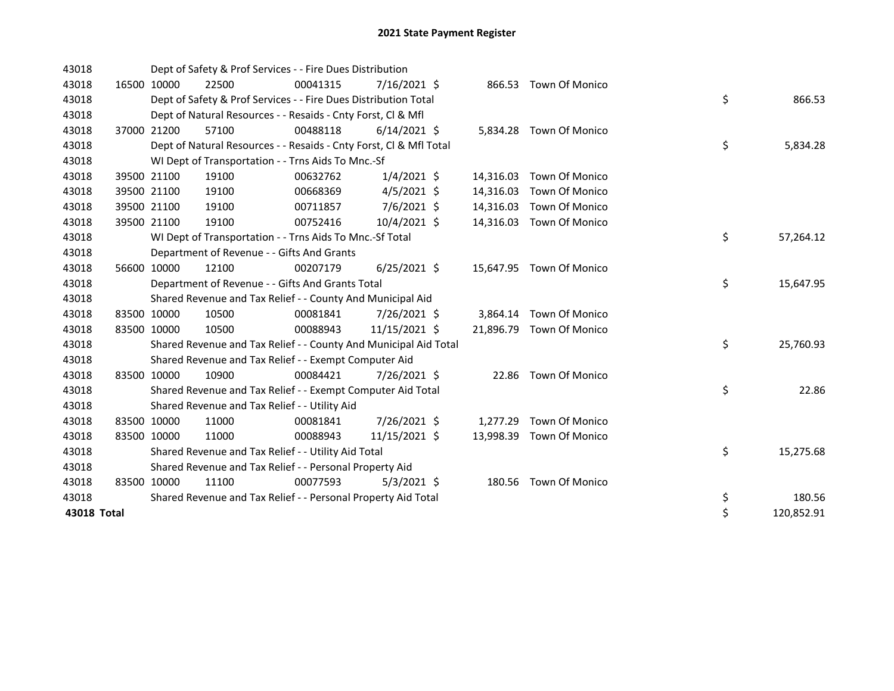# 2021 State Payment Register

| | | | | | | | | | |
|---|---|---|---|---|---|---|---|---|---|
| 43018 | | | Dept of Safety & Prof Services - - Fire Dues Distribution | | | | | | |
| 43018 | 16500 | 10000 | 22500 | 00041315 | 7/16/2021 | $ 866.53 | Town Of Monico | | |
| 43018 | | | Dept of Safety & Prof Services - - Fire Dues Distribution Total | | | | | $ | 866.53 |
| 43018 | | | Dept of Natural Resources - - Resaids - Cnty Forst, Cl & Mfl | | | | | | |
| 43018 | 37000 | 21200 | 57100 | 00488118 | 6/14/2021 | $ 5,834.28 | Town Of Monico | | |
| 43018 | | | Dept of Natural Resources - - Resaids - Cnty Forst, Cl & Mfl Total | | | | | $ | 5,834.28 |
| 43018 | | | WI Dept of Transportation - - Trns Aids To Mnc.-Sf | | | | | | |
| 43018 | 39500 | 21100 | 19100 | 00632762 | 1/4/2021 | $ 14,316.03 | Town Of Monico | | |
| 43018 | 39500 | 21100 | 19100 | 00668369 | 4/5/2021 | $ 14,316.03 | Town Of Monico | | |
| 43018 | 39500 | 21100 | 19100 | 00711857 | 7/6/2021 | $ 14,316.03 | Town Of Monico | | |
| 43018 | 39500 | 21100 | 19100 | 00752416 | 10/4/2021 | $ 14,316.03 | Town Of Monico | | |
| 43018 | | | WI Dept of Transportation - - Trns Aids To Mnc.-Sf Total | | | | | $ | 57,264.12 |
| 43018 | | | Department of Revenue - - Gifts And Grants | | | | | | |
| 43018 | 56600 | 10000 | 12100 | 00207179 | 6/25/2021 | $ 15,647.95 | Town Of Monico | | |
| 43018 | | | Department of Revenue - - Gifts And Grants Total | | | | | $ | 15,647.95 |
| 43018 | | | Shared Revenue and Tax Relief - - County And Municipal Aid | | | | | | |
| 43018 | 83500 | 10000 | 10500 | 00081841 | 7/26/2021 | $ 3,864.14 | Town Of Monico | | |
| 43018 | 83500 | 10000 | 10500 | 00088943 | 11/15/2021 | $ 21,896.79 | Town Of Monico | | |
| 43018 | | | Shared Revenue and Tax Relief - - County And Municipal Aid Total | | | | | $ | 25,760.93 |
| 43018 | | | Shared Revenue and Tax Relief - - Exempt Computer Aid | | | | | | |
| 43018 | 83500 | 10000 | 10900 | 00084421 | 7/26/2021 | $ 22.86 | Town Of Monico | | |
| 43018 | | | Shared Revenue and Tax Relief - - Exempt Computer Aid Total | | | | | $ | 22.86 |
| 43018 | | | Shared Revenue and Tax Relief - - Utility Aid | | | | | | |
| 43018 | 83500 | 10000 | 11000 | 00081841 | 7/26/2021 | $ 1,277.29 | Town Of Monico | | |
| 43018 | 83500 | 10000 | 11000 | 00088943 | 11/15/2021 | $ 13,998.39 | Town Of Monico | | |
| 43018 | | | Shared Revenue and Tax Relief - - Utility Aid Total | | | | | $ | 15,275.68 |
| 43018 | | | Shared Revenue and Tax Relief - - Personal Property Aid | | | | | | |
| 43018 | 83500 | 10000 | 11100 | 00077593 | 5/3/2021 | $ 180.56 | Town Of Monico | | |
| 43018 | | | Shared Revenue and Tax Relief - - Personal Property Aid Total | | | | | $ | 180.56 |
| **43018 Total** | | | | | | | | $ | 120,852.91 |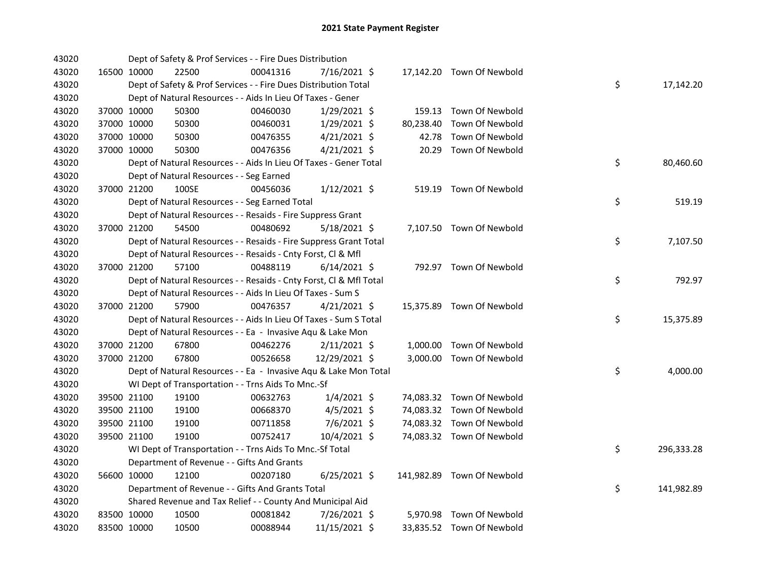# 2021 State Payment Register

| | | | | | | | | |
|---|---|---|---|---|---|---|---|---|
| 43020 | | | Dept of Safety & Prof Services - - Fire Dues Distribution | | | | | |
| 43020 | 16500 | 10000 | 22500 | 00041316 | 7/16/2021 | $ 17,142.20 | Town Of Newbold | |
| 43020 | | | Dept of Safety & Prof Services - - Fire Dues Distribution Total | | | | | $ 17,142.20 |
| 43020 | | | Dept of Natural Resources - - Aids In Lieu Of Taxes - Gener | | | | | |
| 43020 | 37000 | 10000 | 50300 | 00460030 | 1/29/2021 | $ 159.13 | Town Of Newbold | |
| 43020 | 37000 | 10000 | 50300 | 00460031 | 1/29/2021 | $ 80,238.40 | Town Of Newbold | |
| 43020 | 37000 | 10000 | 50300 | 00476355 | 4/21/2021 | $ 42.78 | Town Of Newbold | |
| 43020 | 37000 | 10000 | 50300 | 00476356 | 4/21/2021 | $ 20.29 | Town Of Newbold | |
| 43020 | | | Dept of Natural Resources - - Aids In Lieu Of Taxes - Gener Total | | | | | $ 80,460.60 |
| 43020 | | | Dept of Natural Resources - - Seg Earned | | | | | |
| 43020 | 37000 | 21200 | 100SE | 00456036 | 1/12/2021 | $ 519.19 | Town Of Newbold | |
| 43020 | | | Dept of Natural Resources - - Seg Earned Total | | | | | $ 519.19 |
| 43020 | | | Dept of Natural Resources - - Resaids - Fire Suppress Grant | | | | | |
| 43020 | 37000 | 21200 | 54500 | 00480692 | 5/18/2021 | $ 7,107.50 | Town Of Newbold | |
| 43020 | | | Dept of Natural Resources - - Resaids - Fire Suppress Grant Total | | | | | $ 7,107.50 |
| 43020 | | | Dept of Natural Resources - - Resaids - Cnty Forst, Cl & Mfl | | | | | |
| 43020 | 37000 | 21200 | 57100 | 00488119 | 6/14/2021 | $ 792.97 | Town Of Newbold | |
| 43020 | | | Dept of Natural Resources - - Resaids - Cnty Forst, Cl & Mfl Total | | | | | $ 792.97 |
| 43020 | | | Dept of Natural Resources - - Aids In Lieu Of Taxes - Sum S | | | | | |
| 43020 | 37000 | 21200 | 57900 | 00476357 | 4/21/2021 | $ 15,375.89 | Town Of Newbold | |
| 43020 | | | Dept of Natural Resources - - Aids In Lieu Of Taxes - Sum S Total | | | | | $ 15,375.89 |
| 43020 | | | Dept of Natural Resources - - Ea - Invasive Aqu & Lake Mon | | | | | |
| 43020 | 37000 | 21200 | 67800 | 00462276 | 2/11/2021 | $ 1,000.00 | Town Of Newbold | |
| 43020 | 37000 | 21200 | 67800 | 00526658 | 12/29/2021 | $ 3,000.00 | Town Of Newbold | |
| 43020 | | | Dept of Natural Resources - - Ea - Invasive Aqu & Lake Mon Total | | | | | $ 4,000.00 |
| 43020 | | | WI Dept of Transportation - - Trns Aids To Mnc.-Sf | | | | | |
| 43020 | 39500 | 21100 | 19100 | 00632763 | 1/4/2021 | $ 74,083.32 | Town Of Newbold | |
| 43020 | 39500 | 21100 | 19100 | 00668370 | 4/5/2021 | $ 74,083.32 | Town Of Newbold | |
| 43020 | 39500 | 21100 | 19100 | 00711858 | 7/6/2021 | $ 74,083.32 | Town Of Newbold | |
| 43020 | 39500 | 21100 | 19100 | 00752417 | 10/4/2021 | $ 74,083.32 | Town Of Newbold | |
| 43020 | | | WI Dept of Transportation - - Trns Aids To Mnc.-Sf Total | | | | | $ 296,333.28 |
| 43020 | | | Department of Revenue - - Gifts And Grants | | | | | |
| 43020 | 56600 | 10000 | 12100 | 00207180 | 6/25/2021 | $ 141,982.89 | Town Of Newbold | |
| 43020 | | | Department of Revenue - - Gifts And Grants Total | | | | | $ 141,982.89 |
| 43020 | | | Shared Revenue and Tax Relief - - County And Municipal Aid | | | | | |
| 43020 | 83500 | 10000 | 10500 | 00081842 | 7/26/2021 | $ 5,970.98 | Town Of Newbold | |
| 43020 | 83500 | 10000 | 10500 | 00088944 | 11/15/2021 | $ 33,835.52 | Town Of Newbold | |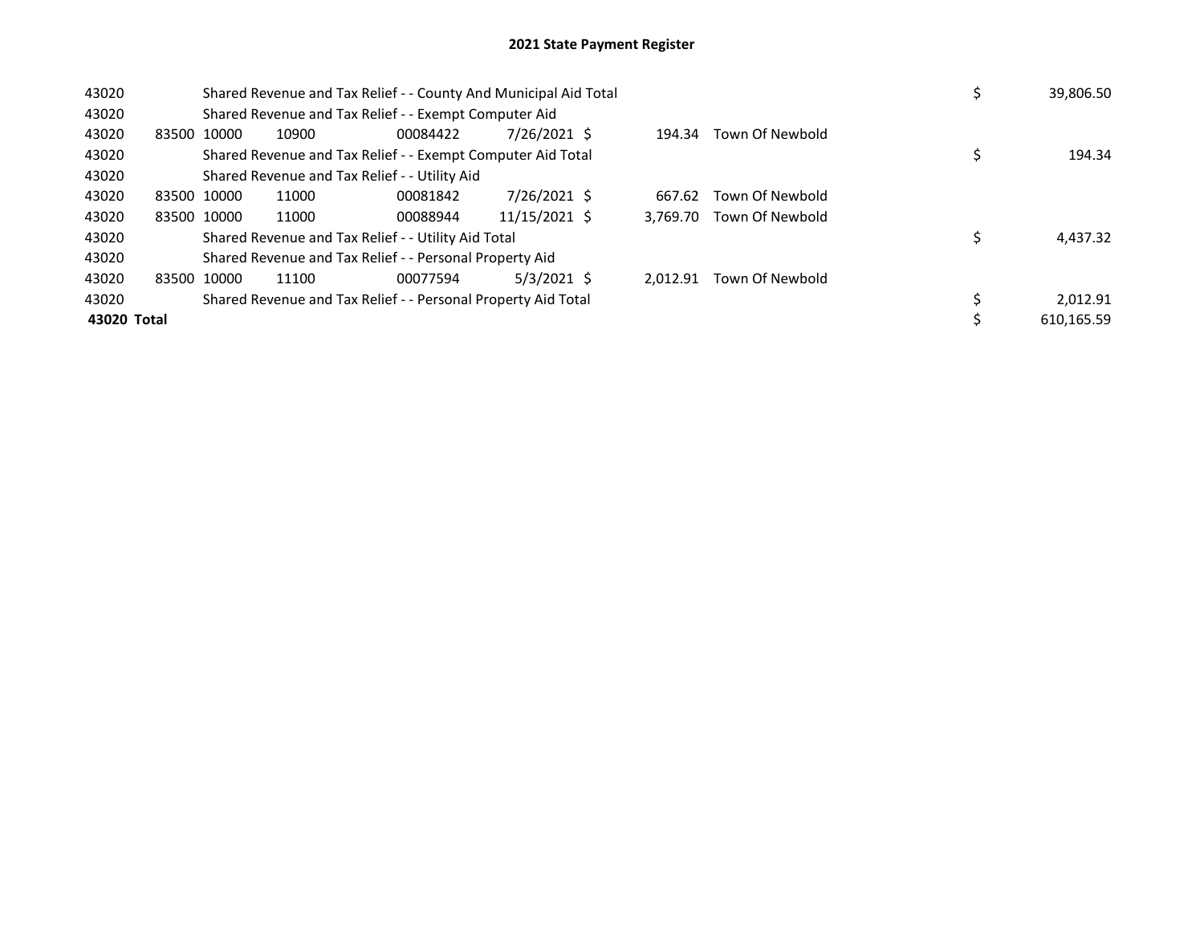## 2021 State Payment Register

| | | | | | | | | | |
|---|---|---|---|---|---|---|---|---|---|
| 43020 | | Shared Revenue and Tax Relief - - County And Municipal Aid Total | | | | | | $ | 39,806.50 |
| 43020 | | Shared Revenue and Tax Relief - - Exempt Computer Aid | | | | | | | |
| 43020 | 83500 | 10000 | 10900 | 00084422 | 7/26/2021 | $ 194.34 | Town Of Newbold | | |
| 43020 | | Shared Revenue and Tax Relief - - Exempt Computer Aid Total | | | | | | $ | 194.34 |
| 43020 | | Shared Revenue and Tax Relief - - Utility Aid | | | | | | | |
| 43020 | 83500 | 10000 | 11000 | 00081842 | 7/26/2021 | $ 667.62 | Town Of Newbold | | |
| 43020 | 83500 | 10000 | 11000 | 00088944 | 11/15/2021 | $ 3,769.70 | Town Of Newbold | | |
| 43020 | | Shared Revenue and Tax Relief - - Utility Aid Total | | | | | | $ | 4,437.32 |
| 43020 | | Shared Revenue and Tax Relief - - Personal Property Aid | | | | | | | |
| 43020 | 83500 | 10000 | 11100 | 00077594 | 5/3/2021 | $ 2,012.91 | Town Of Newbold | | |
| 43020 | | Shared Revenue and Tax Relief - - Personal Property Aid Total | | | | | | $ | 2,012.91 |
| **43020 Total** | | | | | | | | $ | 610,165.59 |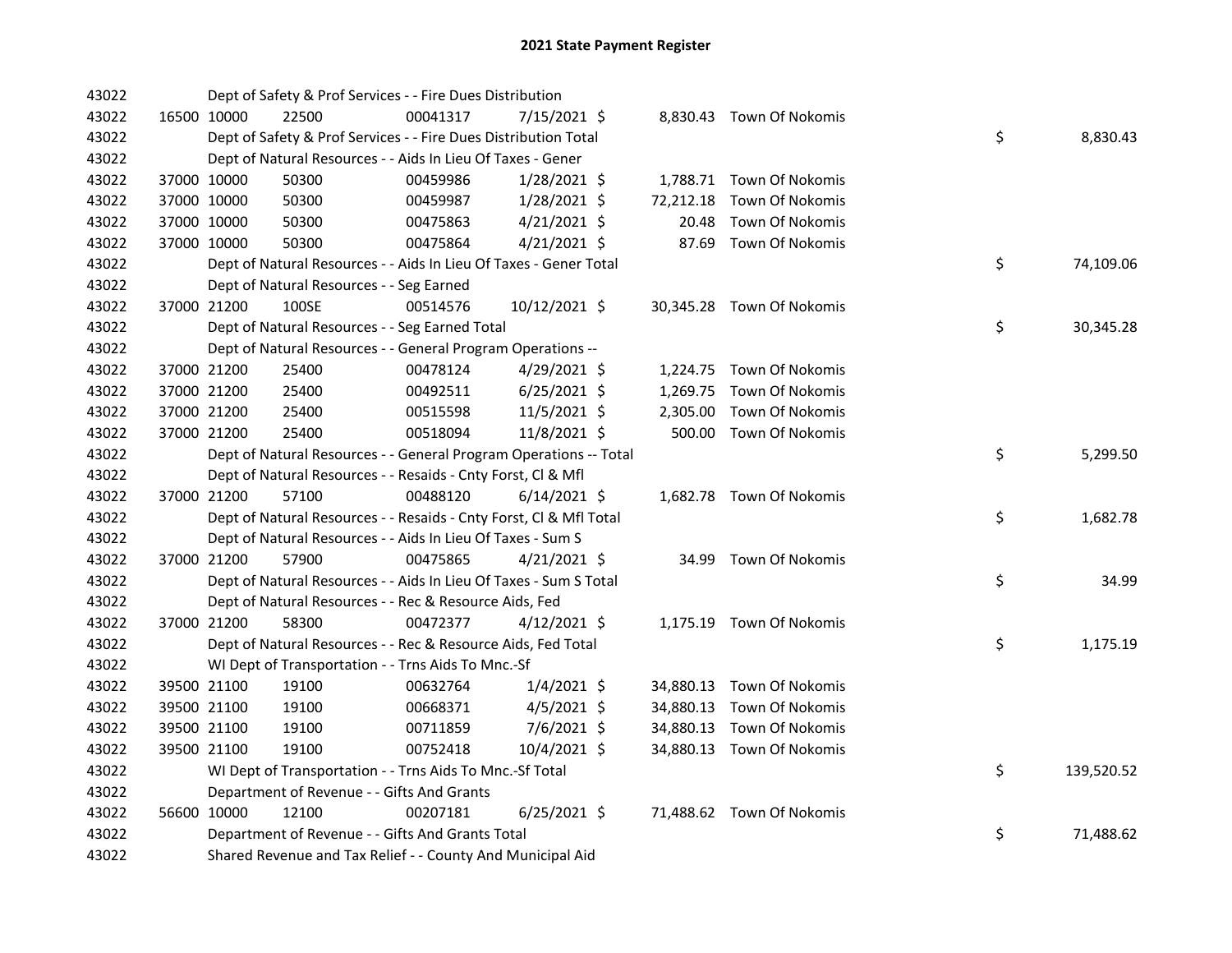# 2021 State Payment Register

| | | | | | | | | |
|---|---|---|---|---|---|---|---|---|
| 43022 | | Dept of Safety & Prof Services - - Fire Dues Distribution | | | | | | |
| 43022 | 16500 10000 | 22500 | 00041317 | 7/15/2021 $ | 8,830.43 | Town Of Nokomis | | |
| 43022 | | Dept of Safety & Prof Services - - Fire Dues Distribution Total | | | | | $ | 8,830.43 |
| 43022 | | Dept of Natural Resources - - Aids In Lieu Of Taxes - Gener | | | | | | |
| 43022 | 37000 10000 | 50300 | 00459986 | 1/28/2021 $ | 1,788.71 | Town Of Nokomis | | |
| 43022 | 37000 10000 | 50300 | 00459987 | 1/28/2021 $ | 72,212.18 | Town Of Nokomis | | |
| 43022 | 37000 10000 | 50300 | 00475863 | 4/21/2021 $ | 20.48 | Town Of Nokomis | | |
| 43022 | 37000 10000 | 50300 | 00475864 | 4/21/2021 $ | 87.69 | Town Of Nokomis | | |
| 43022 | | Dept of Natural Resources - - Aids In Lieu Of Taxes - Gener Total | | | | | $ | 74,109.06 |
| 43022 | | Dept of Natural Resources - - Seg Earned | | | | | | |
| 43022 | 37000 21200 | 100SE | 00514576 | 10/12/2021 $ | 30,345.28 | Town Of Nokomis | | |
| 43022 | | Dept of Natural Resources - - Seg Earned Total | | | | | $ | 30,345.28 |
| 43022 | | Dept of Natural Resources - - General Program Operations -- | | | | | | |
| 43022 | 37000 21200 | 25400 | 00478124 | 4/29/2021 $ | 1,224.75 | Town Of Nokomis | | |
| 43022 | 37000 21200 | 25400 | 00492511 | 6/25/2021 $ | 1,269.75 | Town Of Nokomis | | |
| 43022 | 37000 21200 | 25400 | 00515598 | 11/5/2021 $ | 2,305.00 | Town Of Nokomis | | |
| 43022 | 37000 21200 | 25400 | 00518094 | 11/8/2021 $ | 500.00 | Town Of Nokomis | | |
| 43022 | | Dept of Natural Resources - - General Program Operations -- Total | | | | | $ | 5,299.50 |
| 43022 | | Dept of Natural Resources - - Resaids - Cnty Forst, Cl & Mfl | | | | | | |
| 43022 | 37000 21200 | 57100 | 00488120 | 6/14/2021 $ | 1,682.78 | Town Of Nokomis | | |
| 43022 | | Dept of Natural Resources - - Resaids - Cnty Forst, Cl & Mfl Total | | | | | $ | 1,682.78 |
| 43022 | | Dept of Natural Resources - - Aids In Lieu Of Taxes - Sum S | | | | | | |
| 43022 | 37000 21200 | 57900 | 00475865 | 4/21/2021 $ | 34.99 | Town Of Nokomis | | |
| 43022 | | Dept of Natural Resources - - Aids In Lieu Of Taxes - Sum S Total | | | | | $ | 34.99 |
| 43022 | | Dept of Natural Resources - - Rec & Resource Aids, Fed | | | | | | |
| 43022 | 37000 21200 | 58300 | 00472377 | 4/12/2021 $ | 1,175.19 | Town Of Nokomis | | |
| 43022 | | Dept of Natural Resources - - Rec & Resource Aids, Fed Total | | | | | $ | 1,175.19 |
| 43022 | | WI Dept of Transportation - - Trns Aids To Mnc.-Sf | | | | | | |
| 43022 | 39500 21100 | 19100 | 00632764 | 1/4/2021 $ | 34,880.13 | Town Of Nokomis | | |
| 43022 | 39500 21100 | 19100 | 00668371 | 4/5/2021 $ | 34,880.13 | Town Of Nokomis | | |
| 43022 | 39500 21100 | 19100 | 00711859 | 7/6/2021 $ | 34,880.13 | Town Of Nokomis | | |
| 43022 | 39500 21100 | 19100 | 00752418 | 10/4/2021 $ | 34,880.13 | Town Of Nokomis | | |
| 43022 | | WI Dept of Transportation - - Trns Aids To Mnc.-Sf Total | | | | | $ | 139,520.52 |
| 43022 | | Department of Revenue - - Gifts And Grants | | | | | | |
| 43022 | 56600 10000 | 12100 | 00207181 | 6/25/2021 $ | 71,488.62 | Town Of Nokomis | | |
| 43022 | | Department of Revenue - - Gifts And Grants Total | | | | | $ | 71,488.62 |
| 43022 | | Shared Revenue and Tax Relief - - County And Municipal Aid | | | | | | |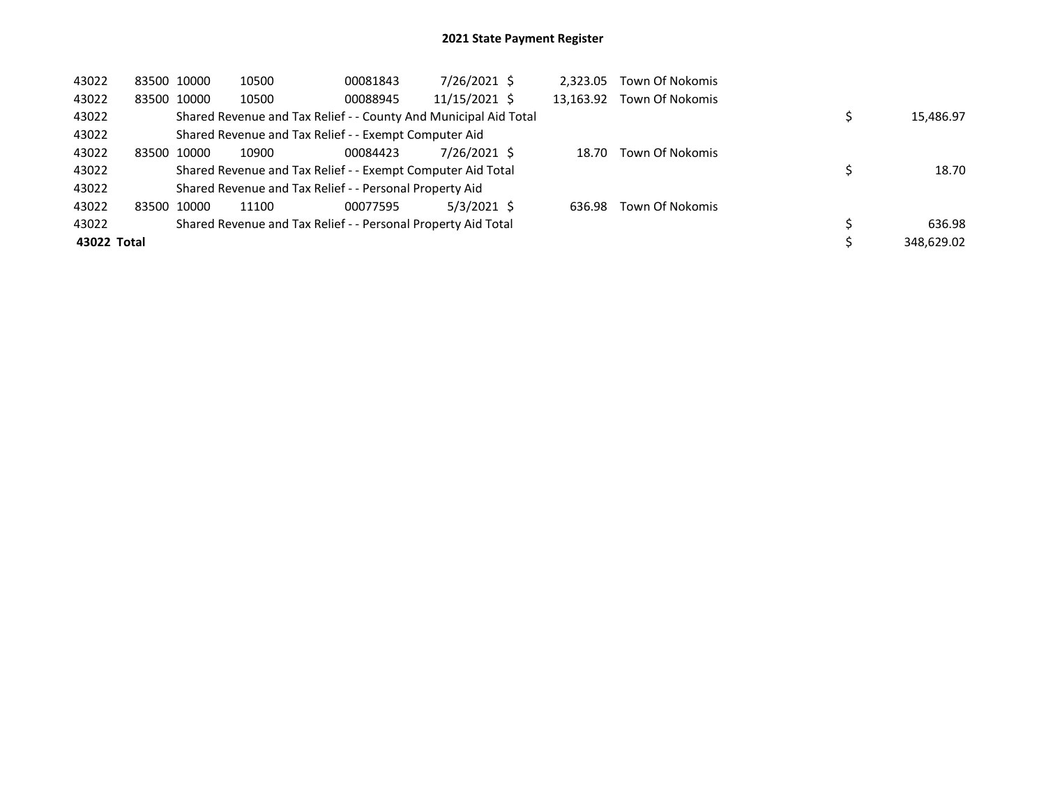## 2021 State Payment Register

| | | | | | | | | | |
|---|---|---|---|---|---|---|---|---|---|
| 43022 | 83500 | 10000 | 10500 | 00081843 | 7/26/2021 | $ 2,323.05 | Town Of Nokomis | | |
| 43022 | 83500 | 10000 | 10500 | 00088945 | 11/15/2021 | $ 13,163.92 | Town Of Nokomis | | |
| 43022 | | Shared Revenue and Tax Relief - - County And Municipal Aid Total | | | | | | $ | 15,486.97 |
| 43022 | | Shared Revenue and Tax Relief - - Exempt Computer Aid | | | | | | | |
| 43022 | 83500 | 10000 | 10900 | 00084423 | 7/26/2021 | $ 18.70 | Town Of Nokomis | | |
| 43022 | | Shared Revenue and Tax Relief - - Exempt Computer Aid Total | | | | | | $ | 18.70 |
| 43022 | | Shared Revenue and Tax Relief - - Personal Property Aid | | | | | | | |
| 43022 | 83500 | 10000 | 11100 | 00077595 | 5/3/2021 | $ 636.98 | Town Of Nokomis | | |
| 43022 | | Shared Revenue and Tax Relief - - Personal Property Aid Total | | | | | | $ | 636.98 |
| **43022 Total** | | | | | | | | $ | 348,629.02 |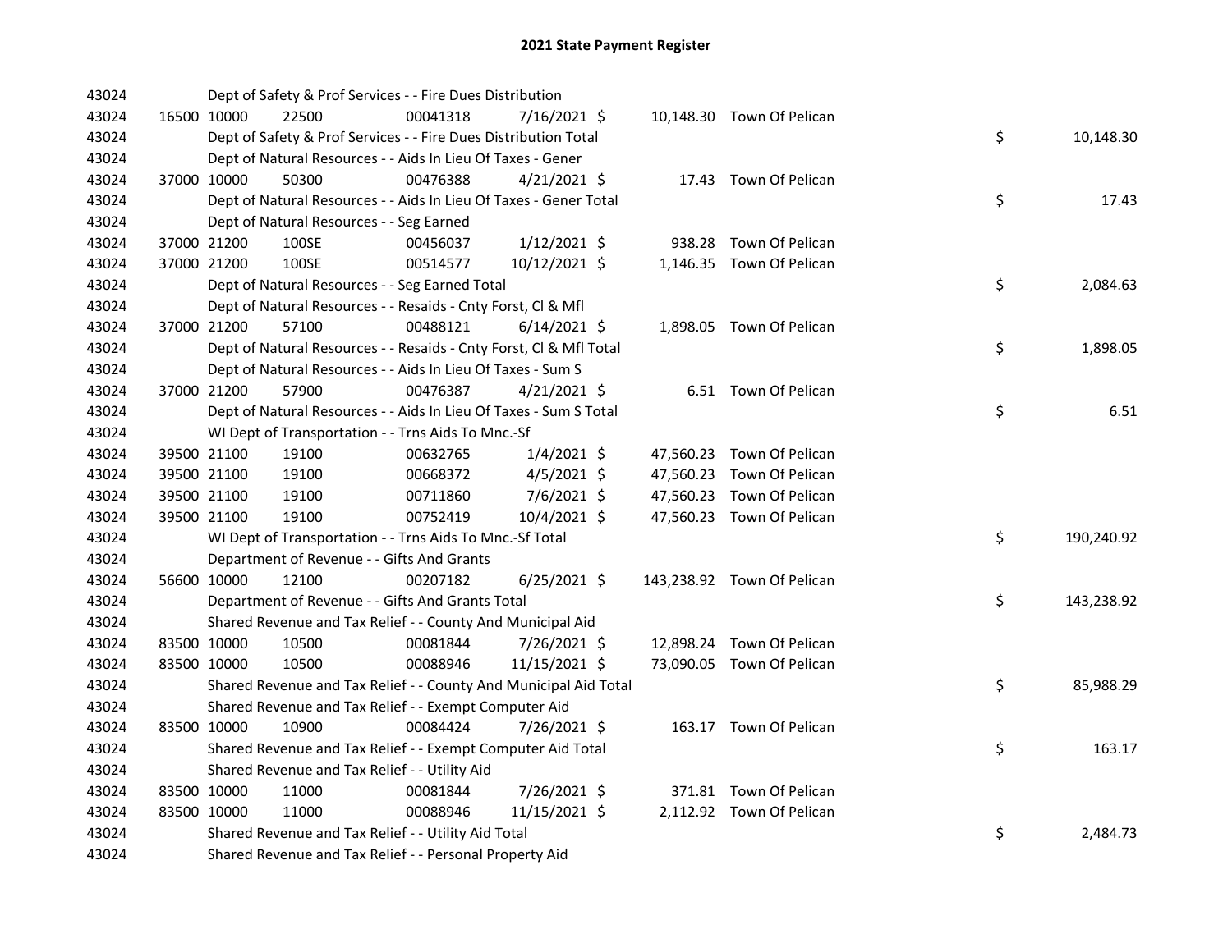# 2021 State Payment Register

| | | | | | | | | | |
|---|---|---|---|---|---|---|---|---|---|
| 43024 | | Dept of Safety & Prof Services - - Fire Dues Distribution | | | | | | | |
| 43024 | 16500 | 10000 | 22500 | 00041318 | 7/16/2021 | $ 10,148.30 | Town Of Pelican | | |
| 43024 | | Dept of Safety & Prof Services - - Fire Dues Distribution Total | | | | | | $ | 10,148.30 |
| 43024 | | Dept of Natural Resources - - Aids In Lieu Of Taxes - Gener | | | | | | | |
| 43024 | 37000 | 10000 | 50300 | 00476388 | 4/21/2021 | $ 17.43 | Town Of Pelican | | |
| 43024 | | Dept of Natural Resources - - Aids In Lieu Of Taxes - Gener Total | | | | | | $ | 17.43 |
| 43024 | | Dept of Natural Resources - - Seg Earned | | | | | | | |
| 43024 | 37000 | 21200 | 100SE | 00456037 | 1/12/2021 | $ 938.28 | Town Of Pelican | | |
| 43024 | 37000 | 21200 | 100SE | 00514577 | 10/12/2021 | $ 1,146.35 | Town Of Pelican | | |
| 43024 | | Dept of Natural Resources - - Seg Earned Total | | | | | | $ | 2,084.63 |
| 43024 | | Dept of Natural Resources - - Resaids - Cnty Forst, Cl & Mfl | | | | | | | |
| 43024 | 37000 | 21200 | 57100 | 00488121 | 6/14/2021 | $ 1,898.05 | Town Of Pelican | | |
| 43024 | | Dept of Natural Resources - - Resaids - Cnty Forst, Cl & Mfl Total | | | | | | $ | 1,898.05 |
| 43024 | | Dept of Natural Resources - - Aids In Lieu Of Taxes - Sum S | | | | | | | |
| 43024 | 37000 | 21200 | 57900 | 00476387 | 4/21/2021 | $ 6.51 | Town Of Pelican | | |
| 43024 | | Dept of Natural Resources - - Aids In Lieu Of Taxes - Sum S Total | | | | | | $ | 6.51 |
| 43024 | | WI Dept of Transportation - - Trns Aids To Mnc.-Sf | | | | | | | |
| 43024 | 39500 | 21100 | 19100 | 00632765 | 1/4/2021 | $ 47,560.23 | Town Of Pelican | | |
| 43024 | 39500 | 21100 | 19100 | 00668372 | 4/5/2021 | $ 47,560.23 | Town Of Pelican | | |
| 43024 | 39500 | 21100 | 19100 | 00711860 | 7/6/2021 | $ 47,560.23 | Town Of Pelican | | |
| 43024 | 39500 | 21100 | 19100 | 00752419 | 10/4/2021 | $ 47,560.23 | Town Of Pelican | | |
| 43024 | | WI Dept of Transportation - - Trns Aids To Mnc.-Sf Total | | | | | | $ | 190,240.92 |
| 43024 | | Department of Revenue - - Gifts And Grants | | | | | | | |
| 43024 | 56600 | 10000 | 12100 | 00207182 | 6/25/2021 | $ 143,238.92 | Town Of Pelican | | |
| 43024 | | Department of Revenue - - Gifts And Grants Total | | | | | | $ | 143,238.92 |
| 43024 | | Shared Revenue and Tax Relief - - County And Municipal Aid | | | | | | | |
| 43024 | 83500 | 10000 | 10500 | 00081844 | 7/26/2021 | $ 12,898.24 | Town Of Pelican | | |
| 43024 | 83500 | 10000 | 10500 | 00088946 | 11/15/2021 | $ 73,090.05 | Town Of Pelican | | |
| 43024 | | Shared Revenue and Tax Relief - - County And Municipal Aid Total | | | | | | $ | 85,988.29 |
| 43024 | | Shared Revenue and Tax Relief - - Exempt Computer Aid | | | | | | | |
| 43024 | 83500 | 10000 | 10900 | 00084424 | 7/26/2021 | $ 163.17 | Town Of Pelican | | |
| 43024 | | Shared Revenue and Tax Relief - - Exempt Computer Aid Total | | | | | | $ | 163.17 |
| 43024 | | Shared Revenue and Tax Relief - - Utility Aid | | | | | | | |
| 43024 | 83500 | 10000 | 11000 | 00081844 | 7/26/2021 | $ 371.81 | Town Of Pelican | | |
| 43024 | 83500 | 10000 | 11000 | 00088946 | 11/15/2021 | $ 2,112.92 | Town Of Pelican | | |
| 43024 | | Shared Revenue and Tax Relief - - Utility Aid Total | | | | | | $ | 2,484.73 |
| 43024 | | Shared Revenue and Tax Relief - - Personal Property Aid | | | | | | | |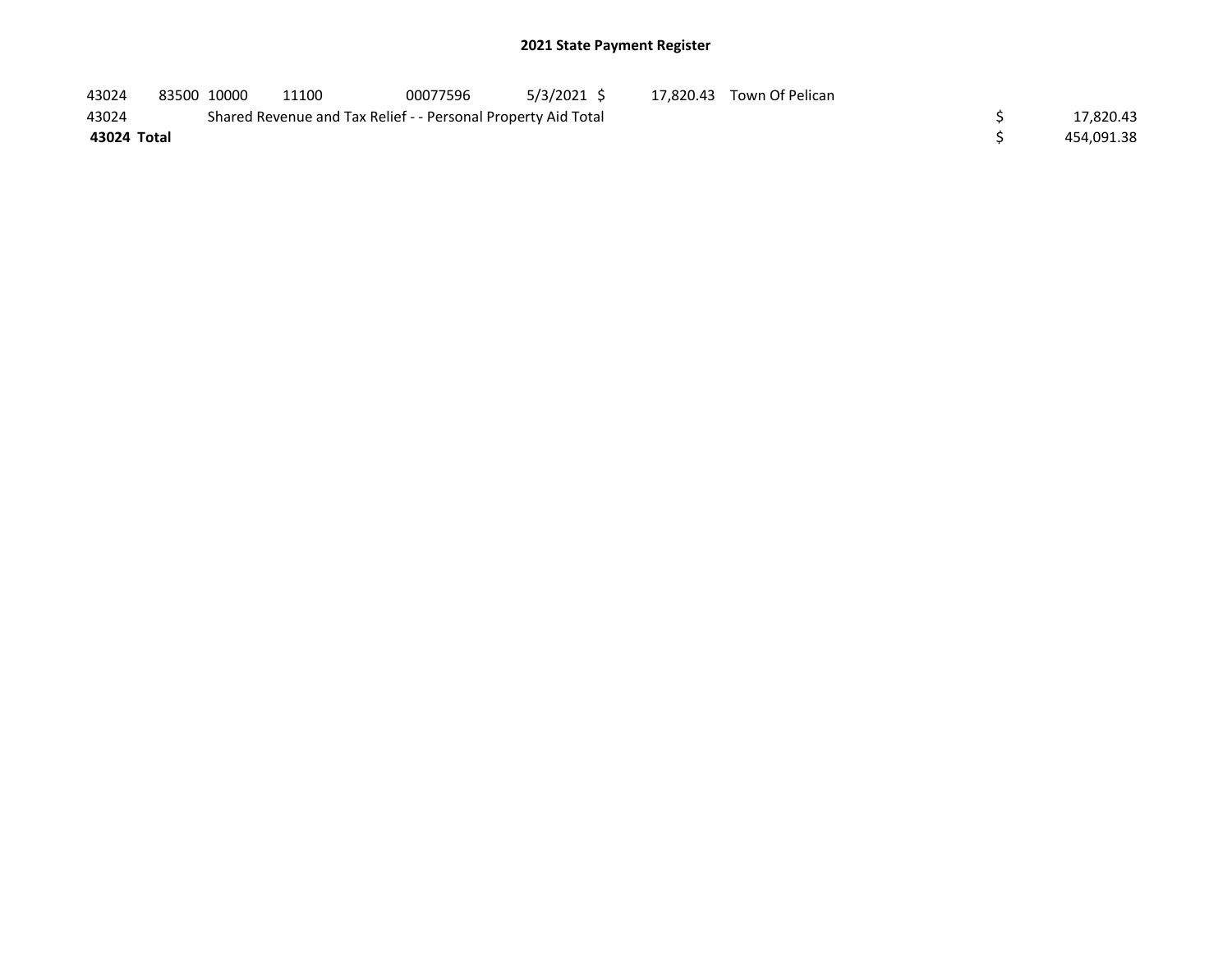# 2021 State Payment Register

| | | | | | | | | | |
|---|---|---|---|---|---|---|---|---|---|
| 43024 | 83500 | 10000 | 11100 | 00077596 | 5/3/2021 | $ 17,820.43 | Town Of Pelican | | |
| 43024 | | Shared Revenue and Tax Relief - - Personal Property Aid Total | | | | | | $ | 17,820.43 |
| **43024 Total** | | | | | | | | $ | 454,091.38 |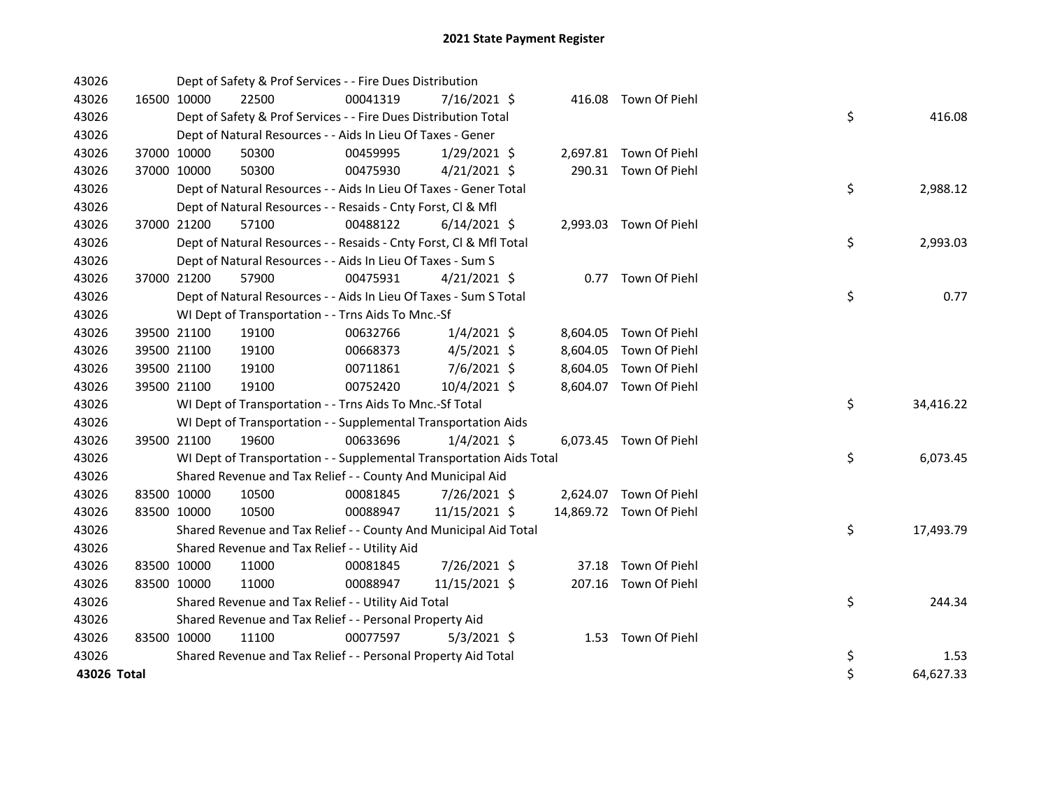# 2021 State Payment Register

| | | | | | | | | |
|---|---|---|---|---|---|---|---|---|
| 43026 | | | Dept of Safety & Prof Services - - Fire Dues Distribution | | | | | |
| 43026 | 16500 | 10000 | 22500 | 00041319 | 7/16/2021 | $ 416.08 | Town Of Piehl | |
| 43026 | | | Dept of Safety & Prof Services - - Fire Dues Distribution Total | | | | | $ 416.08 |
| 43026 | | | Dept of Natural Resources - - Aids In Lieu Of Taxes - Gener | | | | | |
| 43026 | 37000 | 10000 | 50300 | 00459995 | 1/29/2021 | $ 2,697.81 | Town Of Piehl | |
| 43026 | 37000 | 10000 | 50300 | 00475930 | 4/21/2021 | $ 290.31 | Town Of Piehl | |
| 43026 | | | Dept of Natural Resources - - Aids In Lieu Of Taxes - Gener Total | | | | | $ 2,988.12 |
| 43026 | | | Dept of Natural Resources - - Resaids - Cnty Forst, Cl & Mfl | | | | | |
| 43026 | 37000 | 21200 | 57100 | 00488122 | 6/14/2021 | $ 2,993.03 | Town Of Piehl | |
| 43026 | | | Dept of Natural Resources - - Resaids - Cnty Forst, Cl & Mfl Total | | | | | $ 2,993.03 |
| 43026 | | | Dept of Natural Resources - - Aids In Lieu Of Taxes - Sum S | | | | | |
| 43026 | 37000 | 21200 | 57900 | 00475931 | 4/21/2021 | $ 0.77 | Town Of Piehl | |
| 43026 | | | Dept of Natural Resources - - Aids In Lieu Of Taxes - Sum S Total | | | | | $ 0.77 |
| 43026 | | | WI Dept of Transportation - - Trns Aids To Mnc.-Sf | | | | | |
| 43026 | 39500 | 21100 | 19100 | 00632766 | 1/4/2021 | $ 8,604.05 | Town Of Piehl | |
| 43026 | 39500 | 21100 | 19100 | 00668373 | 4/5/2021 | $ 8,604.05 | Town Of Piehl | |
| 43026 | 39500 | 21100 | 19100 | 00711861 | 7/6/2021 | $ 8,604.05 | Town Of Piehl | |
| 43026 | 39500 | 21100 | 19100 | 00752420 | 10/4/2021 | $ 8,604.07 | Town Of Piehl | |
| 43026 | | | WI Dept of Transportation - - Trns Aids To Mnc.-Sf Total | | | | | $ 34,416.22 |
| 43026 | | | WI Dept of Transportation - - Supplemental Transportation Aids | | | | | |
| 43026 | 39500 | 21100 | 19600 | 00633696 | 1/4/2021 | $ 6,073.45 | Town Of Piehl | |
| 43026 | | | WI Dept of Transportation - - Supplemental Transportation Aids Total | | | | | $ 6,073.45 |
| 43026 | | | Shared Revenue and Tax Relief - - County And Municipal Aid | | | | | |
| 43026 | 83500 | 10000 | 10500 | 00081845 | 7/26/2021 | $ 2,624.07 | Town Of Piehl | |
| 43026 | 83500 | 10000 | 10500 | 00088947 | 11/15/2021 | $ 14,869.72 | Town Of Piehl | |
| 43026 | | | Shared Revenue and Tax Relief - - County And Municipal Aid Total | | | | | $ 17,493.79 |
| 43026 | | | Shared Revenue and Tax Relief - - Utility Aid | | | | | |
| 43026 | 83500 | 10000 | 11000 | 00081845 | 7/26/2021 | $ 37.18 | Town Of Piehl | |
| 43026 | 83500 | 10000 | 11000 | 00088947 | 11/15/2021 | $ 207.16 | Town Of Piehl | |
| 43026 | | | Shared Revenue and Tax Relief - - Utility Aid Total | | | | | $ 244.34 |
| 43026 | | | Shared Revenue and Tax Relief - - Personal Property Aid | | | | | |
| 43026 | 83500 | 10000 | 11100 | 00077597 | 5/3/2021 | $ 1.53 | Town Of Piehl | |
| 43026 | | | Shared Revenue and Tax Relief - - Personal Property Aid Total | | | | | $ 1.53 |
| **43026 Total** | | | | | | | | $ 64,627.33 |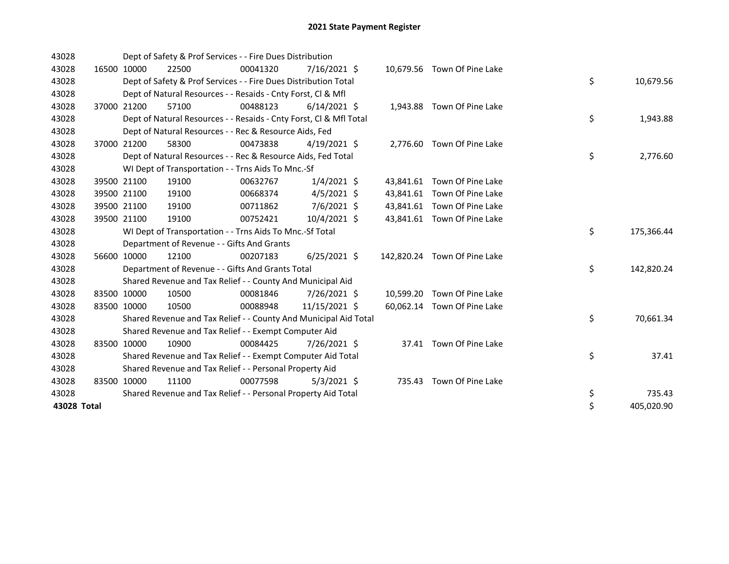# 2021 State Payment Register

| | | | | | | | | | |
|---|---|---|---|---|---|---|---|---|---|
| 43028 | | Dept of Safety & Prof Services - - Fire Dues Distribution | | | | | | | |
| 43028 | 16500 | 10000 | 22500 | 00041320 | 7/16/2021 | $ 10,679.56 | Town Of Pine Lake | | |
| 43028 | | Dept of Safety & Prof Services - - Fire Dues Distribution Total | | | | | | $ | 10,679.56 |
| 43028 | | Dept of Natural Resources - - Resaids - Cnty Forst, Cl & Mfl | | | | | | | |
| 43028 | 37000 | 21200 | 57100 | 00488123 | 6/14/2021 | $ 1,943.88 | Town Of Pine Lake | | |
| 43028 | | Dept of Natural Resources - - Resaids - Cnty Forst, Cl & Mfl Total | | | | | | $ | 1,943.88 |
| 43028 | | Dept of Natural Resources - - Rec & Resource Aids, Fed | | | | | | | |
| 43028 | 37000 | 21200 | 58300 | 00473838 | 4/19/2021 | $ 2,776.60 | Town Of Pine Lake | | |
| 43028 | | Dept of Natural Resources - - Rec & Resource Aids, Fed Total | | | | | | $ | 2,776.60 |
| 43028 | | WI Dept of Transportation - - Trns Aids To Mnc.-Sf | | | | | | | |
| 43028 | 39500 | 21100 | 19100 | 00632767 | 1/4/2021 | $ 43,841.61 | Town Of Pine Lake | | |
| 43028 | 39500 | 21100 | 19100 | 00668374 | 4/5/2021 | $ 43,841.61 | Town Of Pine Lake | | |
| 43028 | 39500 | 21100 | 19100 | 00711862 | 7/6/2021 | $ 43,841.61 | Town Of Pine Lake | | |
| 43028 | 39500 | 21100 | 19100 | 00752421 | 10/4/2021 | $ 43,841.61 | Town Of Pine Lake | | |
| 43028 | | WI Dept of Transportation - - Trns Aids To Mnc.-Sf Total | | | | | | $ | 175,366.44 |
| 43028 | | Department of Revenue - - Gifts And Grants | | | | | | | |
| 43028 | 56600 | 10000 | 12100 | 00207183 | 6/25/2021 | $ 142,820.24 | Town Of Pine Lake | | |
| 43028 | | Department of Revenue - - Gifts And Grants Total | | | | | | $ | 142,820.24 |
| 43028 | | Shared Revenue and Tax Relief - - County And Municipal Aid | | | | | | | |
| 43028 | 83500 | 10000 | 10500 | 00081846 | 7/26/2021 | $ 10,599.20 | Town Of Pine Lake | | |
| 43028 | 83500 | 10000 | 10500 | 00088948 | 11/15/2021 | $ 60,062.14 | Town Of Pine Lake | | |
| 43028 | | Shared Revenue and Tax Relief - - County And Municipal Aid Total | | | | | | $ | 70,661.34 |
| 43028 | | Shared Revenue and Tax Relief - - Exempt Computer Aid | | | | | | | |
| 43028 | 83500 | 10000 | 10900 | 00084425 | 7/26/2021 | $ 37.41 | Town Of Pine Lake | | |
| 43028 | | Shared Revenue and Tax Relief - - Exempt Computer Aid Total | | | | | | $ | 37.41 |
| 43028 | | Shared Revenue and Tax Relief - - Personal Property Aid | | | | | | | |
| 43028 | 83500 | 10000 | 11100 | 00077598 | 5/3/2021 | $ 735.43 | Town Of Pine Lake | | |
| 43028 | | Shared Revenue and Tax Relief - - Personal Property Aid Total | | | | | | $ | 735.43 |
| **43028 Total** | | | | | | | | $ | 405,020.90 |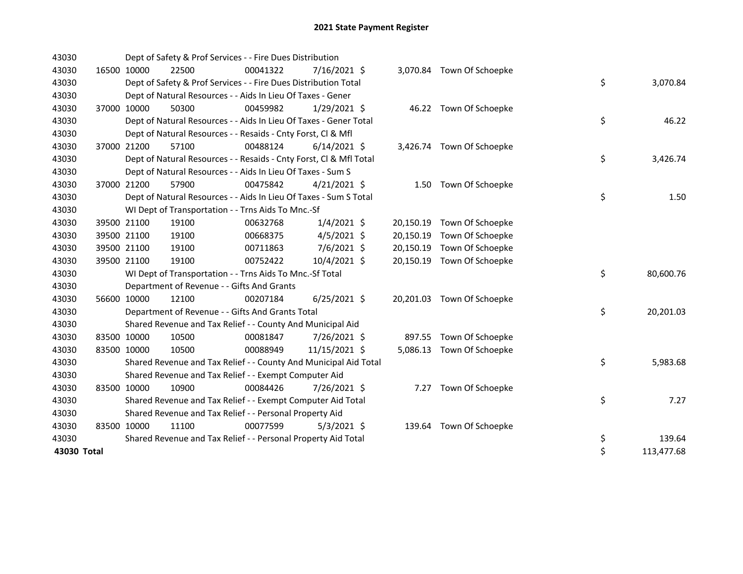# 2021 State Payment Register

| | | | | | | | | | |
|---|---|---|---|---|---|---|---|---|---|
| 43030 | | | Dept of Safety & Prof Services - - Fire Dues Distribution | | | | | | |
| 43030 | 16500 | 10000 | 22500 | 00041322 | 7/16/2021 | $ 3,070.84 | Town Of Schoepke | | |
| 43030 | | | Dept of Safety & Prof Services - - Fire Dues Distribution Total | | | | | $ | 3,070.84 |
| 43030 | | | Dept of Natural Resources - - Aids In Lieu Of Taxes - Gener | | | | | | |
| 43030 | 37000 | 10000 | 50300 | 00459982 | 1/29/2021 | $ 46.22 | Town Of Schoepke | | |
| 43030 | | | Dept of Natural Resources - - Aids In Lieu Of Taxes - Gener Total | | | | | $ | 46.22 |
| 43030 | | | Dept of Natural Resources - - Resaids - Cnty Forst, Cl & Mfl | | | | | | |
| 43030 | 37000 | 21200 | 57100 | 00488124 | 6/14/2021 | $ 3,426.74 | Town Of Schoepke | | |
| 43030 | | | Dept of Natural Resources - - Resaids - Cnty Forst, Cl & Mfl Total | | | | | $ | 3,426.74 |
| 43030 | | | Dept of Natural Resources - - Aids In Lieu Of Taxes - Sum S | | | | | | |
| 43030 | 37000 | 21200 | 57900 | 00475842 | 4/21/2021 | $ 1.50 | Town Of Schoepke | | |
| 43030 | | | Dept of Natural Resources - - Aids In Lieu Of Taxes - Sum S Total | | | | | $ | 1.50 |
| 43030 | | | WI Dept of Transportation - - Trns Aids To Mnc.-Sf | | | | | | |
| 43030 | 39500 | 21100 | 19100 | 00632768 | 1/4/2021 | $ 20,150.19 | Town Of Schoepke | | |
| 43030 | 39500 | 21100 | 19100 | 00668375 | 4/5/2021 | $ 20,150.19 | Town Of Schoepke | | |
| 43030 | 39500 | 21100 | 19100 | 00711863 | 7/6/2021 | $ 20,150.19 | Town Of Schoepke | | |
| 43030 | 39500 | 21100 | 19100 | 00752422 | 10/4/2021 | $ 20,150.19 | Town Of Schoepke | | |
| 43030 | | | WI Dept of Transportation - - Trns Aids To Mnc.-Sf Total | | | | | $ | 80,600.76 |
| 43030 | | | Department of Revenue - - Gifts And Grants | | | | | | |
| 43030 | 56600 | 10000 | 12100 | 00207184 | 6/25/2021 | $ 20,201.03 | Town Of Schoepke | | |
| 43030 | | | Department of Revenue - - Gifts And Grants Total | | | | | $ | 20,201.03 |
| 43030 | | | Shared Revenue and Tax Relief - - County And Municipal Aid | | | | | | |
| 43030 | 83500 | 10000 | 10500 | 00081847 | 7/26/2021 | $ 897.55 | Town Of Schoepke | | |
| 43030 | 83500 | 10000 | 10500 | 00088949 | 11/15/2021 | $ 5,086.13 | Town Of Schoepke | | |
| 43030 | | | Shared Revenue and Tax Relief - - County And Municipal Aid Total | | | | | $ | 5,983.68 |
| 43030 | | | Shared Revenue and Tax Relief - - Exempt Computer Aid | | | | | | |
| 43030 | 83500 | 10000 | 10900 | 00084426 | 7/26/2021 | $ 7.27 | Town Of Schoepke | | |
| 43030 | | | Shared Revenue and Tax Relief - - Exempt Computer Aid Total | | | | | $ | 7.27 |
| 43030 | | | Shared Revenue and Tax Relief - - Personal Property Aid | | | | | | |
| 43030 | 83500 | 10000 | 11100 | 00077599 | 5/3/2021 | $ 139.64 | Town Of Schoepke | | |
| 43030 | | | Shared Revenue and Tax Relief - - Personal Property Aid Total | | | | | $ | 139.64 |
| **43030 Total** | | | | | | | | $ | 113,477.68 |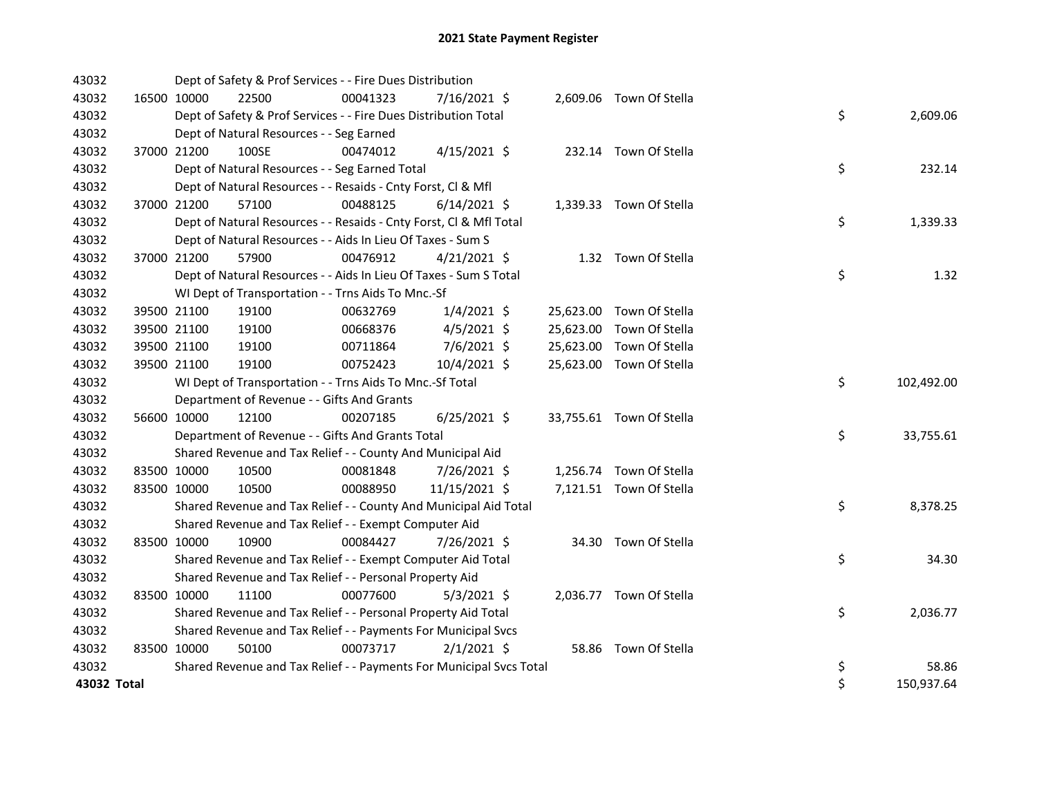# 2021 State Payment Register

| | | | | | | | | |
|---|---|---|---|---|---|---|---|---|
| 43032 | | Dept of Safety & Prof Services - - Fire Dues Distribution | | | | | | |
| 43032 | 16500 10000 | 22500 | 00041323 | 7/16/2021 $ | 2,609.06 | Town Of Stella | | |
| 43032 | | Dept of Safety & Prof Services - - Fire Dues Distribution Total | | | | | $ | 2,609.06 |
| 43032 | | Dept of Natural Resources - - Seg Earned | | | | | | |
| 43032 | 37000 21200 | 100SE | 00474012 | 4/15/2021 $ | 232.14 | Town Of Stella | | |
| 43032 | | Dept of Natural Resources - - Seg Earned Total | | | | | $ | 232.14 |
| 43032 | | Dept of Natural Resources - - Resaids - Cnty Forst, Cl & Mfl | | | | | | |
| 43032 | 37000 21200 | 57100 | 00488125 | 6/14/2021 $ | 1,339.33 | Town Of Stella | | |
| 43032 | | Dept of Natural Resources - - Resaids - Cnty Forst, Cl & Mfl Total | | | | | $ | 1,339.33 |
| 43032 | | Dept of Natural Resources - - Aids In Lieu Of Taxes - Sum S | | | | | | |
| 43032 | 37000 21200 | 57900 | 00476912 | 4/21/2021 $ | 1.32 | Town Of Stella | | |
| 43032 | | Dept of Natural Resources - - Aids In Lieu Of Taxes - Sum S Total | | | | | $ | 1.32 |
| 43032 | | WI Dept of Transportation - - Trns Aids To Mnc.-Sf | | | | | | |
| 43032 | 39500 21100 | 19100 | 00632769 | 1/4/2021 $ | 25,623.00 | Town Of Stella | | |
| 43032 | 39500 21100 | 19100 | 00668376 | 4/5/2021 $ | 25,623.00 | Town Of Stella | | |
| 43032 | 39500 21100 | 19100 | 00711864 | 7/6/2021 $ | 25,623.00 | Town Of Stella | | |
| 43032 | 39500 21100 | 19100 | 00752423 | 10/4/2021 $ | 25,623.00 | Town Of Stella | | |
| 43032 | | WI Dept of Transportation - - Trns Aids To Mnc.-Sf Total | | | | | $ | 102,492.00 |
| 43032 | | Department of Revenue - - Gifts And Grants | | | | | | |
| 43032 | 56600 10000 | 12100 | 00207185 | 6/25/2021 $ | 33,755.61 | Town Of Stella | | |
| 43032 | | Department of Revenue - - Gifts And Grants Total | | | | | $ | 33,755.61 |
| 43032 | | Shared Revenue and Tax Relief - - County And Municipal Aid | | | | | | |
| 43032 | 83500 10000 | 10500 | 00081848 | 7/26/2021 $ | 1,256.74 | Town Of Stella | | |
| 43032 | 83500 10000 | 10500 | 00088950 | 11/15/2021 $ | 7,121.51 | Town Of Stella | | |
| 43032 | | Shared Revenue and Tax Relief - - County And Municipal Aid Total | | | | | $ | 8,378.25 |
| 43032 | | Shared Revenue and Tax Relief - - Exempt Computer Aid | | | | | | |
| 43032 | 83500 10000 | 10900 | 00084427 | 7/26/2021 $ | 34.30 | Town Of Stella | | |
| 43032 | | Shared Revenue and Tax Relief - - Exempt Computer Aid Total | | | | | $ | 34.30 |
| 43032 | | Shared Revenue and Tax Relief - - Personal Property Aid | | | | | | |
| 43032 | 83500 10000 | 11100 | 00077600 | 5/3/2021 $ | 2,036.77 | Town Of Stella | | |
| 43032 | | Shared Revenue and Tax Relief - - Personal Property Aid Total | | | | | $ | 2,036.77 |
| 43032 | | Shared Revenue and Tax Relief - - Payments For Municipal Svcs | | | | | | |
| 43032 | 83500 10000 | 50100 | 00073717 | 2/1/2021 $ | 58.86 | Town Of Stella | | |
| 43032 | | Shared Revenue and Tax Relief - - Payments For Municipal Svcs Total | | | | | $ | 58.86 |
| **43032 Total** | | | | | | | $ | 150,937.64 |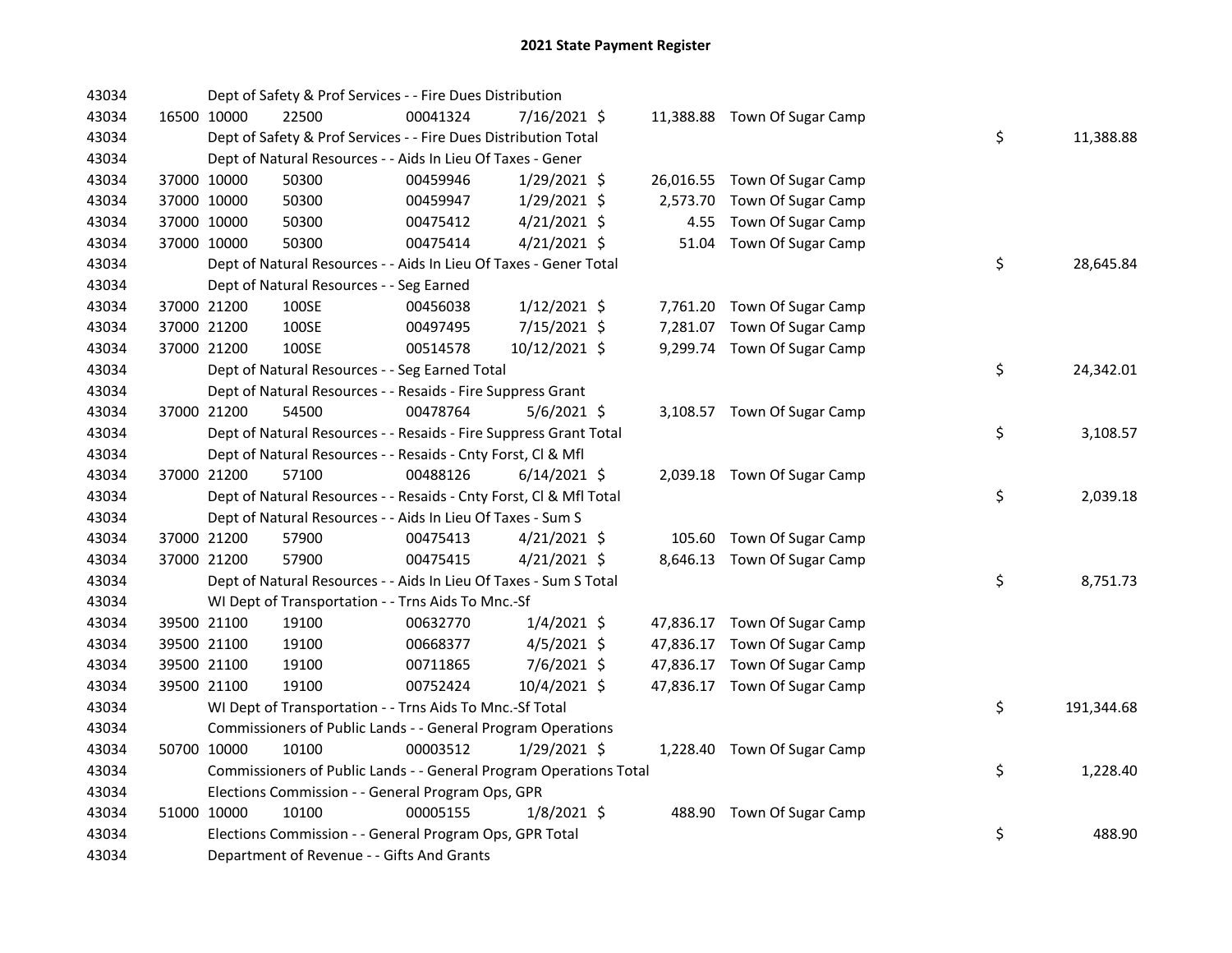## 2021 State Payment Register

| | | | | | | | | | |
|---|---|---|---|---|---|---|---|---|---|
| 43034 | | | Dept of Safety & Prof Services - - Fire Dues Distribution | | | | | | |
| 43034 | 16500 | 10000 | 22500 | 00041324 | 7/16/2021 | $ 11,388.88 | Town Of Sugar Camp | | |
| 43034 | | | Dept of Safety & Prof Services - - Fire Dues Distribution Total | | | | | $ | 11,388.88 |
| 43034 | | | Dept of Natural Resources - - Aids In Lieu Of Taxes - Gener | | | | | | |
| 43034 | 37000 | 10000 | 50300 | 00459946 | 1/29/2021 | $ 26,016.55 | Town Of Sugar Camp | | |
| 43034 | 37000 | 10000 | 50300 | 00459947 | 1/29/2021 | $ 2,573.70 | Town Of Sugar Camp | | |
| 43034 | 37000 | 10000 | 50300 | 00475412 | 4/21/2021 | $ 4.55 | Town Of Sugar Camp | | |
| 43034 | 37000 | 10000 | 50300 | 00475414 | 4/21/2021 | $ 51.04 | Town Of Sugar Camp | | |
| 43034 | | | Dept of Natural Resources - - Aids In Lieu Of Taxes - Gener Total | | | | | $ | 28,645.84 |
| 43034 | | | Dept of Natural Resources - - Seg Earned | | | | | | |
| 43034 | 37000 | 21200 | 100SE | 00456038 | 1/12/2021 | $ 7,761.20 | Town Of Sugar Camp | | |
| 43034 | 37000 | 21200 | 100SE | 00497495 | 7/15/2021 | $ 7,281.07 | Town Of Sugar Camp | | |
| 43034 | 37000 | 21200 | 100SE | 00514578 | 10/12/2021 | $ 9,299.74 | Town Of Sugar Camp | | |
| 43034 | | | Dept of Natural Resources - - Seg Earned Total | | | | | $ | 24,342.01 |
| 43034 | | | Dept of Natural Resources - - Resaids - Fire Suppress Grant | | | | | | |
| 43034 | 37000 | 21200 | 54500 | 00478764 | 5/6/2021 | $ 3,108.57 | Town Of Sugar Camp | | |
| 43034 | | | Dept of Natural Resources - - Resaids - Fire Suppress Grant Total | | | | | $ | 3,108.57 |
| 43034 | | | Dept of Natural Resources - - Resaids - Cnty Forst, Cl & Mfl | | | | | | |
| 43034 | 37000 | 21200 | 57100 | 00488126 | 6/14/2021 | $ 2,039.18 | Town Of Sugar Camp | | |
| 43034 | | | Dept of Natural Resources - - Resaids - Cnty Forst, Cl & Mfl Total | | | | | $ | 2,039.18 |
| 43034 | | | Dept of Natural Resources - - Aids In Lieu Of Taxes - Sum S | | | | | | |
| 43034 | 37000 | 21200 | 57900 | 00475413 | 4/21/2021 | $ 105.60 | Town Of Sugar Camp | | |
| 43034 | 37000 | 21200 | 57900 | 00475415 | 4/21/2021 | $ 8,646.13 | Town Of Sugar Camp | | |
| 43034 | | | Dept of Natural Resources - - Aids In Lieu Of Taxes - Sum S Total | | | | | $ | 8,751.73 |
| 43034 | | | WI Dept of Transportation - - Trns Aids To Mnc.-Sf | | | | | | |
| 43034 | 39500 | 21100 | 19100 | 00632770 | 1/4/2021 | $ 47,836.17 | Town Of Sugar Camp | | |
| 43034 | 39500 | 21100 | 19100 | 00668377 | 4/5/2021 | $ 47,836.17 | Town Of Sugar Camp | | |
| 43034 | 39500 | 21100 | 19100 | 00711865 | 7/6/2021 | $ 47,836.17 | Town Of Sugar Camp | | |
| 43034 | 39500 | 21100 | 19100 | 00752424 | 10/4/2021 | $ 47,836.17 | Town Of Sugar Camp | | |
| 43034 | | | WI Dept of Transportation - - Trns Aids To Mnc.-Sf Total | | | | | $ | 191,344.68 |
| 43034 | | | Commissioners of Public Lands - - General Program Operations | | | | | | |
| 43034 | 50700 | 10000 | 10100 | 00003512 | 1/29/2021 | $ 1,228.40 | Town Of Sugar Camp | | |
| 43034 | | | Commissioners of Public Lands - - General Program Operations Total | | | | | $ | 1,228.40 |
| 43034 | | | Elections Commission - - General Program Ops, GPR | | | | | | |
| 43034 | 51000 | 10000 | 10100 | 00005155 | 1/8/2021 | $ 488.90 | Town Of Sugar Camp | | |
| 43034 | | | Elections Commission - - General Program Ops, GPR Total | | | | | $ | 488.90 |
| 43034 | | | Department of Revenue - - Gifts And Grants | | | | | | |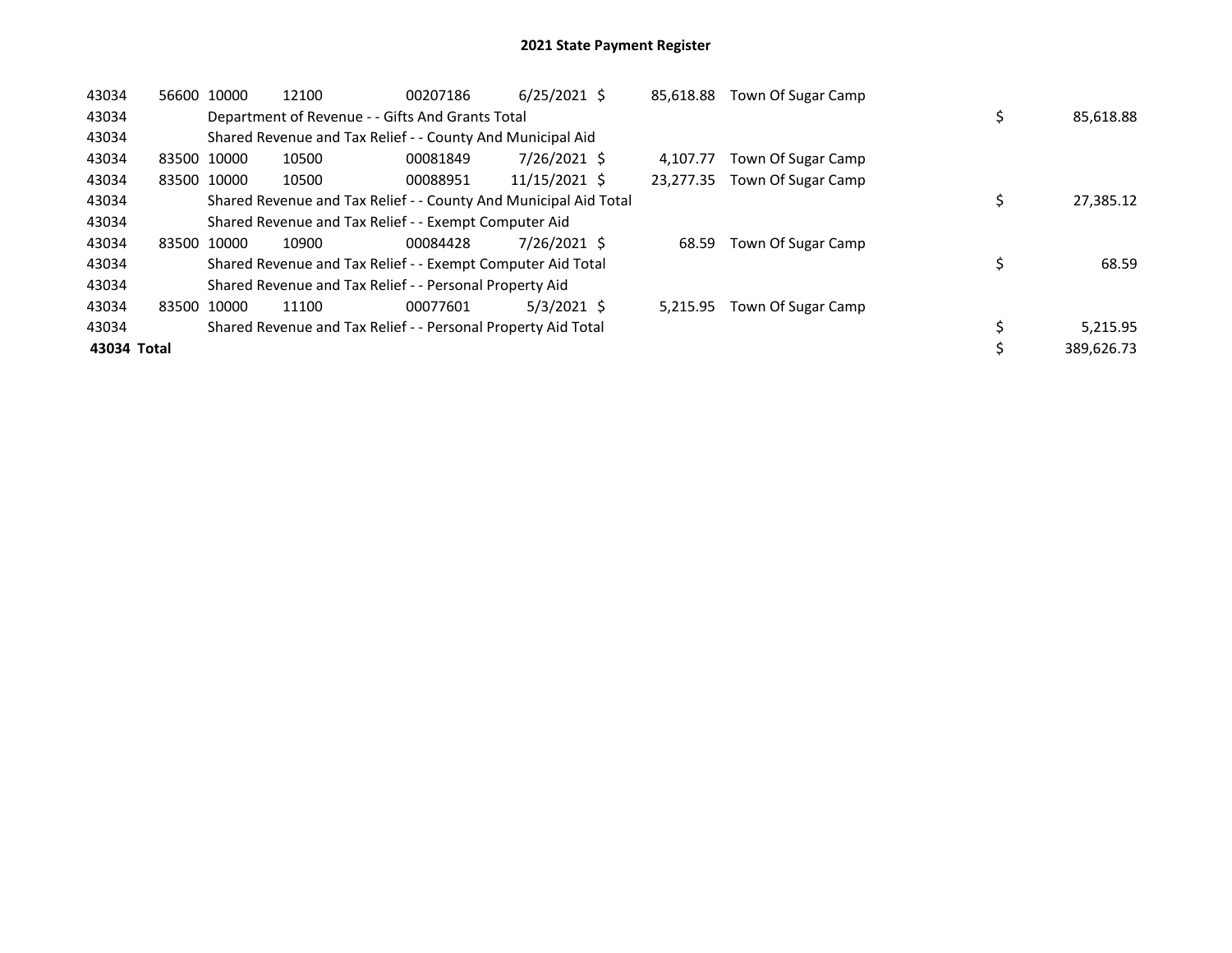# 2021 State Payment Register

| | | | | | | | | | |
|---|---|---|---|---|---|---|---|---|---|
| 43034 | 56600 | 10000 | 12100 | 00207186 | 6/25/2021 | $ 85,618.88 | Town Of Sugar Camp | | |
| 43034 | | Department of Revenue - - Gifts And Grants Total | | | | | | $ | 85,618.88 |
| 43034 | | Shared Revenue and Tax Relief - - County And Municipal Aid | | | | | | | |
| 43034 | 83500 | 10000 | 10500 | 00081849 | 7/26/2021 | $ 4,107.77 | Town Of Sugar Camp | | |
| 43034 | 83500 | 10000 | 10500 | 00088951 | 11/15/2021 | $ 23,277.35 | Town Of Sugar Camp | | |
| 43034 | | Shared Revenue and Tax Relief - - County And Municipal Aid Total | | | | | | $ | 27,385.12 |
| 43034 | | Shared Revenue and Tax Relief - - Exempt Computer Aid | | | | | | | |
| 43034 | 83500 | 10000 | 10900 | 00084428 | 7/26/2021 | $ 68.59 | Town Of Sugar Camp | | |
| 43034 | | Shared Revenue and Tax Relief - - Exempt Computer Aid Total | | | | | | $ | 68.59 |
| 43034 | | Shared Revenue and Tax Relief - - Personal Property Aid | | | | | | | |
| 43034 | 83500 | 10000 | 11100 | 00077601 | 5/3/2021 | $ 5,215.95 | Town Of Sugar Camp | | |
| 43034 | | Shared Revenue and Tax Relief - - Personal Property Aid Total | | | | | | $ | 5,215.95 |
| **43034 Total** | | | | | | | | $ | 389,626.73 |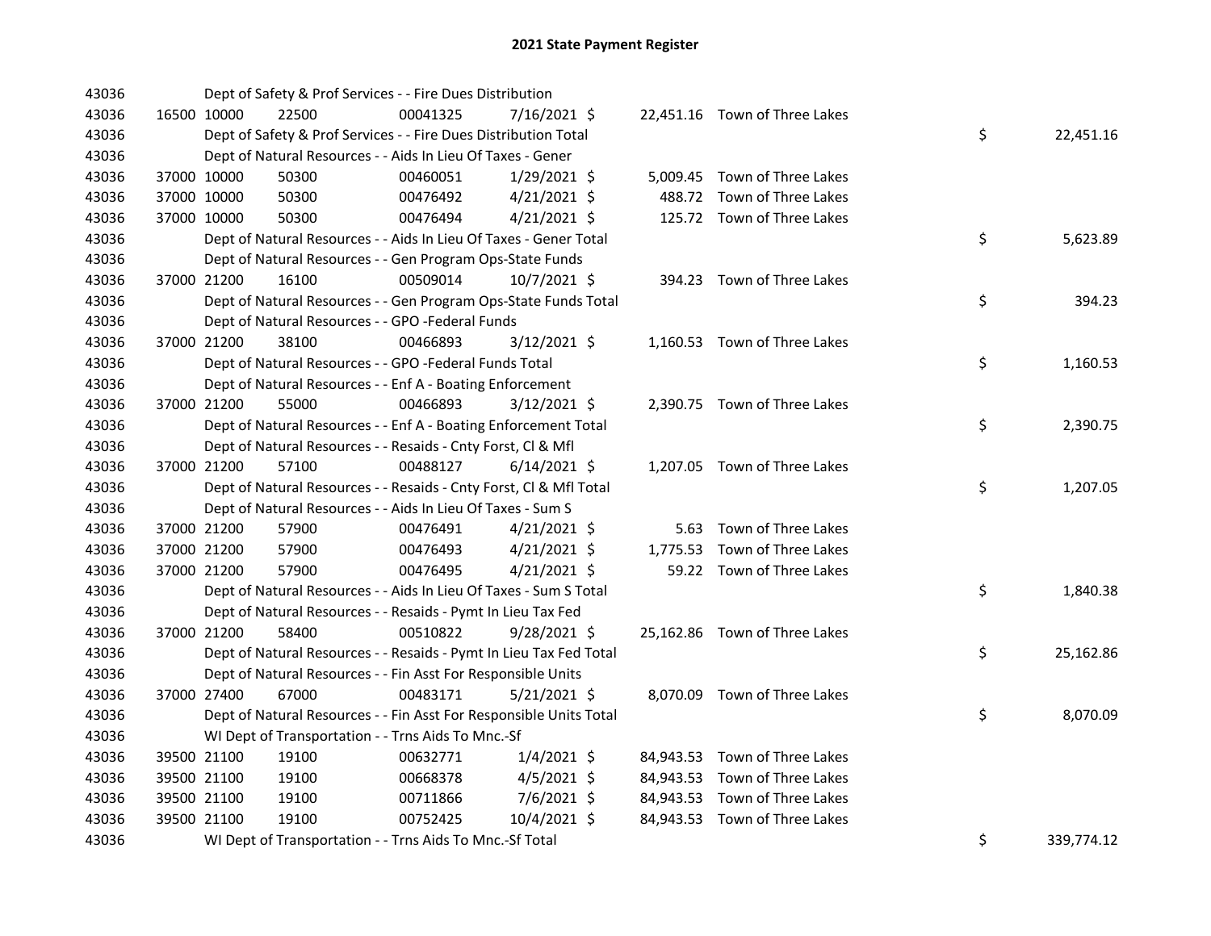# 2021 State Payment Register

| | | | | | | | | | |
|---|---|---|---|---|---|---|---|---|---|
| 43036 | | Dept of Safety & Prof Services - - Fire Dues Distribution | | | | | | | |
| 43036 | 16500 | 10000 | 22500 | 00041325 | 7/16/2021 | $ 22,451.16 | Town of Three Lakes | | |
| 43036 | | Dept of Safety & Prof Services - - Fire Dues Distribution Total | | | | | | $ | 22,451.16 |
| 43036 | | Dept of Natural Resources - - Aids In Lieu Of Taxes - Gener | | | | | | | |
| 43036 | 37000 | 10000 | 50300 | 00460051 | 1/29/2021 | $ 5,009.45 | Town of Three Lakes | | |
| 43036 | 37000 | 10000 | 50300 | 00476492 | 4/21/2021 | $ 488.72 | Town of Three Lakes | | |
| 43036 | 37000 | 10000 | 50300 | 00476494 | 4/21/2021 | $ 125.72 | Town of Three Lakes | | |
| 43036 | | Dept of Natural Resources - - Aids In Lieu Of Taxes - Gener Total | | | | | | $ | 5,623.89 |
| 43036 | | Dept of Natural Resources - - Gen Program Ops-State Funds | | | | | | | |
| 43036 | 37000 | 21200 | 16100 | 00509014 | 10/7/2021 | $ 394.23 | Town of Three Lakes | | |
| 43036 | | Dept of Natural Resources - - Gen Program Ops-State Funds Total | | | | | | $ | 394.23 |
| 43036 | | Dept of Natural Resources - - GPO -Federal Funds | | | | | | | |
| 43036 | 37000 | 21200 | 38100 | 00466893 | 3/12/2021 | $ 1,160.53 | Town of Three Lakes | | |
| 43036 | | Dept of Natural Resources - - GPO -Federal Funds Total | | | | | | $ | 1,160.53 |
| 43036 | | Dept of Natural Resources - - Enf A - Boating Enforcement | | | | | | | |
| 43036 | 37000 | 21200 | 55000 | 00466893 | 3/12/2021 | $ 2,390.75 | Town of Three Lakes | | |
| 43036 | | Dept of Natural Resources - - Enf A - Boating Enforcement Total | | | | | | $ | 2,390.75 |
| 43036 | | Dept of Natural Resources - - Resaids - Cnty Forst, Cl & Mfl | | | | | | | |
| 43036 | 37000 | 21200 | 57100 | 00488127 | 6/14/2021 | $ 1,207.05 | Town of Three Lakes | | |
| 43036 | | Dept of Natural Resources - - Resaids - Cnty Forst, Cl & Mfl Total | | | | | | $ | 1,207.05 |
| 43036 | | Dept of Natural Resources - - Aids In Lieu Of Taxes - Sum S | | | | | | | |
| 43036 | 37000 | 21200 | 57900 | 00476491 | 4/21/2021 | $ 5.63 | Town of Three Lakes | | |
| 43036 | 37000 | 21200 | 57900 | 00476493 | 4/21/2021 | $ 1,775.53 | Town of Three Lakes | | |
| 43036 | 37000 | 21200 | 57900 | 00476495 | 4/21/2021 | $ 59.22 | Town of Three Lakes | | |
| 43036 | | Dept of Natural Resources - - Aids In Lieu Of Taxes - Sum S Total | | | | | | $ | 1,840.38 |
| 43036 | | Dept of Natural Resources - - Resaids - Pymt In Lieu Tax Fed | | | | | | | |
| 43036 | 37000 | 21200 | 58400 | 00510822 | 9/28/2021 | $ 25,162.86 | Town of Three Lakes | | |
| 43036 | | Dept of Natural Resources - - Resaids - Pymt In Lieu Tax Fed Total | | | | | | $ | 25,162.86 |
| 43036 | | Dept of Natural Resources - - Fin Asst For Responsible Units | | | | | | | |
| 43036 | 37000 | 27400 | 67000 | 00483171 | 5/21/2021 | $ 8,070.09 | Town of Three Lakes | | |
| 43036 | | Dept of Natural Resources - - Fin Asst For Responsible Units Total | | | | | | $ | 8,070.09 |
| 43036 | | WI Dept of Transportation - - Trns Aids To Mnc.-Sf | | | | | | | |
| 43036 | 39500 | 21100 | 19100 | 00632771 | 1/4/2021 | $ 84,943.53 | Town of Three Lakes | | |
| 43036 | 39500 | 21100 | 19100 | 00668378 | 4/5/2021 | $ 84,943.53 | Town of Three Lakes | | |
| 43036 | 39500 | 21100 | 19100 | 00711866 | 7/6/2021 | $ 84,943.53 | Town of Three Lakes | | |
| 43036 | 39500 | 21100 | 19100 | 00752425 | 10/4/2021 | $ 84,943.53 | Town of Three Lakes | | |
| 43036 | | WI Dept of Transportation - - Trns Aids To Mnc.-Sf Total | | | | | | $ | 339,774.12 |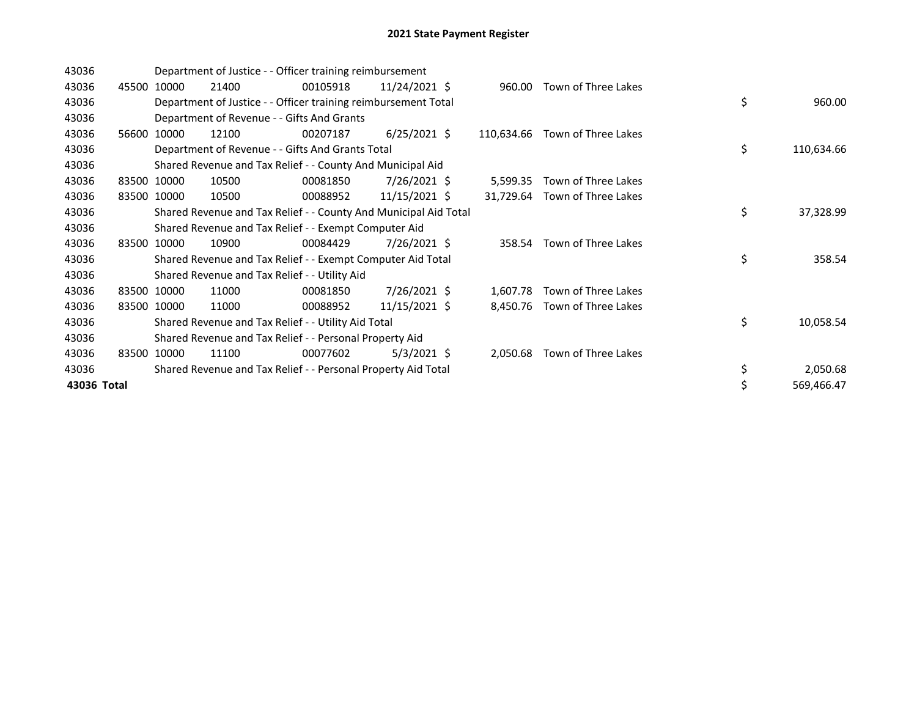# 2021 State Payment Register

| | | | | | | | | | |
|---|---|---|---|---|---|---|---|---|---|
| 43036 | | | Department of Justice - - Officer training reimbursement | | | | | | |
| 43036 | 45500 | 10000 | 21400 | 00105918 | 11/24/2021 | $ 960.00 | Town of Three Lakes | | |
| 43036 | | | Department of Justice - - Officer training reimbursement Total | | | | | $ | 960.00 |
| 43036 | | | Department of Revenue - - Gifts And Grants | | | | | | |
| 43036 | 56600 | 10000 | 12100 | 00207187 | 6/25/2021 | $ 110,634.66 | Town of Three Lakes | | |
| 43036 | | | Department of Revenue - - Gifts And Grants Total | | | | | $ | 110,634.66 |
| 43036 | | | Shared Revenue and Tax Relief - - County And Municipal Aid | | | | | | |
| 43036 | 83500 | 10000 | 10500 | 00081850 | 7/26/2021 | $ 5,599.35 | Town of Three Lakes | | |
| 43036 | 83500 | 10000 | 10500 | 00088952 | 11/15/2021 | $ 31,729.64 | Town of Three Lakes | | |
| 43036 | | | Shared Revenue and Tax Relief - - County And Municipal Aid Total | | | | | $ | 37,328.99 |
| 43036 | | | Shared Revenue and Tax Relief - - Exempt Computer Aid | | | | | | |
| 43036 | 83500 | 10000 | 10900 | 00084429 | 7/26/2021 | $ 358.54 | Town of Three Lakes | | |
| 43036 | | | Shared Revenue and Tax Relief - - Exempt Computer Aid Total | | | | | $ | 358.54 |
| 43036 | | | Shared Revenue and Tax Relief - - Utility Aid | | | | | | |
| 43036 | 83500 | 10000 | 11000 | 00081850 | 7/26/2021 | $ 1,607.78 | Town of Three Lakes | | |
| 43036 | 83500 | 10000 | 11000 | 00088952 | 11/15/2021 | $ 8,450.76 | Town of Three Lakes | | |
| 43036 | | | Shared Revenue and Tax Relief - - Utility Aid Total | | | | | $ | 10,058.54 |
| 43036 | | | Shared Revenue and Tax Relief - - Personal Property Aid | | | | | | |
| 43036 | 83500 | 10000 | 11100 | 00077602 | 5/3/2021 | $ 2,050.68 | Town of Three Lakes | | |
| 43036 | | | Shared Revenue and Tax Relief - - Personal Property Aid Total | | | | | $ | 2,050.68 |
| **43036 Total** | | | | | | | | $ | 569,466.47 |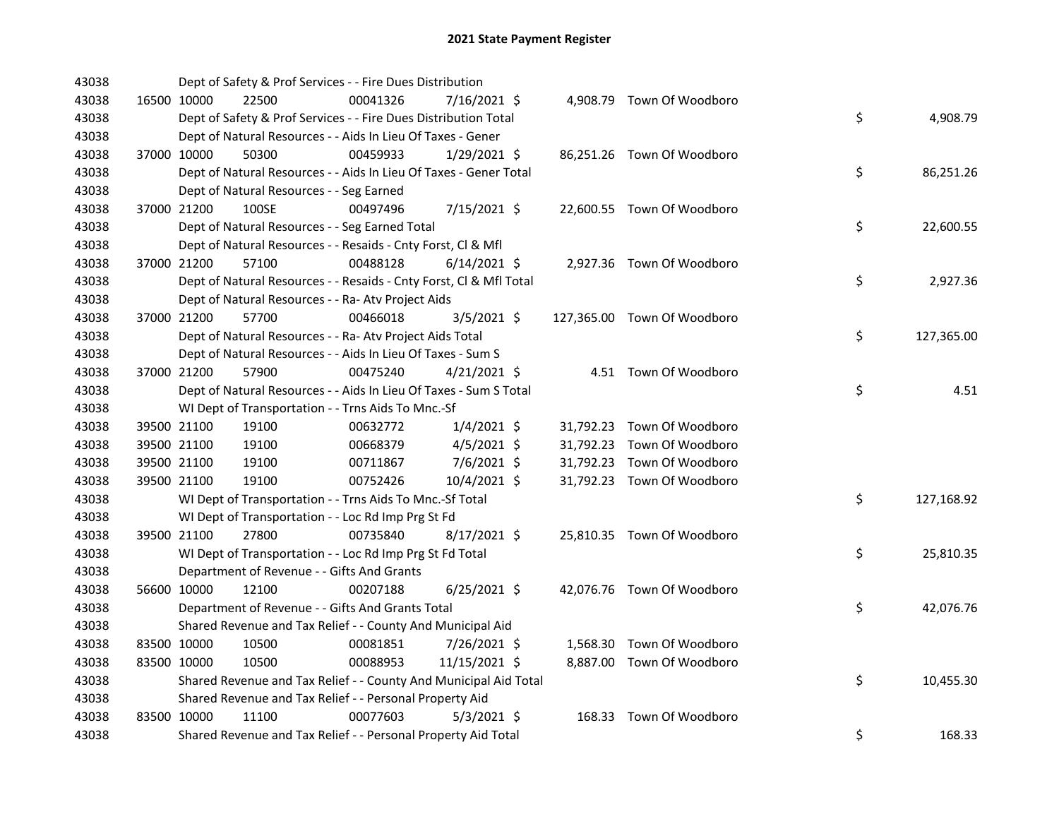# 2021 State Payment Register

| | | | | | | | | | |
|---|---|---|---|---|---|---|---|---|---|
| 43038 | | Dept of Safety & Prof Services - - Fire Dues Distribution | | | | | | | |
| 43038 | 16500 | 10000 | 22500 | 00041326 | 7/16/2021 | $ 4,908.79 | Town Of Woodboro | | |
| 43038 | | Dept of Safety & Prof Services - - Fire Dues Distribution Total | | | | | | $ | 4,908.79 |
| 43038 | | Dept of Natural Resources - - Aids In Lieu Of Taxes - Gener | | | | | | | |
| 43038 | 37000 | 10000 | 50300 | 00459933 | 1/29/2021 | $ 86,251.26 | Town Of Woodboro | | |
| 43038 | | Dept of Natural Resources - - Aids In Lieu Of Taxes - Gener Total | | | | | | $ | 86,251.26 |
| 43038 | | Dept of Natural Resources - - Seg Earned | | | | | | | |
| 43038 | 37000 | 21200 | 100SE | 00497496 | 7/15/2021 | $ 22,600.55 | Town Of Woodboro | | |
| 43038 | | Dept of Natural Resources - - Seg Earned Total | | | | | | $ | 22,600.55 |
| 43038 | | Dept of Natural Resources - - Resaids - Cnty Forst, Cl & Mfl | | | | | | | |
| 43038 | 37000 | 21200 | 57100 | 00488128 | 6/14/2021 | $ 2,927.36 | Town Of Woodboro | | |
| 43038 | | Dept of Natural Resources - - Resaids - Cnty Forst, Cl & Mfl Total | | | | | | $ | 2,927.36 |
| 43038 | | Dept of Natural Resources - - Ra- Atv Project Aids | | | | | | | |
| 43038 | 37000 | 21200 | 57700 | 00466018 | 3/5/2021 | $ 127,365.00 | Town Of Woodboro | | |
| 43038 | | Dept of Natural Resources - - Ra- Atv Project Aids Total | | | | | | $ | 127,365.00 |
| 43038 | | Dept of Natural Resources - - Aids In Lieu Of Taxes - Sum S | | | | | | | |
| 43038 | 37000 | 21200 | 57900 | 00475240 | 4/21/2021 | $ 4.51 | Town Of Woodboro | | |
| 43038 | | Dept of Natural Resources - - Aids In Lieu Of Taxes - Sum S Total | | | | | | $ | 4.51 |
| 43038 | | WI Dept of Transportation - - Trns Aids To Mnc.-Sf | | | | | | | |
| 43038 | 39500 | 21100 | 19100 | 00632772 | 1/4/2021 | $ 31,792.23 | Town Of Woodboro | | |
| 43038 | 39500 | 21100 | 19100 | 00668379 | 4/5/2021 | $ 31,792.23 | Town Of Woodboro | | |
| 43038 | 39500 | 21100 | 19100 | 00711867 | 7/6/2021 | $ 31,792.23 | Town Of Woodboro | | |
| 43038 | 39500 | 21100 | 19100 | 00752426 | 10/4/2021 | $ 31,792.23 | Town Of Woodboro | | |
| 43038 | | WI Dept of Transportation - - Trns Aids To Mnc.-Sf Total | | | | | | $ | 127,168.92 |
| 43038 | | WI Dept of Transportation - - Loc Rd Imp Prg St Fd | | | | | | | |
| 43038 | 39500 | 21100 | 27800 | 00735840 | 8/17/2021 | $ 25,810.35 | Town Of Woodboro | | |
| 43038 | | WI Dept of Transportation - - Loc Rd Imp Prg St Fd Total | | | | | | $ | 25,810.35 |
| 43038 | | Department of Revenue - - Gifts And Grants | | | | | | | |
| 43038 | 56600 | 10000 | 12100 | 00207188 | 6/25/2021 | $ 42,076.76 | Town Of Woodboro | | |
| 43038 | | Department of Revenue - - Gifts And Grants Total | | | | | | $ | 42,076.76 |
| 43038 | | Shared Revenue and Tax Relief - - County And Municipal Aid | | | | | | | |
| 43038 | 83500 | 10000 | 10500 | 00081851 | 7/26/2021 | $ 1,568.30 | Town Of Woodboro | | |
| 43038 | 83500 | 10000 | 10500 | 00088953 | 11/15/2021 | $ 8,887.00 | Town Of Woodboro | | |
| 43038 | | Shared Revenue and Tax Relief - - County And Municipal Aid Total | | | | | | $ | 10,455.30 |
| 43038 | | Shared Revenue and Tax Relief - - Personal Property Aid | | | | | | | |
| 43038 | 83500 | 10000 | 11100 | 00077603 | 5/3/2021 | $ 168.33 | Town Of Woodboro | | |
| 43038 | | Shared Revenue and Tax Relief - - Personal Property Aid Total | | | | | | $ | 168.33 |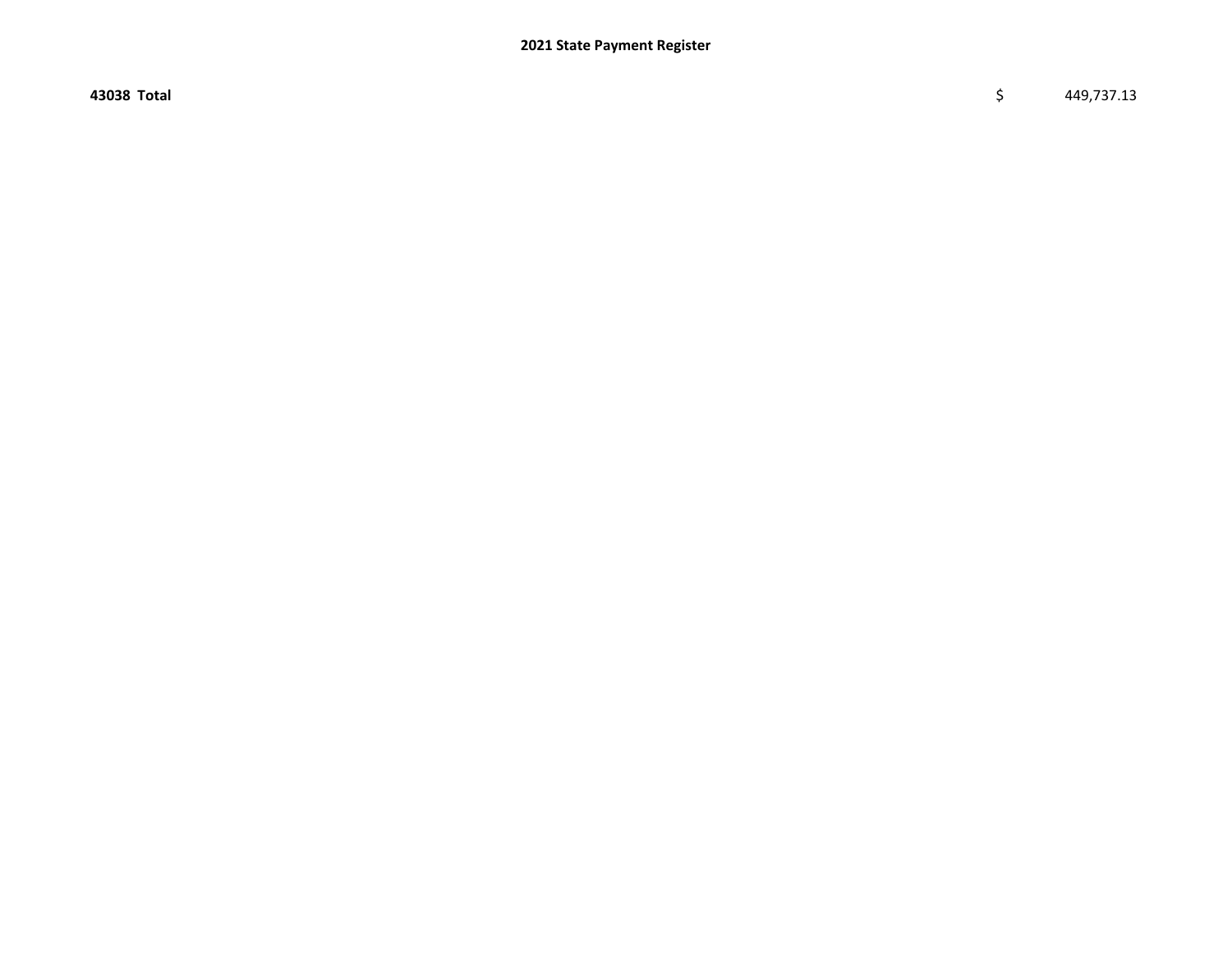**2021 State Payment Register**

| **43038 Total** | $ | 449,737.13 |
|---|---|---|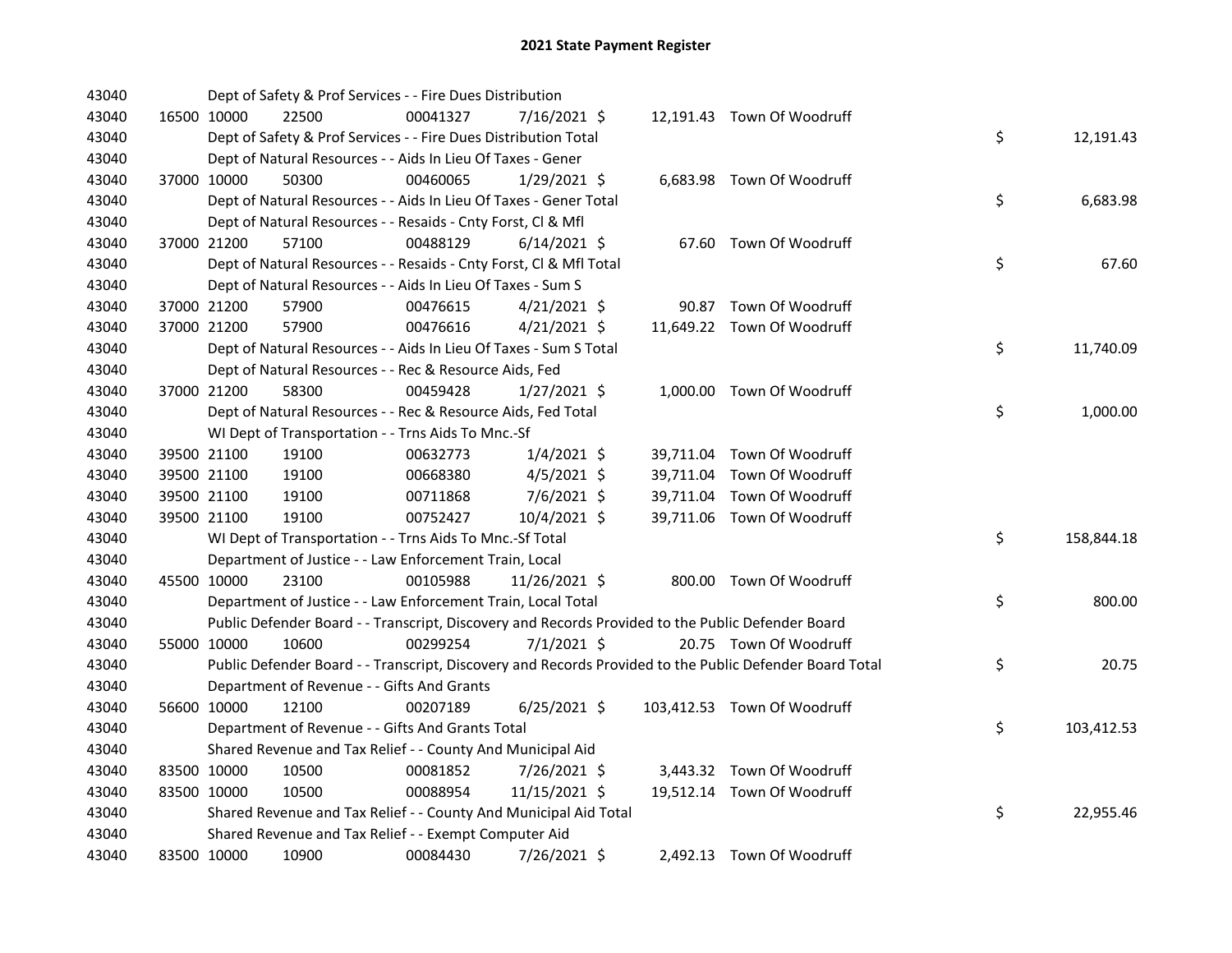# 2021 State Payment Register

| | | | | | | | | | |
|---|---|---|---|---|---|---|---|---|---|
| 43040 | | | Dept of Safety & Prof Services - - Fire Dues Distribution | | | | | | |
| 43040 | 16500 | 10000 | 22500 | 00041327 | 7/16/2021 | $ 12,191.43 | Town Of Woodruff | | |
| 43040 | | | Dept of Safety & Prof Services - - Fire Dues Distribution Total | | | | | $ | 12,191.43 |
| 43040 | | | Dept of Natural Resources - - Aids In Lieu Of Taxes - Gener | | | | | | |
| 43040 | 37000 | 10000 | 50300 | 00460065 | 1/29/2021 | $ 6,683.98 | Town Of Woodruff | | |
| 43040 | | | Dept of Natural Resources - - Aids In Lieu Of Taxes - Gener Total | | | | | $ | 6,683.98 |
| 43040 | | | Dept of Natural Resources - - Resaids - Cnty Forst, Cl & Mfl | | | | | | |
| 43040 | 37000 | 21200 | 57100 | 00488129 | 6/14/2021 | $ 67.60 | Town Of Woodruff | | |
| 43040 | | | Dept of Natural Resources - - Resaids - Cnty Forst, Cl & Mfl Total | | | | | $ | 67.60 |
| 43040 | | | Dept of Natural Resources - - Aids In Lieu Of Taxes - Sum S | | | | | | |
| 43040 | 37000 | 21200 | 57900 | 00476615 | 4/21/2021 | $ 90.87 | Town Of Woodruff | | |
| 43040 | 37000 | 21200 | 57900 | 00476616 | 4/21/2021 | $ 11,649.22 | Town Of Woodruff | | |
| 43040 | | | Dept of Natural Resources - - Aids In Lieu Of Taxes - Sum S Total | | | | | $ | 11,740.09 |
| 43040 | | | Dept of Natural Resources - - Rec & Resource Aids, Fed | | | | | | |
| 43040 | 37000 | 21200 | 58300 | 00459428 | 1/27/2021 | $ 1,000.00 | Town Of Woodruff | | |
| 43040 | | | Dept of Natural Resources - - Rec & Resource Aids, Fed Total | | | | | $ | 1,000.00 |
| 43040 | | | WI Dept of Transportation - - Trns Aids To Mnc.-Sf | | | | | | |
| 43040 | 39500 | 21100 | 19100 | 00632773 | 1/4/2021 | $ 39,711.04 | Town Of Woodruff | | |
| 43040 | 39500 | 21100 | 19100 | 00668380 | 4/5/2021 | $ 39,711.04 | Town Of Woodruff | | |
| 43040 | 39500 | 21100 | 19100 | 00711868 | 7/6/2021 | $ 39,711.04 | Town Of Woodruff | | |
| 43040 | 39500 | 21100 | 19100 | 00752427 | 10/4/2021 | $ 39,711.06 | Town Of Woodruff | | |
| 43040 | | | WI Dept of Transportation - - Trns Aids To Mnc.-Sf Total | | | | | $ | 158,844.18 |
| 43040 | | | Department of Justice - - Law Enforcement Train, Local | | | | | | |
| 43040 | 45500 | 10000 | 23100 | 00105988 | 11/26/2021 | $ 800.00 | Town Of Woodruff | | |
| 43040 | | | Department of Justice - - Law Enforcement Train, Local Total | | | | | $ | 800.00 |
| 43040 | | | Public Defender Board - - Transcript, Discovery and Records Provided to the Public Defender Board | | | | | | |
| 43040 | 55000 | 10000 | 10600 | 00299254 | 7/1/2021 | $ 20.75 | Town Of Woodruff | | |
| 43040 | | | Public Defender Board - - Transcript, Discovery and Records Provided to the Public Defender Board Total | | | | | $ | 20.75 |
| 43040 | | | Department of Revenue - - Gifts And Grants | | | | | | |
| 43040 | 56600 | 10000 | 12100 | 00207189 | 6/25/2021 | $ 103,412.53 | Town Of Woodruff | | |
| 43040 | | | Department of Revenue - - Gifts And Grants Total | | | | | $ | 103,412.53 |
| 43040 | | | Shared Revenue and Tax Relief - - County And Municipal Aid | | | | | | |
| 43040 | 83500 | 10000 | 10500 | 00081852 | 7/26/2021 | $ 3,443.32 | Town Of Woodruff | | |
| 43040 | 83500 | 10000 | 10500 | 00088954 | 11/15/2021 | $ 19,512.14 | Town Of Woodruff | | |
| 43040 | | | Shared Revenue and Tax Relief - - County And Municipal Aid Total | | | | | $ | 22,955.46 |
| 43040 | | | Shared Revenue and Tax Relief - - Exempt Computer Aid | | | | | | |
| 43040 | 83500 | 10000 | 10900 | 00084430 | 7/26/2021 | $ 2,492.13 | Town Of Woodruff | | |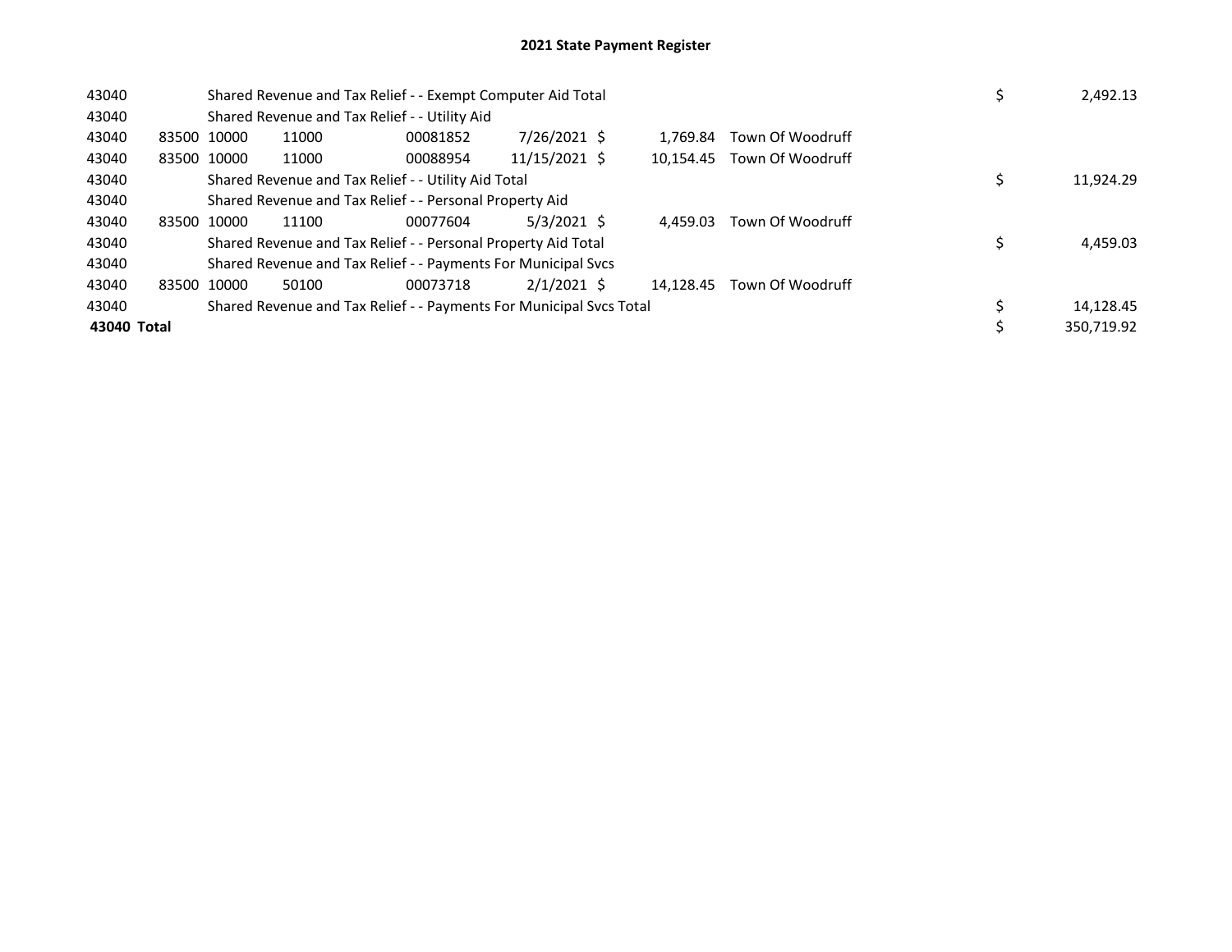# 2021 State Payment Register

| | | | | | | | | | |
|---|---|---|---|---|---|---|---|---|---|
| 43040 | | | Shared Revenue and Tax Relief - - Exempt Computer Aid Total | | | | | $ | 2,492.13 |
| 43040 | | | Shared Revenue and Tax Relief - - Utility Aid | | | | | | |
| 43040 | 83500 | 10000 | 11000 | 00081852 | 7/26/2021 | $ 1,769.84 | Town Of Woodruff | | |
| 43040 | 83500 | 10000 | 11000 | 00088954 | 11/15/2021 | $ 10,154.45 | Town Of Woodruff | | |
| 43040 | | | Shared Revenue and Tax Relief - - Utility Aid Total | | | | | $ | 11,924.29 |
| 43040 | | | Shared Revenue and Tax Relief - - Personal Property Aid | | | | | | |
| 43040 | 83500 | 10000 | 11100 | 00077604 | 5/3/2021 | $ 4,459.03 | Town Of Woodruff | | |
| 43040 | | | Shared Revenue and Tax Relief - - Personal Property Aid Total | | | | | $ | 4,459.03 |
| 43040 | | | Shared Revenue and Tax Relief - - Payments For Municipal Svcs | | | | | | |
| 43040 | 83500 | 10000 | 50100 | 00073718 | 2/1/2021 | $ 14,128.45 | Town Of Woodruff | | |
| 43040 | | | Shared Revenue and Tax Relief - - Payments For Municipal Svcs Total | | | | | $ | 14,128.45 |
| **43040 Total** | | | | | | | | $ | 350,719.92 |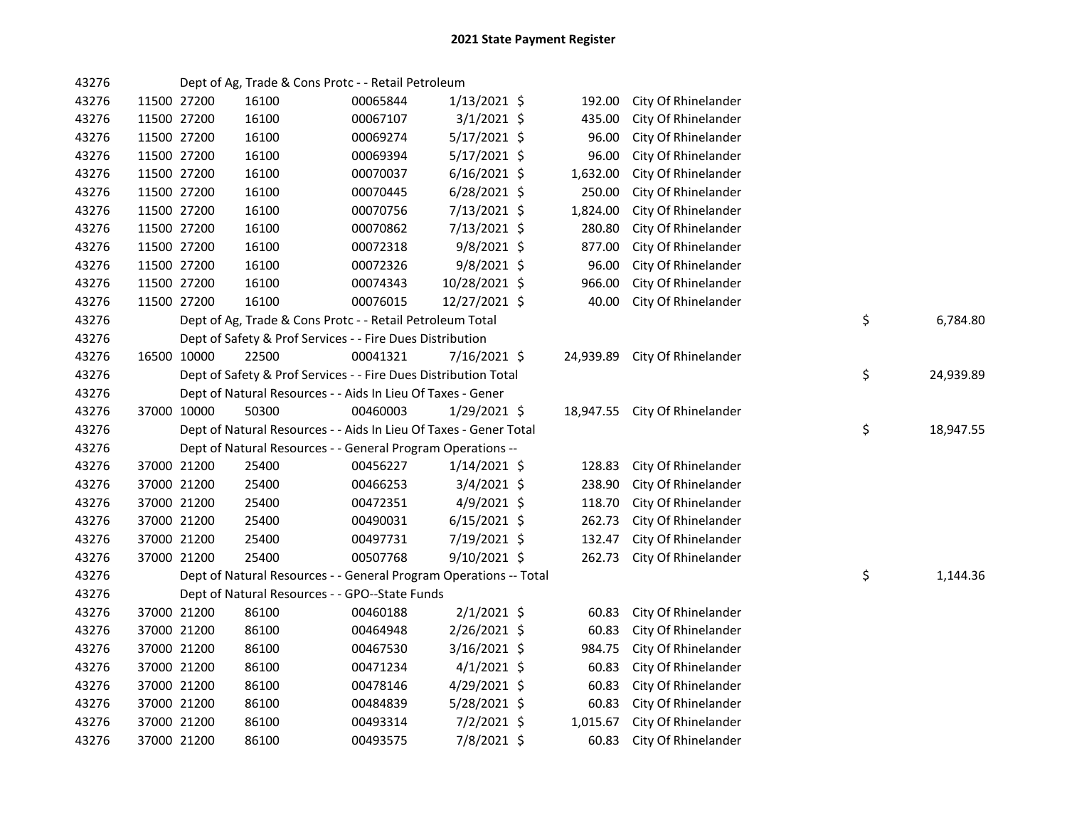# 2021 State Payment Register

| | | | | | | | | | |
|---|---|---|---|---|---|---|---|---|---|
| 43276 | | Dept of Ag, Trade & Cons Protc - - Retail Petroleum | | | | | | | |
| 43276 | 11500 | 27200 | 16100 | 00065844 | 1/13/2021 | $ 192.00 | City Of Rhinelander | | |
| 43276 | 11500 | 27200 | 16100 | 00067107 | 3/1/2021 | $ 435.00 | City Of Rhinelander | | |
| 43276 | 11500 | 27200 | 16100 | 00069274 | 5/17/2021 | $ 96.00 | City Of Rhinelander | | |
| 43276 | 11500 | 27200 | 16100 | 00069394 | 5/17/2021 | $ 96.00 | City Of Rhinelander | | |
| 43276 | 11500 | 27200 | 16100 | 00070037 | 6/16/2021 | $ 1,632.00 | City Of Rhinelander | | |
| 43276 | 11500 | 27200 | 16100 | 00070445 | 6/28/2021 | $ 250.00 | City Of Rhinelander | | |
| 43276 | 11500 | 27200 | 16100 | 00070756 | 7/13/2021 | $ 1,824.00 | City Of Rhinelander | | |
| 43276 | 11500 | 27200 | 16100 | 00070862 | 7/13/2021 | $ 280.80 | City Of Rhinelander | | |
| 43276 | 11500 | 27200 | 16100 | 00072318 | 9/8/2021 | $ 877.00 | City Of Rhinelander | | |
| 43276 | 11500 | 27200 | 16100 | 00072326 | 9/8/2021 | $ 96.00 | City Of Rhinelander | | |
| 43276 | 11500 | 27200 | 16100 | 00074343 | 10/28/2021 | $ 966.00 | City Of Rhinelander | | |
| 43276 | 11500 | 27200 | 16100 | 00076015 | 12/27/2021 | $ 40.00 | City Of Rhinelander | | |
| 43276 | | Dept of Ag, Trade & Cons Protc - - Retail Petroleum Total | | | | | | $ | 6,784.80 |
| 43276 | | Dept of Safety & Prof Services - - Fire Dues Distribution | | | | | | | |
| 43276 | 16500 | 10000 | 22500 | 00041321 | 7/16/2021 | $ 24,939.89 | City Of Rhinelander | | |
| 43276 | | Dept of Safety & Prof Services - - Fire Dues Distribution Total | | | | | | $ | 24,939.89 |
| 43276 | | Dept of Natural Resources - - Aids In Lieu Of Taxes - Gener | | | | | | | |
| 43276 | 37000 | 10000 | 50300 | 00460003 | 1/29/2021 | $ 18,947.55 | City Of Rhinelander | | |
| 43276 | | Dept of Natural Resources - - Aids In Lieu Of Taxes - Gener Total | | | | | | $ | 18,947.55 |
| 43276 | | Dept of Natural Resources - - General Program Operations -- | | | | | | | |
| 43276 | 37000 | 21200 | 25400 | 00456227 | 1/14/2021 | $ 128.83 | City Of Rhinelander | | |
| 43276 | 37000 | 21200 | 25400 | 00466253 | 3/4/2021 | $ 238.90 | City Of Rhinelander | | |
| 43276 | 37000 | 21200 | 25400 | 00472351 | 4/9/2021 | $ 118.70 | City Of Rhinelander | | |
| 43276 | 37000 | 21200 | 25400 | 00490031 | 6/15/2021 | $ 262.73 | City Of Rhinelander | | |
| 43276 | 37000 | 21200 | 25400 | 00497731 | 7/19/2021 | $ 132.47 | City Of Rhinelander | | |
| 43276 | 37000 | 21200 | 25400 | 00507768 | 9/10/2021 | $ 262.73 | City Of Rhinelander | | |
| 43276 | | Dept of Natural Resources - - General Program Operations -- Total | | | | | | $ | 1,144.36 |
| 43276 | | Dept of Natural Resources - - GPO--State Funds | | | | | | | |
| 43276 | 37000 | 21200 | 86100 | 00460188 | 2/1/2021 | $ 60.83 | City Of Rhinelander | | |
| 43276 | 37000 | 21200 | 86100 | 00464948 | 2/26/2021 | $ 60.83 | City Of Rhinelander | | |
| 43276 | 37000 | 21200 | 86100 | 00467530 | 3/16/2021 | $ 984.75 | City Of Rhinelander | | |
| 43276 | 37000 | 21200 | 86100 | 00471234 | 4/1/2021 | $ 60.83 | City Of Rhinelander | | |
| 43276 | 37000 | 21200 | 86100 | 00478146 | 4/29/2021 | $ 60.83 | City Of Rhinelander | | |
| 43276 | 37000 | 21200 | 86100 | 00484839 | 5/28/2021 | $ 60.83 | City Of Rhinelander | | |
| 43276 | 37000 | 21200 | 86100 | 00493314 | 7/2/2021 | $ 1,015.67 | City Of Rhinelander | | |
| 43276 | 37000 | 21200 | 86100 | 00493575 | 7/8/2021 | $ 60.83 | City Of Rhinelander | | |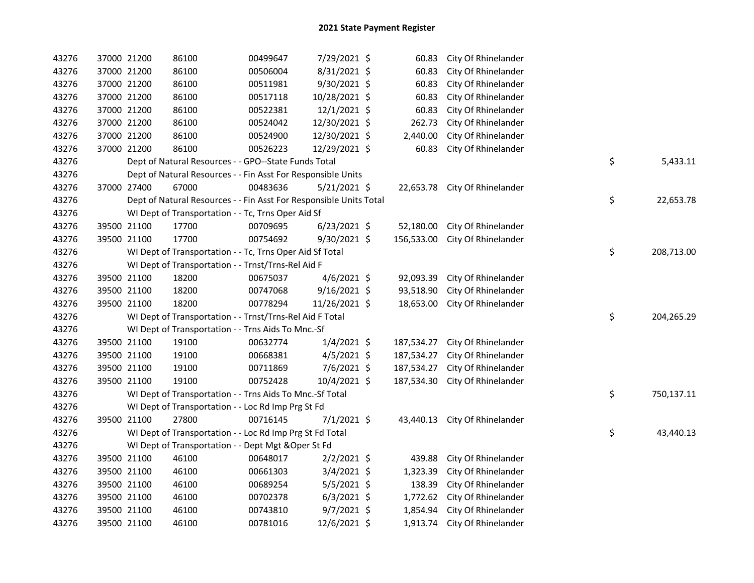## 2021 State Payment Register

| | | | | | | | | | |
|---|---|---|---|---|---|---|---|---|---|
| 43276 | 37000 | 21200 | 86100 | 00499647 | 7/29/2021 | $ 60.83 | City Of Rhinelander | | |
| 43276 | 37000 | 21200 | 86100 | 00506004 | 8/31/2021 | $ 60.83 | City Of Rhinelander | | |
| 43276 | 37000 | 21200 | 86100 | 00511981 | 9/30/2021 | $ 60.83 | City Of Rhinelander | | |
| 43276 | 37000 | 21200 | 86100 | 00517118 | 10/28/2021 | $ 60.83 | City Of Rhinelander | | |
| 43276 | 37000 | 21200 | 86100 | 00522381 | 12/1/2021 | $ 60.83 | City Of Rhinelander | | |
| 43276 | 37000 | 21200 | 86100 | 00524042 | 12/30/2021 | $ 262.73 | City Of Rhinelander | | |
| 43276 | 37000 | 21200 | 86100 | 00524900 | 12/30/2021 | $ 2,440.00 | City Of Rhinelander | | |
| 43276 | 37000 | 21200 | 86100 | 00526223 | 12/29/2021 | $ 60.83 | City Of Rhinelander | | |
| 43276 | | Dept of Natural Resources - - GPO--State Funds Total | | | | | | $ | 5,433.11 |
| 43276 | | Dept of Natural Resources - - Fin Asst For Responsible Units | | | | | | | |
| 43276 | 37000 | 27400 | 67000 | 00483636 | 5/21/2021 | $ 22,653.78 | City Of Rhinelander | | |
| 43276 | | Dept of Natural Resources - - Fin Asst For Responsible Units Total | | | | | | $ | 22,653.78 |
| 43276 | | WI Dept of Transportation - - Tc, Trns Oper Aid Sf | | | | | | | |
| 43276 | 39500 | 21100 | 17700 | 00709695 | 6/23/2021 | $ 52,180.00 | City Of Rhinelander | | |
| 43276 | 39500 | 21100 | 17700 | 00754692 | 9/30/2021 | $ 156,533.00 | City Of Rhinelander | | |
| 43276 | | WI Dept of Transportation - - Tc, Trns Oper Aid Sf Total | | | | | | $ | 208,713.00 |
| 43276 | | WI Dept of Transportation - - Trnst/Trns-Rel Aid F | | | | | | | |
| 43276 | 39500 | 21100 | 18200 | 00675037 | 4/6/2021 | $ 92,093.39 | City Of Rhinelander | | |
| 43276 | 39500 | 21100 | 18200 | 00747068 | 9/16/2021 | $ 93,518.90 | City Of Rhinelander | | |
| 43276 | 39500 | 21100 | 18200 | 00778294 | 11/26/2021 | $ 18,653.00 | City Of Rhinelander | | |
| 43276 | | WI Dept of Transportation - - Trnst/Trns-Rel Aid F Total | | | | | | $ | 204,265.29 |
| 43276 | | WI Dept of Transportation - - Trns Aids To Mnc.-Sf | | | | | | | |
| 43276 | 39500 | 21100 | 19100 | 00632774 | 1/4/2021 | $ 187,534.27 | City Of Rhinelander | | |
| 43276 | 39500 | 21100 | 19100 | 00668381 | 4/5/2021 | $ 187,534.27 | City Of Rhinelander | | |
| 43276 | 39500 | 21100 | 19100 | 00711869 | 7/6/2021 | $ 187,534.27 | City Of Rhinelander | | |
| 43276 | 39500 | 21100 | 19100 | 00752428 | 10/4/2021 | $ 187,534.30 | City Of Rhinelander | | |
| 43276 | | WI Dept of Transportation - - Trns Aids To Mnc.-Sf Total | | | | | | $ | 750,137.11 |
| 43276 | | WI Dept of Transportation - - Loc Rd Imp Prg St Fd | | | | | | | |
| 43276 | 39500 | 21100 | 27800 | 00716145 | 7/1/2021 | $ 43,440.13 | City Of Rhinelander | | |
| 43276 | | WI Dept of Transportation - - Loc Rd Imp Prg St Fd Total | | | | | | $ | 43,440.13 |
| 43276 | | WI Dept of Transportation - - Dept Mgt &Oper St Fd | | | | | | | |
| 43276 | 39500 | 21100 | 46100 | 00648017 | 2/2/2021 | $ 439.88 | City Of Rhinelander | | |
| 43276 | 39500 | 21100 | 46100 | 00661303 | 3/4/2021 | $ 1,323.39 | City Of Rhinelander | | |
| 43276 | 39500 | 21100 | 46100 | 00689254 | 5/5/2021 | $ 138.39 | City Of Rhinelander | | |
| 43276 | 39500 | 21100 | 46100 | 00702378 | 6/3/2021 | $ 1,772.62 | City Of Rhinelander | | |
| 43276 | 39500 | 21100 | 46100 | 00743810 | 9/7/2021 | $ 1,854.94 | City Of Rhinelander | | |
| 43276 | 39500 | 21100 | 46100 | 00781016 | 12/6/2021 | $ 1,913.74 | City Of Rhinelander | | |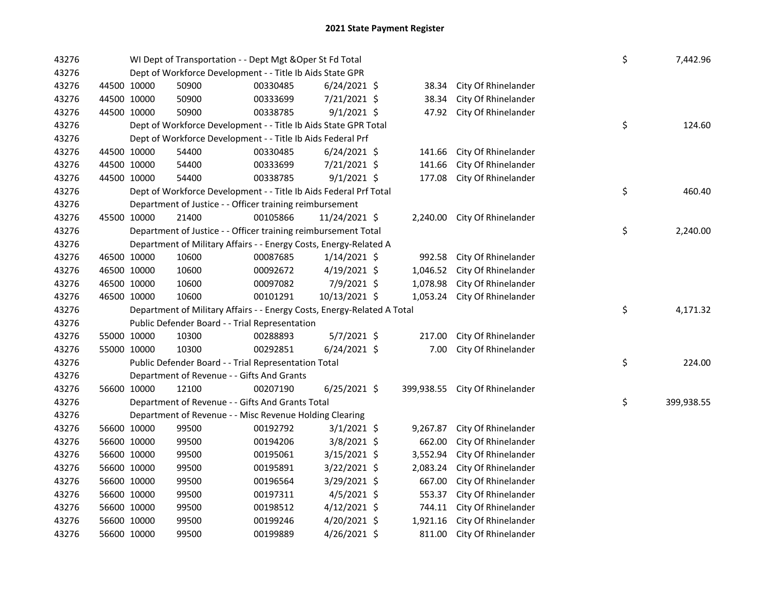# 2021 State Payment Register

| | | | | | | | | | |
|---|---|---|---|---|---|---|---|---|---|
| 43276 | | WI Dept of Transportation - - Dept Mgt &Oper St Fd Total | | | | | | $ | 7,442.96 |
| 43276 | | Dept of Workforce Development - - Title Ib Aids State GPR | | | | | | | |
| 43276 | 44500 | 10000 | 50900 | 00330485 | 6/24/2021 | $ 38.34 | City Of Rhinelander | | |
| 43276 | 44500 | 10000 | 50900 | 00333699 | 7/21/2021 | $ 38.34 | City Of Rhinelander | | |
| 43276 | 44500 | 10000 | 50900 | 00338785 | 9/1/2021 | $ 47.92 | City Of Rhinelander | | |
| 43276 | | Dept of Workforce Development - - Title Ib Aids State GPR Total | | | | | | $ | 124.60 |
| 43276 | | Dept of Workforce Development - - Title Ib Aids Federal Prf | | | | | | | |
| 43276 | 44500 | 10000 | 54400 | 00330485 | 6/24/2021 | $ 141.66 | City Of Rhinelander | | |
| 43276 | 44500 | 10000 | 54400 | 00333699 | 7/21/2021 | $ 141.66 | City Of Rhinelander | | |
| 43276 | 44500 | 10000 | 54400 | 00338785 | 9/1/2021 | $ 177.08 | City Of Rhinelander | | |
| 43276 | | Dept of Workforce Development - - Title Ib Aids Federal Prf Total | | | | | | $ | 460.40 |
| 43276 | | Department of Justice - - Officer training reimbursement | | | | | | | |
| 43276 | 45500 | 10000 | 21400 | 00105866 | 11/24/2021 | $ 2,240.00 | City Of Rhinelander | | |
| 43276 | | Department of Justice - - Officer training reimbursement Total | | | | | | $ | 2,240.00 |
| 43276 | | Department of Military Affairs - - Energy Costs, Energy-Related A | | | | | | | |
| 43276 | 46500 | 10000 | 10600 | 00087685 | 1/14/2021 | $ 992.58 | City Of Rhinelander | | |
| 43276 | 46500 | 10000 | 10600 | 00092672 | 4/19/2021 | $ 1,046.52 | City Of Rhinelander | | |
| 43276 | 46500 | 10000 | 10600 | 00097082 | 7/9/2021 | $ 1,078.98 | City Of Rhinelander | | |
| 43276 | 46500 | 10000 | 10600 | 00101291 | 10/13/2021 | $ 1,053.24 | City Of Rhinelander | | |
| 43276 | | Department of Military Affairs - - Energy Costs, Energy-Related A Total | | | | | | $ | 4,171.32 |
| 43276 | | Public Defender Board - - Trial Representation | | | | | | | |
| 43276 | 55000 | 10000 | 10300 | 00288893 | 5/7/2021 | $ 217.00 | City Of Rhinelander | | |
| 43276 | 55000 | 10000 | 10300 | 00292851 | 6/24/2021 | $ 7.00 | City Of Rhinelander | | |
| 43276 | | Public Defender Board - - Trial Representation Total | | | | | | $ | 224.00 |
| 43276 | | Department of Revenue - - Gifts And Grants | | | | | | | |
| 43276 | 56600 | 10000 | 12100 | 00207190 | 6/25/2021 | $ 399,938.55 | City Of Rhinelander | | |
| 43276 | | Department of Revenue - - Gifts And Grants Total | | | | | | $ | 399,938.55 |
| 43276 | | Department of Revenue - - Misc Revenue Holding Clearing | | | | | | | |
| 43276 | 56600 | 10000 | 99500 | 00192792 | 3/1/2021 | $ 9,267.87 | City Of Rhinelander | | |
| 43276 | 56600 | 10000 | 99500 | 00194206 | 3/8/2021 | $ 662.00 | City Of Rhinelander | | |
| 43276 | 56600 | 10000 | 99500 | 00195061 | 3/15/2021 | $ 3,552.94 | City Of Rhinelander | | |
| 43276 | 56600 | 10000 | 99500 | 00195891 | 3/22/2021 | $ 2,083.24 | City Of Rhinelander | | |
| 43276 | 56600 | 10000 | 99500 | 00196564 | 3/29/2021 | $ 667.00 | City Of Rhinelander | | |
| 43276 | 56600 | 10000 | 99500 | 00197311 | 4/5/2021 | $ 553.37 | City Of Rhinelander | | |
| 43276 | 56600 | 10000 | 99500 | 00198512 | 4/12/2021 | $ 744.11 | City Of Rhinelander | | |
| 43276 | 56600 | 10000 | 99500 | 00199246 | 4/20/2021 | $ 1,921.16 | City Of Rhinelander | | |
| 43276 | 56600 | 10000 | 99500 | 00199889 | 4/26/2021 | $ 811.00 | City Of Rhinelander | | |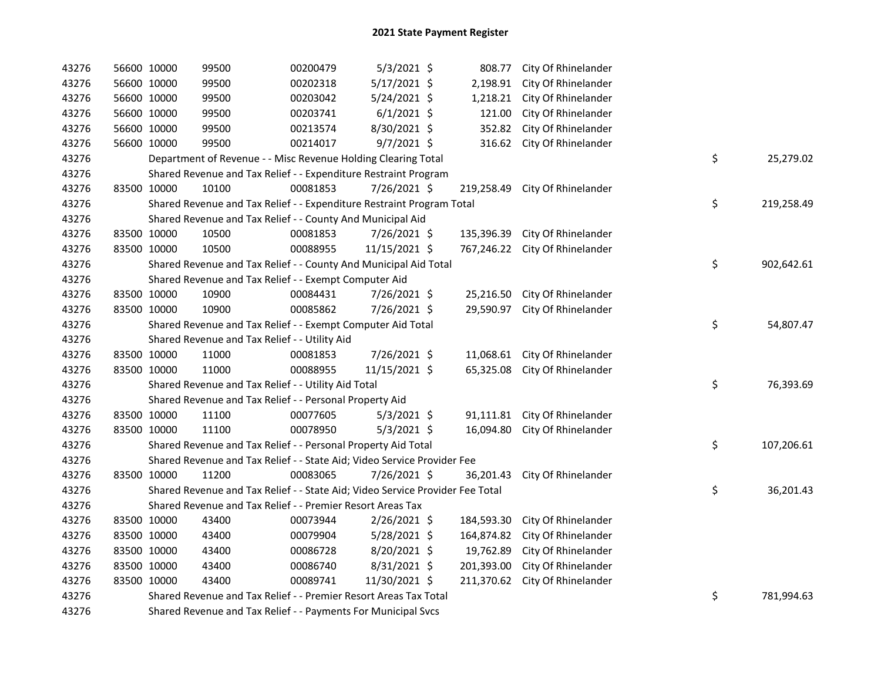# 2021 State Payment Register

| | | | | | | | | | |
|---|---|---|---|---|---|---|---|---|---|
| 43276 | 56600 | 10000 | 99500 | 00200479 | 5/3/2021 | $ 808.77 | City Of Rhinelander | | |
| 43276 | 56600 | 10000 | 99500 | 00202318 | 5/17/2021 | $ 2,198.91 | City Of Rhinelander | | |
| 43276 | 56600 | 10000 | 99500 | 00203042 | 5/24/2021 | $ 1,218.21 | City Of Rhinelander | | |
| 43276 | 56600 | 10000 | 99500 | 00203741 | 6/1/2021 | $ 121.00 | City Of Rhinelander | | |
| 43276 | 56600 | 10000 | 99500 | 00213574 | 8/30/2021 | $ 352.82 | City Of Rhinelander | | |
| 43276 | 56600 | 10000 | 99500 | 00214017 | 9/7/2021 | $ 316.62 | City Of Rhinelander | | |
| 43276 | Department of Revenue - - Misc Revenue Holding Clearing Total | | | | | | | $ | 25,279.02 |
| 43276 | Shared Revenue and Tax Relief - - Expenditure Restraint Program | | | | | | | | |
| 43276 | 83500 | 10000 | 10100 | 00081853 | 7/26/2021 | $ 219,258.49 | City Of Rhinelander | | |
| 43276 | Shared Revenue and Tax Relief - - Expenditure Restraint Program Total | | | | | | | $ | 219,258.49 |
| 43276 | Shared Revenue and Tax Relief - - County And Municipal Aid | | | | | | | | |
| 43276 | 83500 | 10000 | 10500 | 00081853 | 7/26/2021 | $ 135,396.39 | City Of Rhinelander | | |
| 43276 | 83500 | 10000 | 10500 | 00088955 | 11/15/2021 | $ 767,246.22 | City Of Rhinelander | | |
| 43276 | Shared Revenue and Tax Relief - - County And Municipal Aid Total | | | | | | | $ | 902,642.61 |
| 43276 | Shared Revenue and Tax Relief - - Exempt Computer Aid | | | | | | | | |
| 43276 | 83500 | 10000 | 10900 | 00084431 | 7/26/2021 | $ 25,216.50 | City Of Rhinelander | | |
| 43276 | 83500 | 10000 | 10900 | 00085862 | 7/26/2021 | $ 29,590.97 | City Of Rhinelander | | |
| 43276 | Shared Revenue and Tax Relief - - Exempt Computer Aid Total | | | | | | | $ | 54,807.47 |
| 43276 | Shared Revenue and Tax Relief - - Utility Aid | | | | | | | | |
| 43276 | 83500 | 10000 | 11000 | 00081853 | 7/26/2021 | $ 11,068.61 | City Of Rhinelander | | |
| 43276 | 83500 | 10000 | 11000 | 00088955 | 11/15/2021 | $ 65,325.08 | City Of Rhinelander | | |
| 43276 | Shared Revenue and Tax Relief - - Utility Aid Total | | | | | | | $ | 76,393.69 |
| 43276 | Shared Revenue and Tax Relief - - Personal Property Aid | | | | | | | | |
| 43276 | 83500 | 10000 | 11100 | 00077605 | 5/3/2021 | $ 91,111.81 | City Of Rhinelander | | |
| 43276 | 83500 | 10000 | 11100 | 00078950 | 5/3/2021 | $ 16,094.80 | City Of Rhinelander | | |
| 43276 | Shared Revenue and Tax Relief - - Personal Property Aid Total | | | | | | | $ | 107,206.61 |
| 43276 | Shared Revenue and Tax Relief - - State Aid; Video Service Provider Fee | | | | | | | | |
| 43276 | 83500 | 10000 | 11200 | 00083065 | 7/26/2021 | $ 36,201.43 | City Of Rhinelander | | |
| 43276 | Shared Revenue and Tax Relief - - State Aid; Video Service Provider Fee Total | | | | | | | $ | 36,201.43 |
| 43276 | Shared Revenue and Tax Relief - - Premier Resort Areas Tax | | | | | | | | |
| 43276 | 83500 | 10000 | 43400 | 00073944 | 2/26/2021 | $ 184,593.30 | City Of Rhinelander | | |
| 43276 | 83500 | 10000 | 43400 | 00079904 | 5/28/2021 | $ 164,874.82 | City Of Rhinelander | | |
| 43276 | 83500 | 10000 | 43400 | 00086728 | 8/20/2021 | $ 19,762.89 | City Of Rhinelander | | |
| 43276 | 83500 | 10000 | 43400 | 00086740 | 8/31/2021 | $ 201,393.00 | City Of Rhinelander | | |
| 43276 | 83500 | 10000 | 43400 | 00089741 | 11/30/2021 | $ 211,370.62 | City Of Rhinelander | | |
| 43276 | Shared Revenue and Tax Relief - - Premier Resort Areas Tax Total | | | | | | | $ | 781,994.63 |
| 43276 | Shared Revenue and Tax Relief - - Payments For Municipal Svcs | | | | | | | | |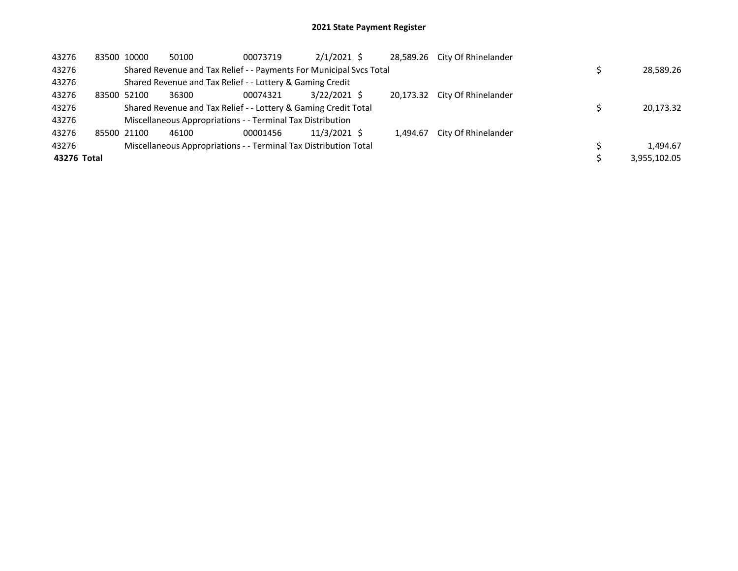# 2021 State Payment Register

| | | | | | | | | | |
|---|---|---|---|---|---|---|---|---|---|
| 43276 | 83500 | 10000 | 50100 | 00073719 | 2/1/2021 | $ 28,589.26 | City Of Rhinelander | | |
| 43276 | | Shared Revenue and Tax Relief - - Payments For Municipal Svcs Total | | | | | | $ | 28,589.26 |
| 43276 | | Shared Revenue and Tax Relief - - Lottery & Gaming Credit | | | | | | | |
| 43276 | 83500 | 52100 | 36300 | 00074321 | 3/22/2021 | $ 20,173.32 | City Of Rhinelander | | |
| 43276 | | Shared Revenue and Tax Relief - - Lottery & Gaming Credit Total | | | | | | $ | 20,173.32 |
| 43276 | | Miscellaneous Appropriations - - Terminal Tax Distribution | | | | | | | |
| 43276 | 85500 | 21100 | 46100 | 00001456 | 11/3/2021 | $ 1,494.67 | City Of Rhinelander | | |
| 43276 | | Miscellaneous Appropriations - - Terminal Tax Distribution Total | | | | | | $ | 1,494.67 |
| **43276 Total** | | | | | | | | $ | 3,955,102.05 |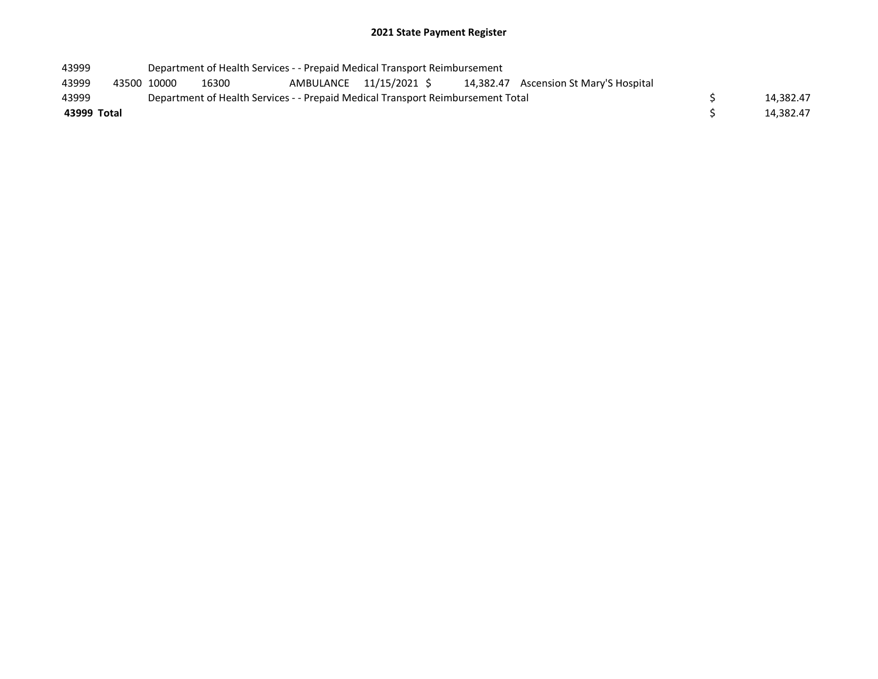# 2021 State Payment Register

| | | | | | | | | | |
|---|---|---|---|---|---|---|---|---|---|
| 43999 | | Department of Health Services - - Prepaid Medical Transport Reimbursement | | | | | | | |
| 43999 | 43500 | 10000 | 16300 | AMBULANCE | 11/15/2021 | $ 14,382.47 | Ascension St Mary'S Hospital | | |
| 43999 | | Department of Health Services - - Prepaid Medical Transport Reimbursement Total | | | | | | $ | 14,382.47 |
| **43999 Total** | | | | | | | | $ | 14,382.47 |